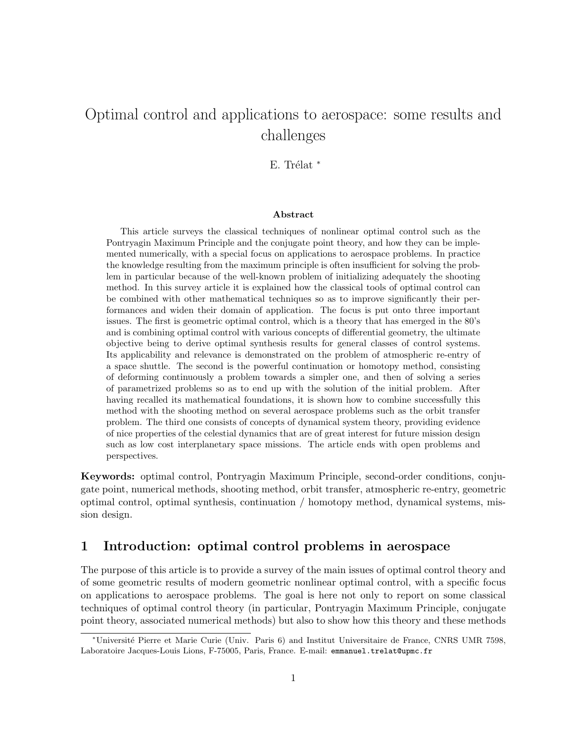# Optimal control and applications to aerospace: some results and challenges

E. Trélat [*]

**Abstract**

This article surveys the classical techniques of nonlinear optimal control such as the Pontryagin Maximum Principle and the conjugate point theory, and how they can be implemented numerically, with a special focus on applications to aerospace problems. In practice the knowledge resulting from the maximum principle is often insufficient for solving the problem in particular because of the well-known problem of initializing adequately the shooting method. In this survey article it is explained how the classical tools of optimal control can be combined with other mathematical techniques so as to improve significantly their performances and widen their domain of application. The focus is put onto three important issues. The first is geometric optimal control, which is a theory that has emerged in the 80's and is combining optimal control with various concepts of differential geometry, the ultimate objective being to derive optimal synthesis results for general classes of control systems. Its applicability and relevance is demonstrated on the problem of atmospheric re-entry of a space shuttle. The second is the powerful continuation or homotopy method, consisting of deforming continuously a problem towards a simpler one, and then of solving a series of parametrized problems so as to end up with the solution of the initial problem. After having recalled its mathematical foundations, it is shown how to combine successfully this method with the shooting method on several aerospace problems such as the orbit transfer problem. The third one consists of concepts of dynamical system theory, providing evidence of nice properties of the celestial dynamics that are of great interest for future mission design such as low cost interplanetary space missions. The article ends with open problems and perspectives.

**Keywords:** optimal control, Pontryagin Maximum Principle, second-order conditions, conjugate point, numerical methods, shooting method, orbit transfer, atmospheric re-entry, geometric optimal control, optimal synthesis, continuation / homotopy method, dynamical systems, mission design.

## 1 Introduction: optimal control problems in aerospace

The purpose of this article is to provide a survey of the main issues of optimal control theory and of some geometric results of modern geometric nonlinear optimal control, with a specific focus on applications to aerospace problems. The goal is here not only to report on some classical techniques of optimal control theory (in particular, Pontryagin Maximum Principle, conjugate point theory, associated numerical methods) but also to show how this theory and these methods

[*] Université Pierre et Marie Curie (Univ. Paris 6) and Institut Universitaire de France, CNRS UMR 7598, Laboratoire Jacques-Louis Lions, F-75005, Paris, France. E-mail: emmanuel.trelat@upmc.fr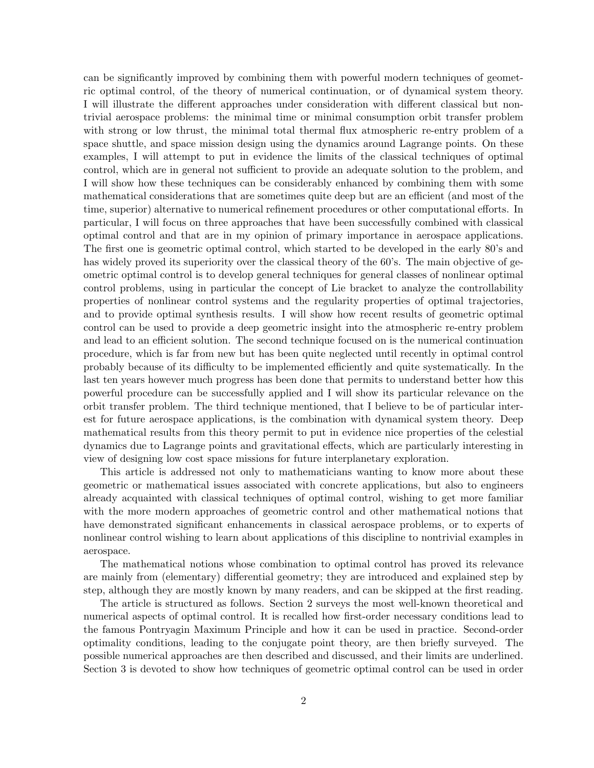can be significantly improved by combining them with powerful modern techniques of geometric optimal control, of the theory of numerical continuation, or of dynamical system theory. I will illustrate the different approaches under consideration with different classical but nontrivial aerospace problems: the minimal time or minimal consumption orbit transfer problem with strong or low thrust, the minimal total thermal flux atmospheric re-entry problem of a space shuttle, and space mission design using the dynamics around Lagrange points. On these examples, I will attempt to put in evidence the limits of the classical techniques of optimal control, which are in general not sufficient to provide an adequate solution to the problem, and I will show how these techniques can be considerably enhanced by combining them with some mathematical considerations that are sometimes quite deep but are an efficient (and most of the time, superior) alternative to numerical refinement procedures or other computational efforts. In particular, I will focus on three approaches that have been successfully combined with classical optimal control and that are in my opinion of primary importance in aerospace applications. The first one is geometric optimal control, which started to be developed in the early 80's and has widely proved its superiority over the classical theory of the 60's. The main objective of geometric optimal control is to develop general techniques for general classes of nonlinear optimal control problems, using in particular the concept of Lie bracket to analyze the controllability properties of nonlinear control systems and the regularity properties of optimal trajectories, and to provide optimal synthesis results. I will show how recent results of geometric optimal control can be used to provide a deep geometric insight into the atmospheric re-entry problem and lead to an efficient solution. The second technique focused on is the numerical continuation procedure, which is far from new but has been quite neglected until recently in optimal control probably because of its difficulty to be implemented efficiently and quite systematically. In the last ten years however much progress has been done that permits to understand better how this powerful procedure can be successfully applied and I will show its particular relevance on the orbit transfer problem. The third technique mentioned, that I believe to be of particular interest for future aerospace applications, is the combination with dynamical system theory. Deep mathematical results from this theory permit to put in evidence nice properties of the celestial dynamics due to Lagrange points and gravitational effects, which are particularly interesting in view of designing low cost space missions for future interplanetary exploration.

This article is addressed not only to mathematicians wanting to know more about these geometric or mathematical issues associated with concrete applications, but also to engineers already acquainted with classical techniques of optimal control, wishing to get more familiar with the more modern approaches of geometric control and other mathematical notions that have demonstrated significant enhancements in classical aerospace problems, or to experts of nonlinear control wishing to learn about applications of this discipline to nontrivial examples in aerospace.

The mathematical notions whose combination to optimal control has proved its relevance are mainly from (elementary) differential geometry; they are introduced and explained step by step, although they are mostly known by many readers, and can be skipped at the first reading.

The article is structured as follows. Section 2 surveys the most well-known theoretical and numerical aspects of optimal control. It is recalled how first-order necessary conditions lead to the famous Pontryagin Maximum Principle and how it can be used in practice. Second-order optimality conditions, leading to the conjugate point theory, are then briefly surveyed. The possible numerical approaches are then described and discussed, and their limits are underlined. Section 3 is devoted to show how techniques of geometric optimal control can be used in order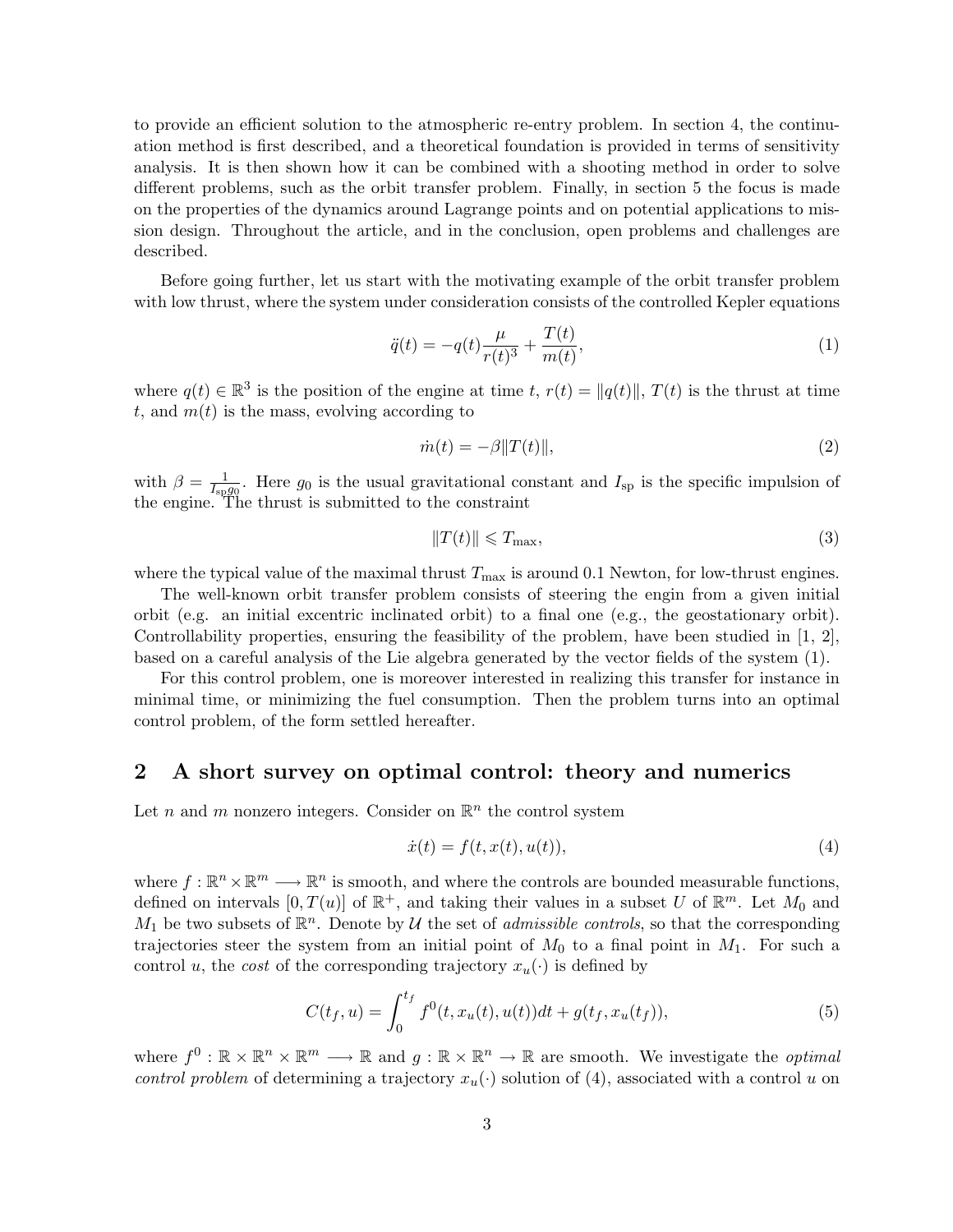to provide an efficient solution to the atmospheric re-entry problem. In section 4, the continuation method is first described, and a theoretical foundation is provided in terms of sensitivity analysis. It is then shown how it can be combined with a shooting method in order to solve different problems, such as the orbit transfer problem. Finally, in section 5 the focus is made on the properties of the dynamics around Lagrange points and on potential applications to mission design. Throughout the article, and in the conclusion, open problems and challenges are described.

Before going further, let us start with the motivating example of the orbit transfer problem with low thrust, where the system under consideration consists of the controlled Kepler equations

$$\ddot{q}(t) = -q(t)\frac{\mu}{r(t)^3} + \frac{T(t)}{m(t)}, \tag{1}$$

where $q(t) \in \mathbb{R}^3$ is the position of the engine at time $t$, $r(t) = \|q(t)\|$, $T(t)$ is the thrust at time $t$, and $m(t)$ is the mass, evolving according to

$$\dot{m}(t) = -\beta\|T(t)\|, \tag{2}$$

with $\beta = \frac{1}{I_{\text{sp}} g_0}$. Here $g_0$ is the usual gravitational constant and $I_{\text{sp}}$ is the specific impulsion of the engine. The thrust is submitted to the constraint

$$\|T(t)\| \leqslant T_{\max}, \tag{3}$$

where the typical value of the maximal thrust $T_{\max}$ is around 0.1 Newton, for low-thrust engines.

The well-known orbit transfer problem consists of steering the engin from a given initial orbit (e.g. an initial excentric inclinated orbit) to a final one (e.g., the geostationary orbit). Controllability properties, ensuring the feasibility of the problem, have been studied in [1, 2], based on a careful analysis of the Lie algebra generated by the vector fields of the system (1).

For this control problem, one is moreover interested in realizing this transfer for instance in minimal time, or minimizing the fuel consumption. Then the problem turns into an optimal control problem, of the form settled hereafter.

## 2 A short survey on optimal control: theory and numerics

Let $n$ and $m$ nonzero integers. Consider on $\mathbb{R}^n$ the control system

$$\dot{x}(t) = f(t, x(t), u(t)), \tag{4}$$

where $f : \mathbb{R}^n \times \mathbb{R}^m \longrightarrow \mathbb{R}^n$ is smooth, and where the controls are bounded measurable functions, defined on intervals $[0, T(u)]$ of $\mathbb{R}^+$, and taking their values in a subset $U$ of $\mathbb{R}^m$. Let $M_0$ and $M_1$ be two subsets of $\mathbb{R}^n$. Denote by $\mathcal{U}$ the set of *admissible controls*, so that the corresponding trajectories steer the system from an initial point of $M_0$ to a final point in $M_1$. For such a control $u$, the *cost* of the corresponding trajectory $x_u(\cdot)$ is defined by

$$C(t_f, u) = \int_0^{t_f} f^0(t, x_u(t), u(t))dt + g(t_f, x_u(t_f)), \tag{5}$$

where $f^0 : \mathbb{R} \times \mathbb{R}^n \times \mathbb{R}^m \longrightarrow \mathbb{R}$ and $g : \mathbb{R} \times \mathbb{R}^n \to \mathbb{R}$ are smooth. We investigate the *optimal control problem* of determining a trajectory $x_u(\cdot)$ solution of (4), associated with a control $u$ on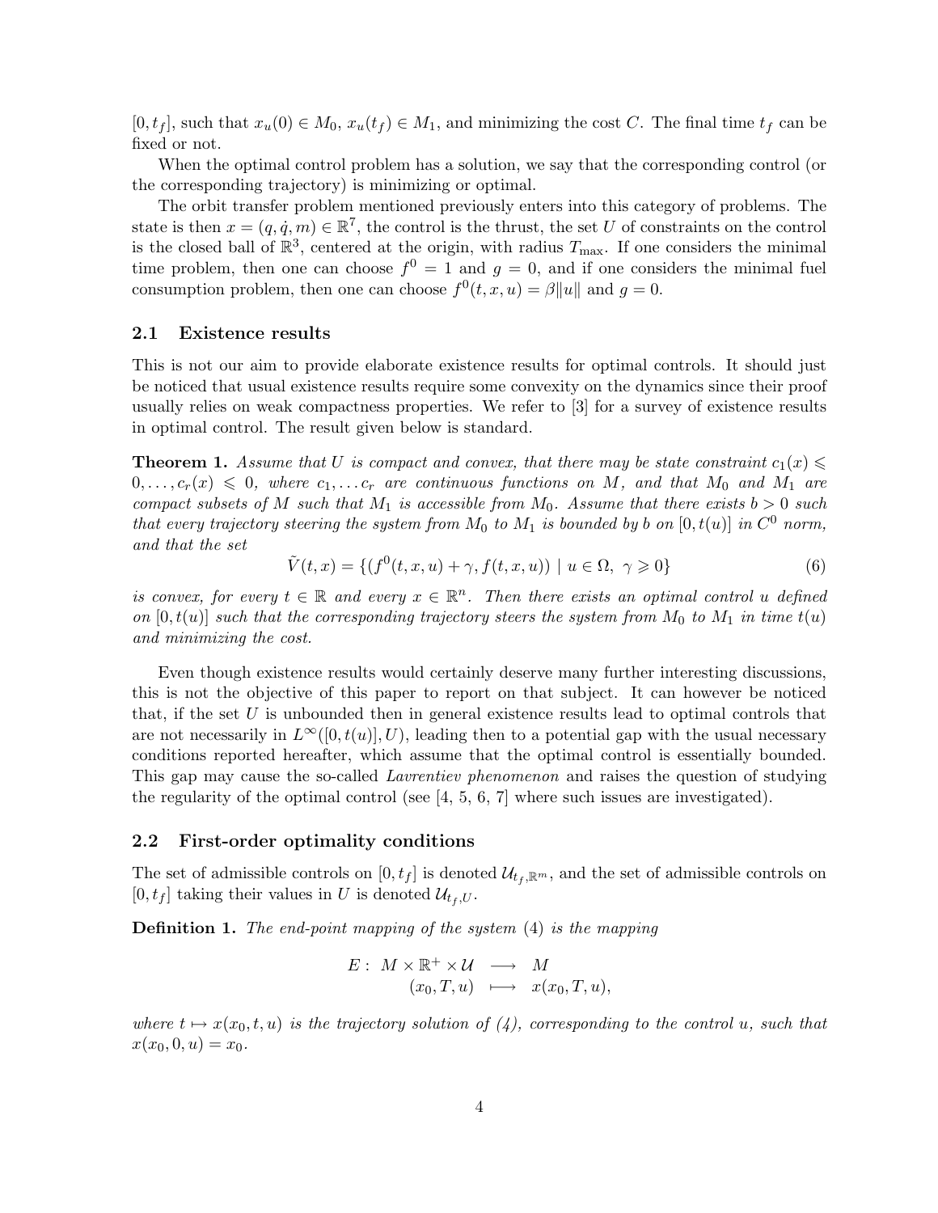$[0, t_f]$, such that $x_u(0) \in M_0$, $x_u(t_f) \in M_1$, and minimizing the cost $C$. The final time $t_f$ can be fixed or not.

When the optimal control problem has a solution, we say that the corresponding control (or the corresponding trajectory) is minimizing or optimal.

The orbit transfer problem mentioned previously enters into this category of problems. The state is then $x = (q, \dot{q}, m) \in \mathbb{R}^7$, the control is the thrust, the set $U$ of constraints on the control is the closed ball of $\mathbb{R}^3$, centered at the origin, with radius $T_{\max}$. If one considers the minimal time problem, then one can choose $f^0 = 1$ and $g = 0$, and if one considers the minimal fuel consumption problem, then one can choose $f^0(t, x, u) = \beta \|u\|$ and $g = 0$.

## 2.1 Existence results

This is not our aim to provide elaborate existence results for optimal controls. It should just be noticed that usual existence results require some convexity on the dynamics since their proof usually relies on weak compactness properties. We refer to [3] for a survey of existence results in optimal control. The result given below is standard.

**Theorem 1.** *Assume that $U$ is compact and convex, that there may be state constraint $c_1(x) \leqslant 0, \ldots, c_r(x) \leqslant 0$, where $c_1, \ldots c_r$ are continuous functions on $M$, and that $M_0$ and $M_1$ are compact subsets of $M$ such that $M_1$ is accessible from $M_0$. Assume that there exists $b > 0$ such that every trajectory steering the system from $M_0$ to $M_1$ is bounded by $b$ on $[0, t(u)]$ in $C^0$ norm, and that the set*

$$\tilde{V}(t, x) = \{(f^0(t, x, u) + \gamma, f(t, x, u)) \mid u \in \Omega,\ \gamma \geqslant 0\} \tag{6}$$

*is convex, for every $t \in \mathbb{R}$ and every $x \in \mathbb{R}^n$. Then there exists an optimal control $u$ defined on $[0, t(u)]$ such that the corresponding trajectory steers the system from $M_0$ to $M_1$ in time $t(u)$ and minimizing the cost.*

Even though existence results would certainly deserve many further interesting discussions, this is not the objective of this paper to report on that subject. It can however be noticed that, if the set $U$ is unbounded then in general existence results lead to optimal controls that are not necessarily in $L^\infty([0, t(u)], U)$, leading then to a potential gap with the usual necessary conditions reported hereafter, which assume that the optimal control is essentially bounded. This gap may cause the so-called *Lavrentiev phenomenon* and raises the question of studying the regularity of the optimal control (see [4, 5, 6, 7] where such issues are investigated).

## 2.2 First-order optimality conditions

The set of admissible controls on $[0, t_f]$ is denoted $\mathcal{U}_{t_f, \mathbb{R}^m}$, and the set of admissible controls on $[0, t_f]$ taking their values in $U$ is denoted $\mathcal{U}_{t_f, U}$.

**Definition 1.** *The end-point mapping of the system (4) is the mapping*

$$\begin{array}{rccc} E: & M \times \mathbb{R}^+ \times \mathcal{U} & \longrightarrow & M \\ & (x_0, T, u) & \longmapsto & x(x_0, T, u), \end{array}$$

*where $t \mapsto x(x_0, t, u)$ is the trajectory solution of (4), corresponding to the control $u$, such that $x(x_0, 0, u) = x_0$.*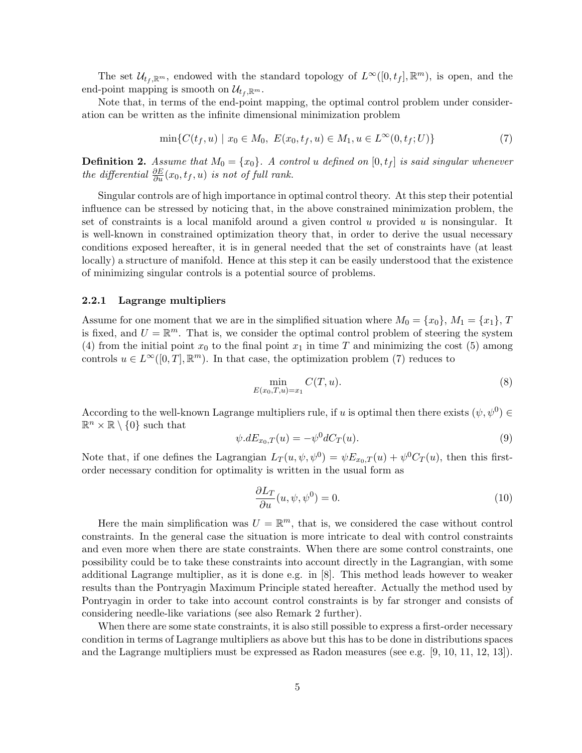The set $\mathcal{U}_{t_f,\mathbb{R}^m}$, endowed with the standard topology of $L^\infty([0,t_f],\mathbb{R}^m)$, is open, and the end-point mapping is smooth on $\mathcal{U}_{t_f,\mathbb{R}^m}$.

Note that, in terms of the end-point mapping, the optimal control problem under consideration can be written as the infinite dimensional minimization problem

$$\min\{C(t_f,u) \mid x_0 \in M_0,\ E(x_0,t_f,u) \in M_1, u \in L^\infty(0,t_f;U)\} \tag{7}$$

**Definition 2.** *Assume that $M_0 = \{x_0\}$. A control $u$ defined on $[0,t_f]$ is said singular whenever the differential $\frac{\partial E}{\partial u}(x_0,t_f,u)$ is not of full rank.*

Singular controls are of high importance in optimal control theory. At this step their potential influence can be stressed by noticing that, in the above constrained minimization problem, the set of constraints is a local manifold around a given control $u$ provided $u$ is nonsingular. It is well-known in constrained optimization theory that, in order to derive the usual necessary conditions exposed hereafter, it is in general needed that the set of constraints have (at least locally) a structure of manifold. Hence at this step it can be easily understood that the existence of minimizing singular controls is a potential source of problems.

### 2.2.1 Lagrange multipliers

Assume for one moment that we are in the simplified situation where $M_0 = \{x_0\}$, $M_1 = \{x_1\}$, $T$ is fixed, and $U = \mathbb{R}^m$. That is, we consider the optimal control problem of steering the system (4) from the initial point $x_0$ to the final point $x_1$ in time $T$ and minimizing the cost (5) among controls $u \in L^\infty([0,T],\mathbb{R}^m)$. In that case, the optimization problem (7) reduces to

$$\min_{E(x_0,T,u)=x_1} C(T,u). \tag{8}$$

According to the well-known Lagrange multipliers rule, if $u$ is optimal then there exists $(\psi,\psi^0) \in \mathbb{R}^n \times \mathbb{R} \setminus \{0\}$ such that

$$\psi.dE_{x_0,T}(u) = -\psi^0 dC_T(u). \tag{9}$$

Note that, if one defines the Lagrangian $L_T(u,\psi,\psi^0) = \psi E_{x_0,T}(u) + \psi^0 C_T(u)$, then this first-order necessary condition for optimality is written in the usual form as

$$\frac{\partial L_T}{\partial u}(u,\psi,\psi^0) = 0. \tag{10}$$

Here the main simplification was $U = \mathbb{R}^m$, that is, we considered the case without control constraints. In the general case the situation is more intricate to deal with control constraints and even more when there are state constraints. When there are some control constraints, one possibility could be to take these constraints into account directly in the Lagrangian, with some additional Lagrange multiplier, as it is done e.g. in [8]. This method leads however to weaker results than the Pontryagin Maximum Principle stated hereafter. Actually the method used by Pontryagin in order to take into account control constraints is by far stronger and consists of considering needle-like variations (see also Remark 2 further).

When there are some state constraints, it is also still possible to express a first-order necessary condition in terms of Lagrange multipliers as above but this has to be done in distributions spaces and the Lagrange multipliers must be expressed as Radon measures (see e.g. [9, 10, 11, 12, 13]).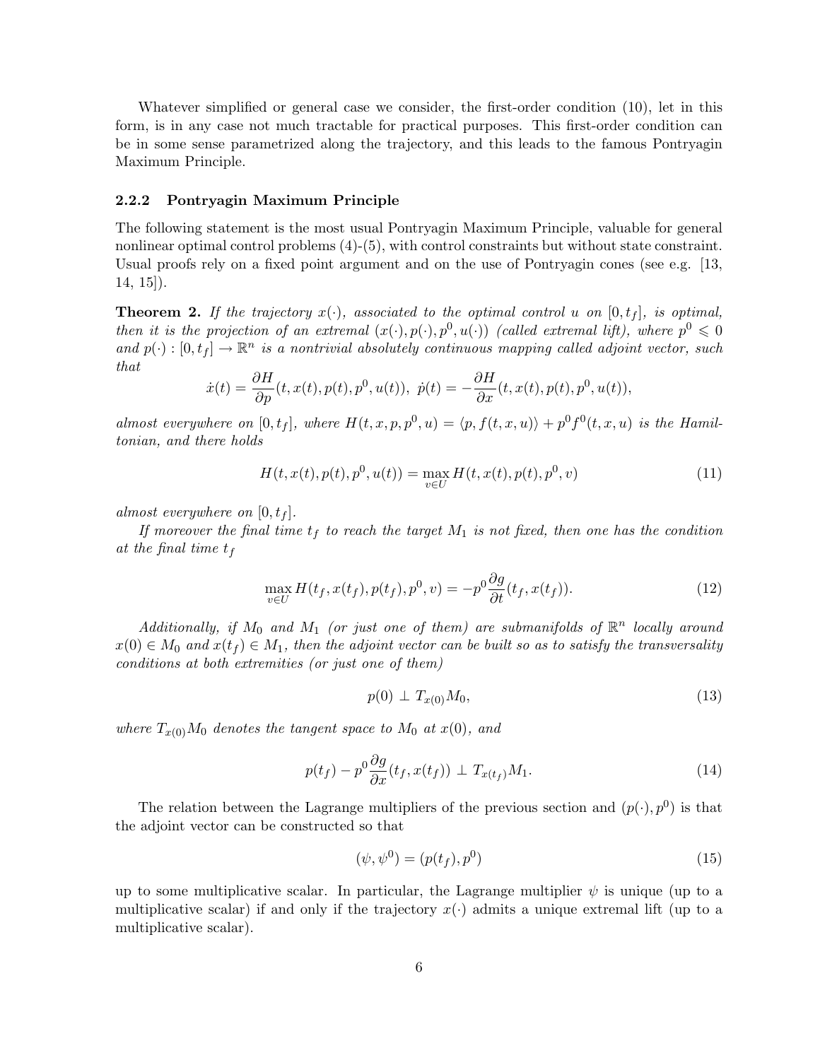Whatever simplified or general case we consider, the first-order condition (10), let in this form, is in any case not much tractable for practical purposes. This first-order condition can be in some sense parametrized along the trajectory, and this leads to the famous Pontryagin Maximum Principle.

### 2.2.2 Pontryagin Maximum Principle

The following statement is the most usual Pontryagin Maximum Principle, valuable for general nonlinear optimal control problems (4)-(5), with control constraints but without state constraint. Usual proofs rely on a fixed point argument and on the use of Pontryagin cones (see e.g. [13, 14, 15]).

**Theorem 2.** *If the trajectory $x(\cdot)$, associated to the optimal control $u$ on $[0, t_f]$, is optimal, then it is the projection of an extremal $(x(\cdot), p(\cdot), p^0, u(\cdot))$ (called extremal lift), where $p^0 \leqslant 0$ and $p(\cdot) : [0, t_f] \to \mathbb{R}^n$ is a nontrivial absolutely continuous mapping called adjoint vector, such that*

$$\dot{x}(t) = \frac{\partial H}{\partial p}(t, x(t), p(t), p^0, u(t)), \ \dot{p}(t) = -\frac{\partial H}{\partial x}(t, x(t), p(t), p^0, u(t)),$$

*almost everywhere on $[0, t_f]$, where $H(t, x, p, p^0, u) = \langle p, f(t, x, u) \rangle + p^0 f^0(t, x, u)$ is the Hamiltonian, and there holds*

$$H(t, x(t), p(t), p^0, u(t)) = \max_{v \in U} H(t, x(t), p(t), p^0, v) \tag{11}$$

*almost everywhere on $[0, t_f]$.*

*If moreover the final time $t_f$ to reach the target $M_1$ is not fixed, then one has the condition at the final time $t_f$*

$$\max_{v \in U} H(t_f, x(t_f), p(t_f), p^0, v) = -p^0 \frac{\partial g}{\partial t}(t_f, x(t_f)). \tag{12}$$

*Additionally, if $M_0$ and $M_1$ (or just one of them) are submanifolds of $\mathbb{R}^n$ locally around $x(0) \in M_0$ and $x(t_f) \in M_1$, then the adjoint vector can be built so as to satisfy the transversality conditions at both extremities (or just one of them)*

$$p(0) \perp T_{x(0)} M_0, \tag{13}$$

*where $T_{x(0)} M_0$ denotes the tangent space to $M_0$ at $x(0)$, and*

$$p(t_f) - p^0 \frac{\partial g}{\partial x}(t_f, x(t_f)) \perp T_{x(t_f)} M_1. \tag{14}$$

The relation between the Lagrange multipliers of the previous section and $(p(\cdot), p^0)$ is that the adjoint vector can be constructed so that

$$(\psi, \psi^0) = (p(t_f), p^0) \tag{15}$$

up to some multiplicative scalar. In particular, the Lagrange multiplier $\psi$ is unique (up to a multiplicative scalar) if and only if the trajectory $x(\cdot)$ admits a unique extremal lift (up to a multiplicative scalar).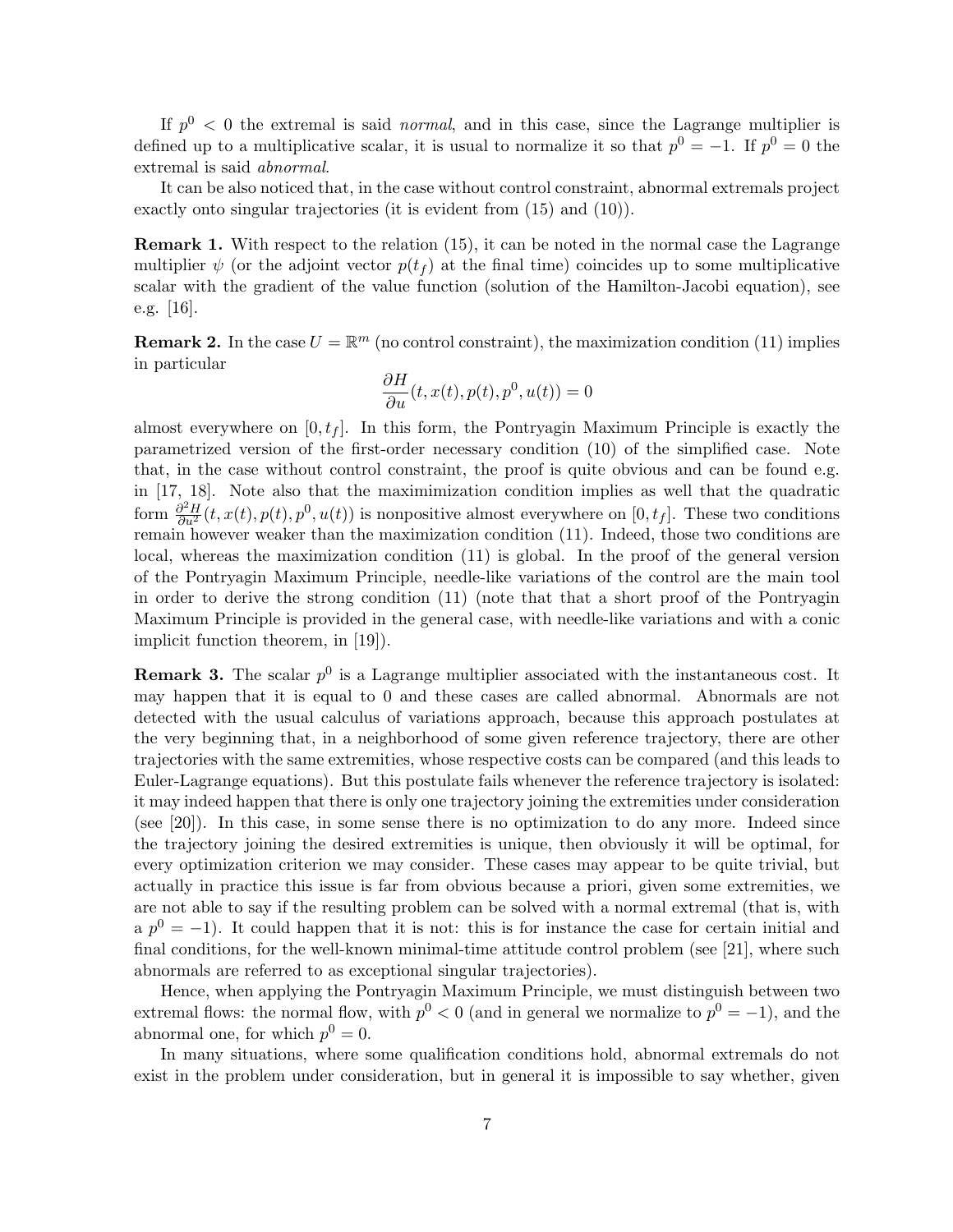If $p^0 < 0$ the extremal is said *normal*, and in this case, since the Lagrange multiplier is defined up to a multiplicative scalar, it is usual to normalize it so that $p^0 = -1$. If $p^0 = 0$ the extremal is said *abnormal*.

It can be also noticed that, in the case without control constraint, abnormal extremals project exactly onto singular trajectories (it is evident from (15) and (10)).

**Remark 1.** With respect to the relation (15), it can be noted in the normal case the Lagrange multiplier $\psi$ (or the adjoint vector $p(t_f)$ at the final time) coincides up to some multiplicative scalar with the gradient of the value function (solution of the Hamilton-Jacobi equation), see e.g. [16].

**Remark 2.** In the case $U = \mathbb{R}^m$ (no control constraint), the maximization condition (11) implies in particular

$$\frac{\partial H}{\partial u}(t, x(t), p(t), p^0, u(t)) = 0$$

almost everywhere on $[0, t_f]$. In this form, the Pontryagin Maximum Principle is exactly the parametrized version of the first-order necessary condition (10) of the simplified case. Note that, in the case without control constraint, the proof is quite obvious and can be found e.g. in [17, 18]. Note also that the maximimization condition implies as well that the quadratic form $\frac{\partial^2 H}{\partial u^2}(t, x(t), p(t), p^0, u(t))$ is nonpositive almost everywhere on $[0, t_f]$. These two conditions remain however weaker than the maximization condition (11). Indeed, those two conditions are local, whereas the maximization condition (11) is global. In the proof of the general version of the Pontryagin Maximum Principle, needle-like variations of the control are the main tool in order to derive the strong condition (11) (note that that a short proof of the Pontryagin Maximum Principle is provided in the general case, with needle-like variations and with a conic implicit function theorem, in [19]).

**Remark 3.** The scalar $p^0$ is a Lagrange multiplier associated with the instantaneous cost. It may happen that it is equal to 0 and these cases are called abnormal. Abnormals are not detected with the usual calculus of variations approach, because this approach postulates at the very beginning that, in a neighborhood of some given reference trajectory, there are other trajectories with the same extremities, whose respective costs can be compared (and this leads to Euler-Lagrange equations). But this postulate fails whenever the reference trajectory is isolated: it may indeed happen that there is only one trajectory joining the extremities under consideration (see [20]). In this case, in some sense there is no optimization to do any more. Indeed since the trajectory joining the desired extremities is unique, then obviously it will be optimal, for every optimization criterion we may consider. These cases may appear to be quite trivial, but actually in practice this issue is far from obvious because a priori, given some extremities, we are not able to say if the resulting problem can be solved with a normal extremal (that is, with a $p^0 = -1$). It could happen that it is not: this is for instance the case for certain initial and final conditions, for the well-known minimal-time attitude control problem (see [21], where such abnormals are referred to as exceptional singular trajectories).

Hence, when applying the Pontryagin Maximum Principle, we must distinguish between two extremal flows: the normal flow, with $p^0 < 0$ (and in general we normalize to $p^0 = -1$), and the abnormal one, for which $p^0 = 0$.

In many situations, where some qualification conditions hold, abnormal extremals do not exist in the problem under consideration, but in general it is impossible to say whether, given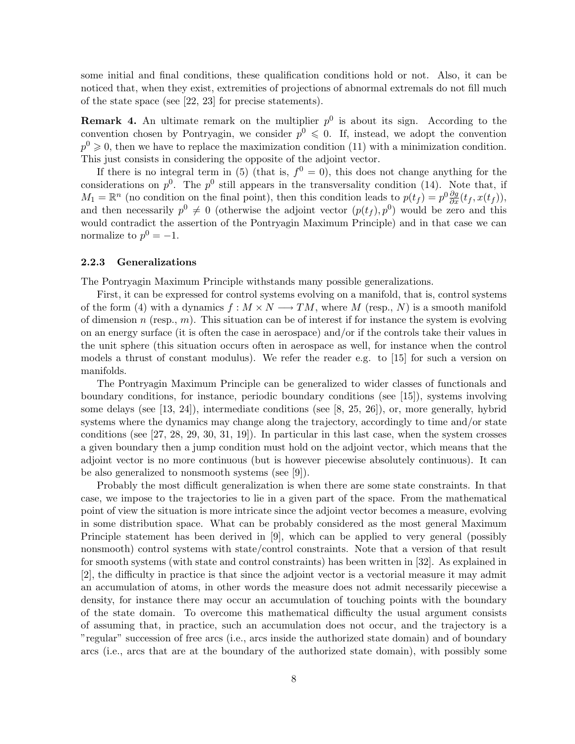some initial and final conditions, these qualification conditions hold or not. Also, it can be noticed that, when they exist, extremities of projections of abnormal extremals do not fill much of the state space (see [22, 23] for precise statements).

**Remark 4.** An ultimate remark on the multiplier $p^0$ is about its sign. According to the convention chosen by Pontryagin, we consider $p^0 \leqslant 0$. If, instead, we adopt the convention $p^0 \geqslant 0$, then we have to replace the maximization condition (11) with a minimization condition. This just consists in considering the opposite of the adjoint vector.

If there is no integral term in (5) (that is, $f^0 = 0$), this does not change anything for the considerations on $p^0$. The $p^0$ still appears in the transversality condition (14). Note that, if $M_1 = \mathbb{R}^n$ (no condition on the final point), then this condition leads to $p(t_f) = p^0 \frac{\partial g}{\partial x}(t_f, x(t_f))$, and then necessarily $p^0 \neq 0$ (otherwise the adjoint vector $(p(t_f), p^0)$ would be zero and this would contradict the assertion of the Pontryagin Maximum Principle) and in that case we can normalize to $p^0 = -1$.

### 2.2.3 Generalizations

The Pontryagin Maximum Principle withstands many possible generalizations.

First, it can be expressed for control systems evolving on a manifold, that is, control systems of the form (4) with a dynamics $f : M \times N \longrightarrow TM$, where $M$ (resp., $N$) is a smooth manifold of dimension $n$ (resp., $m$). This situation can be of interest if for instance the system is evolving on an energy surface (it is often the case in aerospace) and/or if the controls take their values in the unit sphere (this situation occurs often in aerospace as well, for instance when the control models a thrust of constant modulus). We refer the reader e.g. to [15] for such a version on manifolds.

The Pontryagin Maximum Principle can be generalized to wider classes of functionals and boundary conditions, for instance, periodic boundary conditions (see [15]), systems involving some delays (see [13, 24]), intermediate conditions (see [8, 25, 26]), or, more generally, hybrid systems where the dynamics may change along the trajectory, accordingly to time and/or state conditions (see [27, 28, 29, 30, 31, 19]). In particular in this last case, when the system crosses a given boundary then a jump condition must hold on the adjoint vector, which means that the adjoint vector is no more continuous (but is however piecewise absolutely continuous). It can be also generalized to nonsmooth systems (see [9]).

Probably the most difficult generalization is when there are some state constraints. In that case, we impose to the trajectories to lie in a given part of the space. From the mathematical point of view the situation is more intricate since the adjoint vector becomes a measure, evolving in some distribution space. What can be probably considered as the most general Maximum Principle statement has been derived in [9], which can be applied to very general (possibly nonsmooth) control systems with state/control constraints. Note that a version of that result for smooth systems (with state and control constraints) has been written in [32]. As explained in [2], the difficulty in practice is that since the adjoint vector is a vectorial measure it may admit an accumulation of atoms, in other words the measure does not admit necessarily piecewise a density, for instance there may occur an accumulation of touching points with the boundary of the state domain. To overcome this mathematical difficulty the usual argument consists of assuming that, in practice, such an accumulation does not occur, and the trajectory is a "regular" succession of free arcs (i.e., arcs inside the authorized state domain) and of boundary arcs (i.e., arcs that are at the boundary of the authorized state domain), with possibly some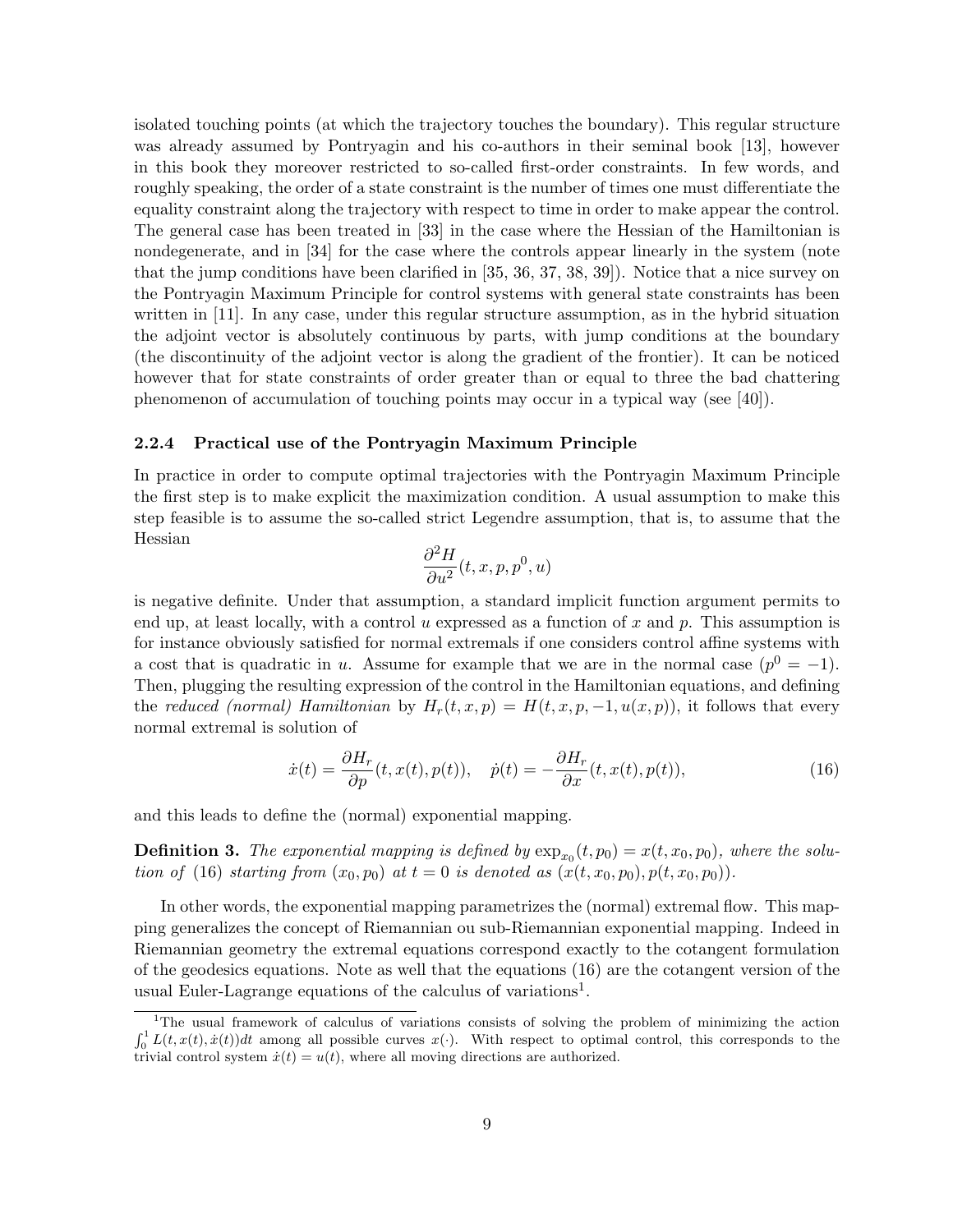isolated touching points (at which the trajectory touches the boundary). This regular structure was already assumed by Pontryagin and his co-authors in their seminal book [13], however in this book they moreover restricted to so-called first-order constraints. In few words, and roughly speaking, the order of a state constraint is the number of times one must differentiate the equality constraint along the trajectory with respect to time in order to make appear the control. The general case has been treated in [33] in the case where the Hessian of the Hamiltonian is nondegenerate, and in [34] for the case where the controls appear linearly in the system (note that the jump conditions have been clarified in [35, 36, 37, 38, 39]). Notice that a nice survey on the Pontryagin Maximum Principle for control systems with general state constraints has been written in [11]. In any case, under this regular structure assumption, as in the hybrid situation the adjoint vector is absolutely continuous by parts, with jump conditions at the boundary (the discontinuity of the adjoint vector is along the gradient of the frontier). It can be noticed however that for state constraints of order greater than or equal to three the bad chattering phenomenon of accumulation of touching points may occur in a typical way (see [40]).

#### 2.2.4 Practical use of the Pontryagin Maximum Principle

In practice in order to compute optimal trajectories with the Pontryagin Maximum Principle the first step is to make explicit the maximization condition. A usual assumption to make this step feasible is to assume the so-called strict Legendre assumption, that is, to assume that the Hessian

$$\frac{\partial^2 H}{\partial u^2}(t, x, p, p^0, u)$$

is negative definite. Under that assumption, a standard implicit function argument permits to end up, at least locally, with a control $u$ expressed as a function of $x$ and $p$. This assumption is for instance obviously satisfied for normal extremals if one considers control affine systems with a cost that is quadratic in $u$. Assume for example that we are in the normal case ($p^0 = -1$). Then, plugging the resulting expression of the control in the Hamiltonian equations, and defining the *reduced (normal) Hamiltonian* by $H_r(t, x, p) = H(t, x, p, -1, u(x, p))$, it follows that every normal extremal is solution of

$$\dot{x}(t) = \frac{\partial H_r}{\partial p}(t, x(t), p(t)), \quad \dot{p}(t) = -\frac{\partial H_r}{\partial x}(t, x(t), p(t)), \tag{16}$$

and this leads to define the (normal) exponential mapping.

**Definition 3.** *The exponential mapping is defined by $\exp_{x_0}(t, p_0) = x(t, x_0, p_0)$, where the solution of (16) starting from $(x_0, p_0)$ at $t = 0$ is denoted as $(x(t, x_0, p_0), p(t, x_0, p_0))$.*

In other words, the exponential mapping parametrizes the (normal) extremal flow. This mapping generalizes the concept of Riemannian ou sub-Riemannian exponential mapping. Indeed in Riemannian geometry the extremal equations correspond exactly to the cotangent formulation of the geodesics equations. Note as well that the equations (16) are the cotangent version of the usual Euler-Lagrange equations of the calculus of variations[1].

[1] The usual framework of calculus of variations consists of solving the problem of minimizing the action $\int_0^1 L(t, x(t), \dot{x}(t))dt$ among all possible curves $x(\cdot)$. With respect to optimal control, this corresponds to the trivial control system $\dot{x}(t) = u(t)$, where all moving directions are authorized.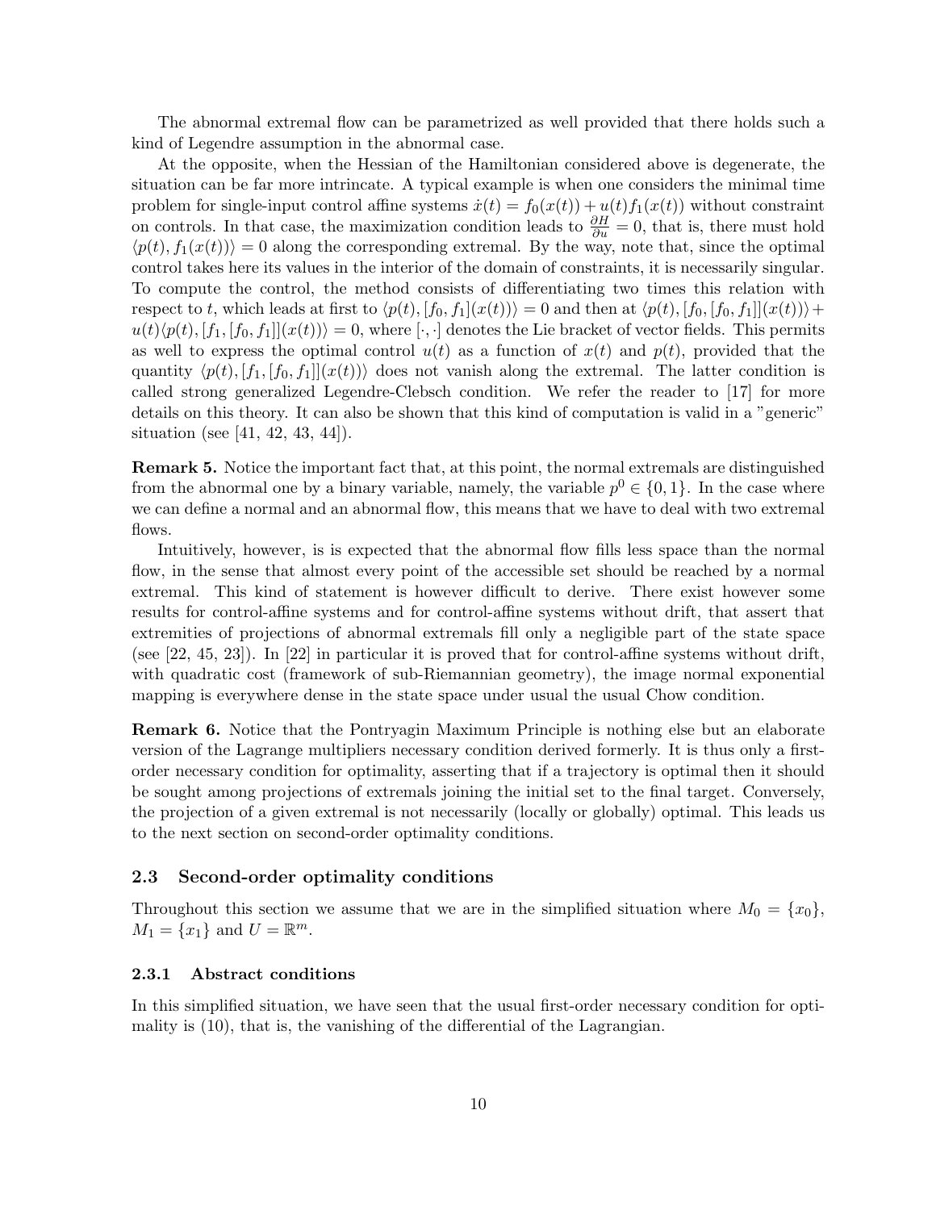The abnormal extremal flow can be parametrized as well provided that there holds such a kind of Legendre assumption in the abnormal case.

At the opposite, when the Hessian of the Hamiltonian considered above is degenerate, the situation can be far more intrincate. A typical example is when one considers the minimal time problem for single-input control affine systems $\dot{x}(t) = f_0(x(t)) + u(t)f_1(x(t))$ without constraint on controls. In that case, the maximization condition leads to $\frac{\partial H}{\partial u} = 0$, that is, there must hold $\langle p(t), f_1(x(t))\rangle = 0$ along the corresponding extremal. By the way, note that, since the optimal control takes here its values in the interior of the domain of constraints, it is necessarily singular. To compute the control, the method consists of differentiating two times this relation with respect to $t$, which leads at first to $\langle p(t), [f_0, f_1](x(t))\rangle = 0$ and then at $\langle p(t), [f_0, [f_0, f_1]](x(t))\rangle + u(t)\langle p(t), [f_1, [f_0, f_1]](x(t))\rangle = 0$, where $[\cdot, \cdot]$ denotes the Lie bracket of vector fields. This permits as well to express the optimal control $u(t)$ as a function of $x(t)$ and $p(t)$, provided that the quantity $\langle p(t), [f_1, [f_0, f_1]](x(t))\rangle$ does not vanish along the extremal. The latter condition is called strong generalized Legendre-Clebsch condition. We refer the reader to [17] for more details on this theory. It can also be shown that this kind of computation is valid in a "generic" situation (see [41, 42, 43, 44]).

**Remark 5.** Notice the important fact that, at this point, the normal extremals are distinguished from the abnormal one by a binary variable, namely, the variable $p^0 \in \{0, 1\}$. In the case where we can define a normal and an abnormal flow, this means that we have to deal with two extremal flows.

Intuitively, however, is is expected that the abnormal flow fills less space than the normal flow, in the sense that almost every point of the accessible set should be reached by a normal extremal. This kind of statement is however difficult to derive. There exist however some results for control-affine systems and for control-affine systems without drift, that assert that extremities of projections of abnormal extremals fill only a negligible part of the state space (see [22, 45, 23]). In [22] in particular it is proved that for control-affine systems without drift, with quadratic cost (framework of sub-Riemannian geometry), the image normal exponential mapping is everywhere dense in the state space under usual the usual Chow condition.

**Remark 6.** Notice that the Pontryagin Maximum Principle is nothing else but an elaborate version of the Lagrange multipliers necessary condition derived formerly. It is thus only a first-order necessary condition for optimality, asserting that if a trajectory is optimal then it should be sought among projections of extremals joining the initial set to the final target. Conversely, the projection of a given extremal is not necessarily (locally or globally) optimal. This leads us to the next section on second-order optimality conditions.

## 2.3 Second-order optimality conditions

Throughout this section we assume that we are in the simplified situation where $M_0 = \{x_0\}$, $M_1 = \{x_1\}$ and $U = \mathbb{R}^m$.

### 2.3.1 Abstract conditions

In this simplified situation, we have seen that the usual first-order necessary condition for optimality is (10), that is, the vanishing of the differential of the Lagrangian.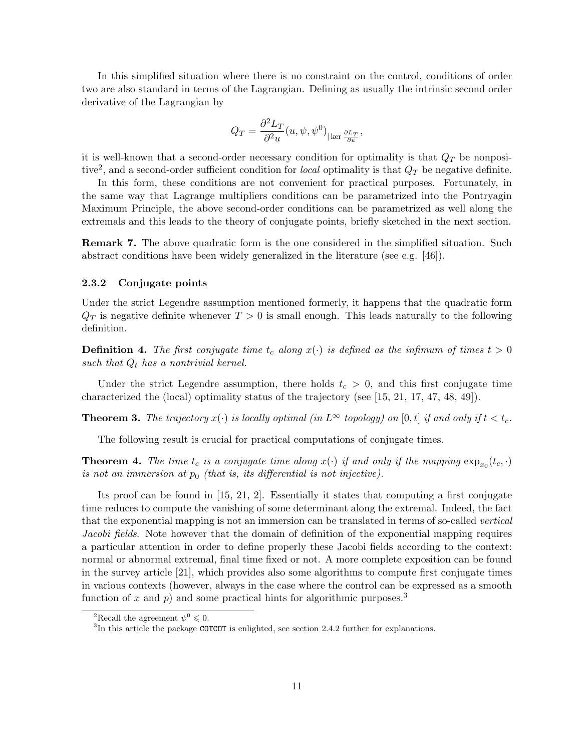In this simplified situation where there is no constraint on the control, conditions of order two are also standard in terms of the Lagrangian. Defining as usually the intrinsic second order derivative of the Lagrangian by

$$Q_T = \frac{\partial^2 L_T}{\partial^2 u}(u, \psi, \psi^0)_{| \ker \frac{\partial L_T}{\partial u}},$$

it is well-known that a second-order necessary condition for optimality is that $Q_T$ be nonpositive[2], and a second-order sufficient condition for *local* optimality is that $Q_T$ be negative definite.

In this form, these conditions are not convenient for practical purposes. Fortunately, in the same way that Lagrange multipliers conditions can be parametrized into the Pontryagin Maximum Principle, the above second-order conditions can be parametrized as well along the extremals and this leads to the theory of conjugate points, briefly sketched in the next section.

**Remark 7.** The above quadratic form is the one considered in the simplified situation. Such abstract conditions have been widely generalized in the literature (see e.g. [46]).

### 2.3.2 Conjugate points

Under the strict Legendre assumption mentioned formerly, it happens that the quadratic form $Q_T$ is negative definite whenever $T > 0$ is small enough. This leads naturally to the following definition.

**Definition 4.** *The first conjugate time $t_c$ along $x(\cdot)$ is defined as the infimum of times $t > 0$ such that $Q_t$ has a nontrivial kernel.*

Under the strict Legendre assumption, there holds $t_c > 0$, and this first conjugate time characterized the (local) optimality status of the trajectory (see [15, 21, 17, 47, 48, 49]).

**Theorem 3.** *The trajectory $x(\cdot)$ is locally optimal (in $L^\infty$ topology) on $[0, t]$ if and only if $t < t_c$.*

The following result is crucial for practical computations of conjugate times.

**Theorem 4.** *The time $t_c$ is a conjugate time along $x(\cdot)$ if and only if the mapping $\exp_{x_0}(t_c, \cdot)$ is not an immersion at $p_0$ (that is, its differential is not injective).*

Its proof can be found in [15, 21, 2]. Essentially it states that computing a first conjugate time reduces to compute the vanishing of some determinant along the extremal. Indeed, the fact that the exponential mapping is not an immersion can be translated in terms of so-called *vertical Jacobi fields*. Note however that the domain of definition of the exponential mapping requires a particular attention in order to define properly these Jacobi fields according to the context: normal or abnormal extremal, final time fixed or not. A more complete exposition can be found in the survey article [21], which provides also some algorithms to compute first conjugate times in various contexts (however, always in the case where the control can be expressed as a smooth function of $x$ and $p$) and some practical hints for algorithmic purposes.[3]

---

[2] Recall the agreement $\psi^0 \leqslant 0$.

[3] In this article the package `COTCOT` is enlighted, see section 2.4.2 further for explanations.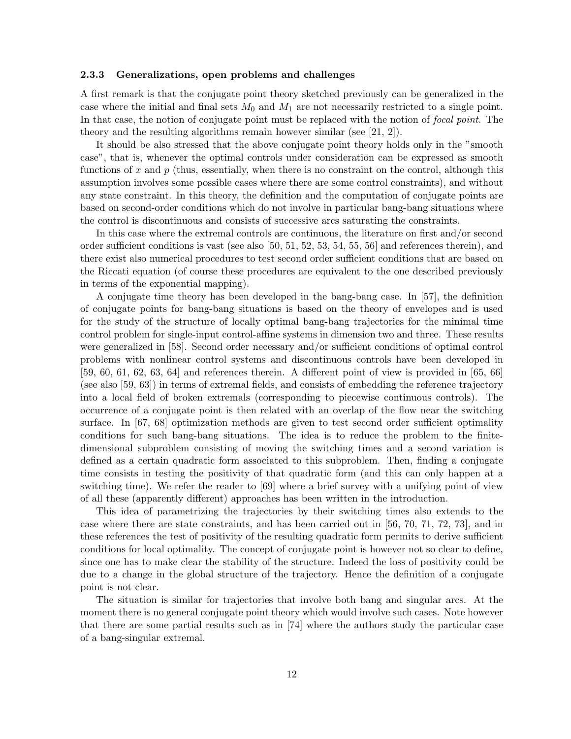### 2.3.3 Generalizations, open problems and challenges

A first remark is that the conjugate point theory sketched previously can be generalized in the case where the initial and final sets $M_0$ and $M_1$ are not necessarily restricted to a single point. In that case, the notion of conjugate point must be replaced with the notion of *focal point*. The theory and the resulting algorithms remain however similar (see [21, 2]).

It should be also stressed that the above conjugate point theory holds only in the "smooth case", that is, whenever the optimal controls under consideration can be expressed as smooth functions of $x$ and $p$ (thus, essentially, when there is no constraint on the control, although this assumption involves some possible cases where there are some control constraints), and without any state constraint. In this theory, the definition and the computation of conjugate points are based on second-order conditions which do not involve in particular bang-bang situations where the control is discontinuous and consists of successive arcs saturating the constraints.

In this case where the extremal controls are continuous, the literature on first and/or second order sufficient conditions is vast (see also [50, 51, 52, 53, 54, 55, 56] and references therein), and there exist also numerical procedures to test second order sufficient conditions that are based on the Riccati equation (of course these procedures are equivalent to the one described previously in terms of the exponential mapping).

A conjugate time theory has been developed in the bang-bang case. In [57], the definition of conjugate points for bang-bang situations is based on the theory of envelopes and is used for the study of the structure of locally optimal bang-bang trajectories for the minimal time control problem for single-input control-affine systems in dimension two and three. These results were generalized in [58]. Second order necessary and/or sufficient conditions of optimal control problems with nonlinear control systems and discontinuous controls have been developed in [59, 60, 61, 62, 63, 64] and references therein. A different point of view is provided in [65, 66] (see also [59, 63]) in terms of extremal fields, and consists of embedding the reference trajectory into a local field of broken extremals (corresponding to piecewise continuous controls). The occurrence of a conjugate point is then related with an overlap of the flow near the switching surface. In [67, 68] optimization methods are given to test second order sufficient optimality conditions for such bang-bang situations. The idea is to reduce the problem to the finite-dimensional subproblem consisting of moving the switching times and a second variation is defined as a certain quadratic form associated to this subproblem. Then, finding a conjugate time consists in testing the positivity of that quadratic form (and this can only happen at a switching time). We refer the reader to [69] where a brief survey with a unifying point of view of all these (apparently different) approaches has been written in the introduction.

This idea of parametrizing the trajectories by their switching times also extends to the case where there are state constraints, and has been carried out in [56, 70, 71, 72, 73], and in these references the test of positivity of the resulting quadratic form permits to derive sufficient conditions for local optimality. The concept of conjugate point is however not so clear to define, since one has to make clear the stability of the structure. Indeed the loss of positivity could be due to a change in the global structure of the trajectory. Hence the definition of a conjugate point is not clear.

The situation is similar for trajectories that involve both bang and singular arcs. At the moment there is no general conjugate point theory which would involve such cases. Note however that there are some partial results such as in [74] where the authors study the particular case of a bang-singular extremal.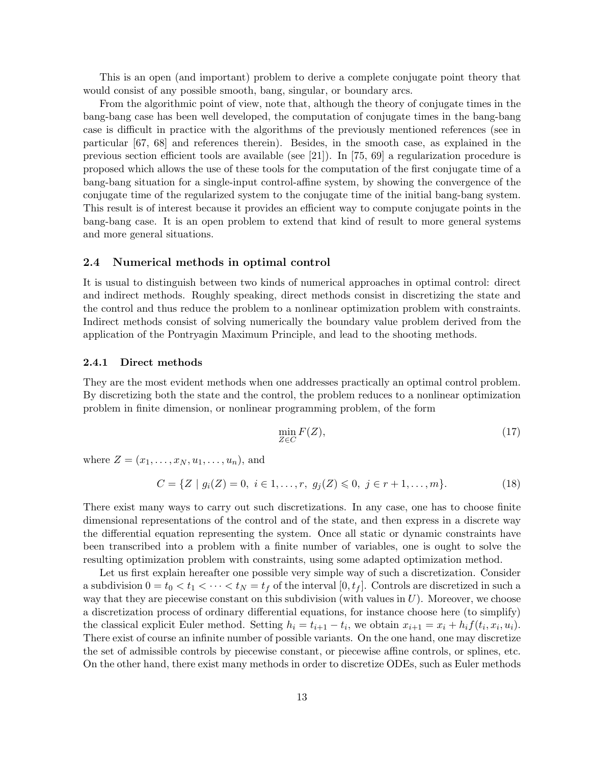This is an open (and important) problem to derive a complete conjugate point theory that would consist of any possible smooth, bang, singular, or boundary arcs.

From the algorithmic point of view, note that, although the theory of conjugate times in the bang-bang case has been well developed, the computation of conjugate times in the bang-bang case is difficult in practice with the algorithms of the previously mentioned references (see in particular [67, 68] and references therein). Besides, in the smooth case, as explained in the previous section efficient tools are available (see [21]). In [75, 69] a regularization procedure is proposed which allows the use of these tools for the computation of the first conjugate time of a bang-bang situation for a single-input control-affine system, by showing the convergence of the conjugate time of the regularized system to the conjugate time of the initial bang-bang system. This result is of interest because it provides an efficient way to compute conjugate points in the bang-bang case. It is an open problem to extend that kind of result to more general systems and more general situations.

### 2.4 Numerical methods in optimal control

It is usual to distinguish between two kinds of numerical approaches in optimal control: direct and indirect methods. Roughly speaking, direct methods consist in discretizing the state and the control and thus reduce the problem to a nonlinear optimization problem with constraints. Indirect methods consist of solving numerically the boundary value problem derived from the application of the Pontryagin Maximum Principle, and lead to the shooting methods.

#### 2.4.1 Direct methods

They are the most evident methods when one addresses practically an optimal control problem. By discretizing both the state and the control, the problem reduces to a nonlinear optimization problem in finite dimension, or nonlinear programming problem, of the form

$$\min_{Z \in C} F(Z), \tag{17}$$

where $Z = (x_1, \dots, x_N, u_1, \dots, u_n)$, and

$$C = \{Z \mid g_i(Z) = 0,\ i \in 1, \dots, r,\ g_j(Z) \leqslant 0,\ j \in r+1, \dots, m\}. \tag{18}$$

There exist many ways to carry out such discretizations. In any case, one has to choose finite dimensional representations of the control and of the state, and then express in a discrete way the differential equation representing the system. Once all static or dynamic constraints have been transcribed into a problem with a finite number of variables, one is ought to solve the resulting optimization problem with constraints, using some adapted optimization method.

Let us first explain hereafter one possible very simple way of such a discretization. Consider a subdivision $0 = t_0 < t_1 < \cdots < t_N = t_f$ of the interval $[0, t_f]$. Controls are discretized in such a way that they are piecewise constant on this subdivision (with values in $U$). Moreover, we choose a discretization process of ordinary differential equations, for instance choose here (to simplify) the classical explicit Euler method. Setting $h_i = t_{i+1} - t_i$, we obtain $x_{i+1} = x_i + h_i f(t_i, x_i, u_i)$. There exist of course an infinite number of possible variants. On the one hand, one may discretize the set of admissible controls by piecewise constant, or piecewise affine controls, or splines, etc. On the other hand, there exist many methods in order to discretize ODEs, such as Euler methods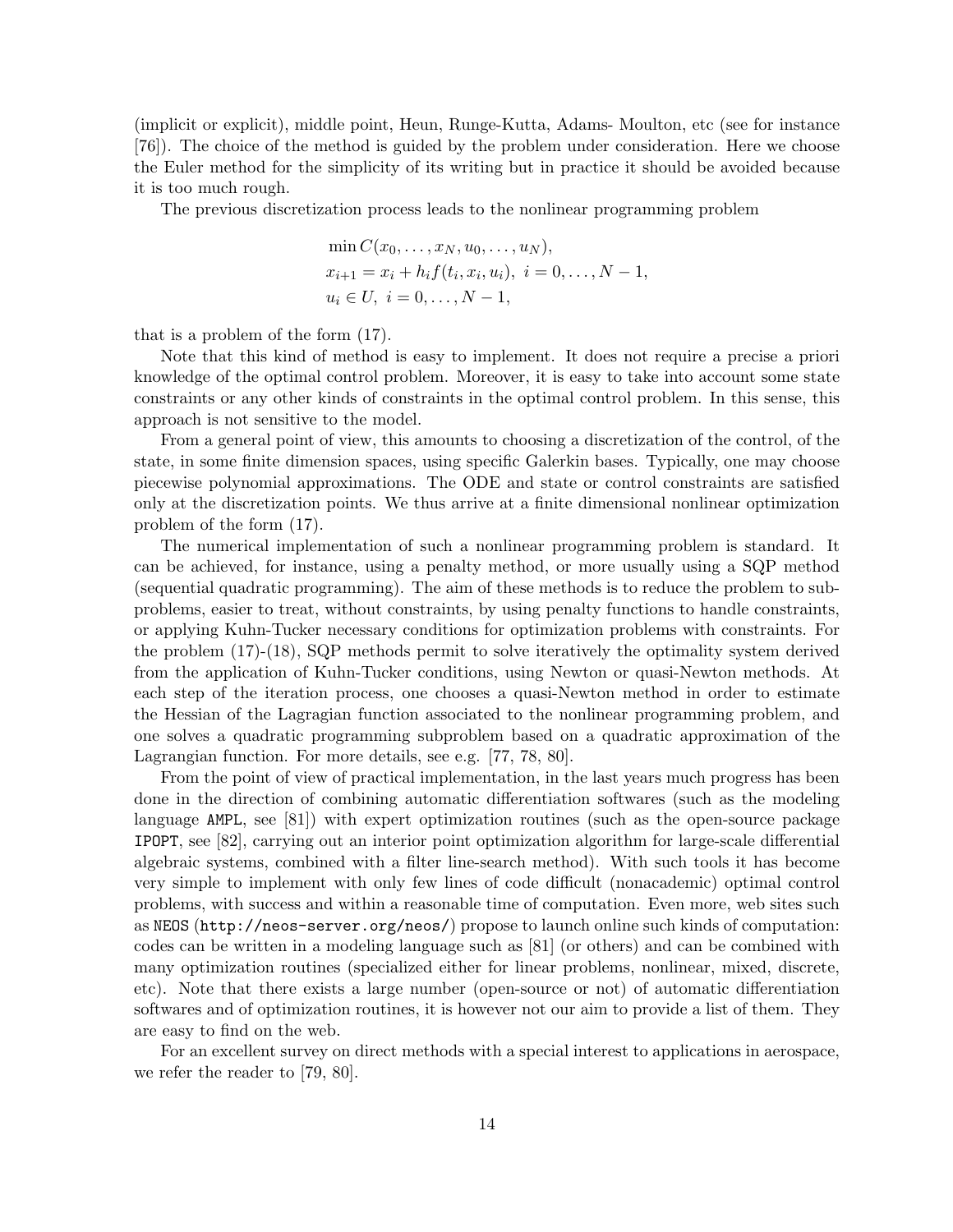(implicit or explicit), middle point, Heun, Runge-Kutta, Adams- Moulton, etc (see for instance [76]). The choice of the method is guided by the problem under consideration. Here we choose the Euler method for the simplicity of its writing but in practice it should be avoided because it is too much rough.

The previous discretization process leads to the nonlinear programming problem

$$
\begin{aligned}
&\min C(x_0, \dots, x_N, u_0, \dots, u_N), \\
&x_{i+1} = x_i + h_i f(t_i, x_i, u_i),\ i = 0, \dots, N-1, \\
&u_i \in U,\ i = 0, \dots, N-1,
\end{aligned}
$$

that is a problem of the form (17).

Note that this kind of method is easy to implement. It does not require a precise a priori knowledge of the optimal control problem. Moreover, it is easy to take into account some state constraints or any other kinds of constraints in the optimal control problem. In this sense, this approach is not sensitive to the model.

From a general point of view, this amounts to choosing a discretization of the control, of the state, in some finite dimension spaces, using specific Galerkin bases. Typically, one may choose piecewise polynomial approximations. The ODE and state or control constraints are satisfied only at the discretization points. We thus arrive at a finite dimensional nonlinear optimization problem of the form (17).

The numerical implementation of such a nonlinear programming problem is standard. It can be achieved, for instance, using a penalty method, or more usually using a SQP method (sequential quadratic programming). The aim of these methods is to reduce the problem to subproblems, easier to treat, without constraints, by using penalty functions to handle constraints, or applying Kuhn-Tucker necessary conditions for optimization problems with constraints. For the problem (17)-(18), SQP methods permit to solve iteratively the optimality system derived from the application of Kuhn-Tucker conditions, using Newton or quasi-Newton methods. At each step of the iteration process, one chooses a quasi-Newton method in order to estimate the Hessian of the Lagragian function associated to the nonlinear programming problem, and one solves a quadratic programming subproblem based on a quadratic approximation of the Lagrangian function. For more details, see e.g. [77, 78, 80].

From the point of view of practical implementation, in the last years much progress has been done in the direction of combining automatic differentiation softwares (such as the modeling language `AMPL`, see [81]) with expert optimization routines (such as the open-source package `IPOPT`, see [82], carrying out an interior point optimization algorithm for large-scale differential algebraic systems, combined with a filter line-search method). With such tools it has become very simple to implement with only few lines of code difficult (nonacademic) optimal control problems, with success and within a reasonable time of computation. Even more, web sites such as `NEOS` (`http://neos-server.org/neos/`) propose to launch online such kinds of computation: codes can be written in a modeling language such as [81] (or others) and can be combined with many optimization routines (specialized either for linear problems, nonlinear, mixed, discrete, etc). Note that there exists a large number (open-source or not) of automatic differentiation softwares and of optimization routines, it is however not our aim to provide a list of them. They are easy to find on the web.

For an excellent survey on direct methods with a special interest to applications in aerospace, we refer the reader to [79, 80].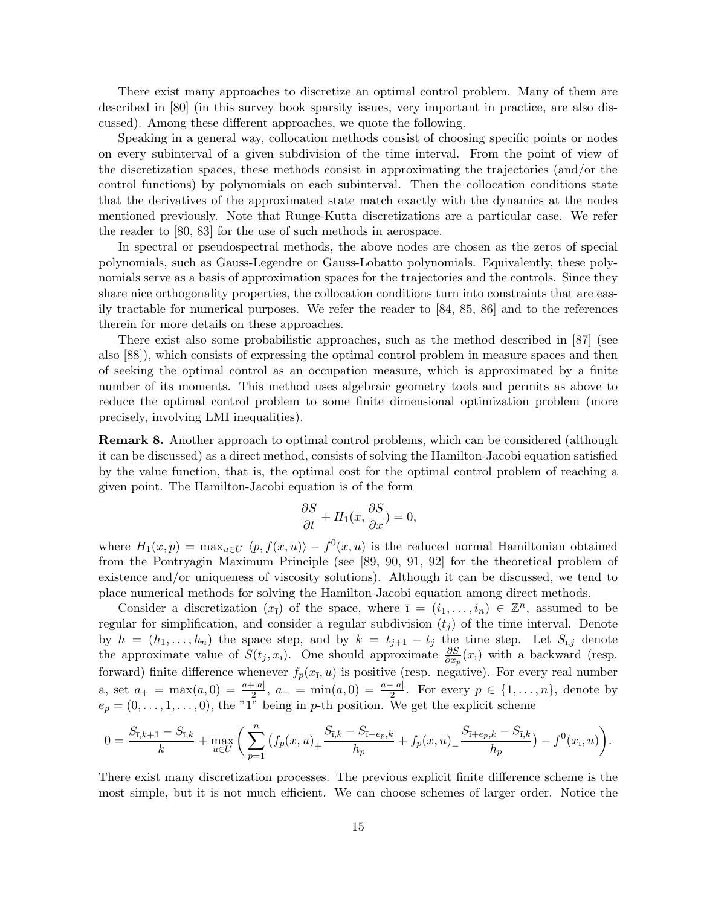There exist many approaches to discretize an optimal control problem. Many of them are described in [80] (in this survey book sparsity issues, very important in practice, are also discussed). Among these different approaches, we quote the following.

Speaking in a general way, collocation methods consist of choosing specific points or nodes on every subinterval of a given subdivision of the time interval. From the point of view of the discretization spaces, these methods consist in approximating the trajectories (and/or the control functions) by polynomials on each subinterval. Then the collocation conditions state that the derivatives of the approximated state match exactly with the dynamics at the nodes mentioned previously. Note that Runge-Kutta discretizations are a particular case. We refer the reader to [80, 83] for the use of such methods in aerospace.

In spectral or pseudospectral methods, the above nodes are chosen as the zeros of special polynomials, such as Gauss-Legendre or Gauss-Lobatto polynomials. Equivalently, these polynomials serve as a basis of approximation spaces for the trajectories and the controls. Since they share nice orthogonality properties, the collocation conditions turn into constraints that are easily tractable for numerical purposes. We refer the reader to [84, 85, 86] and to the references therein for more details on these approaches.

There exist also some probabilistic approaches, such as the method described in [87] (see also [88]), which consists of expressing the optimal control problem in measure spaces and then of seeking the optimal control as an occupation measure, which is approximated by a finite number of its moments. This method uses algebraic geometry tools and permits as above to reduce the optimal control problem to some finite dimensional optimization problem (more precisely, involving LMI inequalities).

**Remark 8.** Another approach to optimal control problems, which can be considered (although it can be discussed) as a direct method, consists of solving the Hamilton-Jacobi equation satisfied by the value function, that is, the optimal cost for the optimal control problem of reaching a given point. The Hamilton-Jacobi equation is of the form

$$\frac{\partial S}{\partial t} + H_1(x, \frac{\partial S}{\partial x}) = 0,$$

where $H_1(x,p) = \max_{u \in U} \langle p, f(x,u) \rangle - f^0(x,u)$ is the reduced normal Hamiltonian obtained from the Pontryagin Maximum Principle (see [89, 90, 91, 92] for the theoretical problem of existence and/or uniqueness of viscosity solutions). Although it can be discussed, we tend to place numerical methods for solving the Hamilton-Jacobi equation among direct methods.

Consider a discretization $(x_{\bar{\imath}})$ of the space, where $\bar{\imath} = (i_1, \ldots, i_n) \in \mathbb{Z}^n$, assumed to be regular for simplification, and consider a regular subdivision $(t_j)$ of the time interval. Denote by $h = (h_1, \ldots, h_n)$ the space step, and by $k = t_{j+1} - t_j$ the time step. Let $S_{\bar{\imath},j}$ denote the approximate value of $S(t_j, x_{\bar{\imath}})$. One should approximate $\frac{\partial S}{\partial x_p}(x_{\bar{\imath}})$ with a backward (resp. forward) finite difference whenever $f_p(x_{\bar{\imath}}, u)$ is positive (resp. negative). For every real number a, set $a_+ = \max(a, 0) = \frac{a+|a|}{2}$, $a_- = \min(a, 0) = \frac{a-|a|}{2}$. For every $p \in \{1, \ldots, n\}$, denote by $e_p = (0, \ldots, 1, \ldots, 0)$, the "1" being in $p$-th position. We get the explicit scheme

$$0 = \frac{S_{\bar{\imath},k+1} - S_{\bar{\imath},k}}{k} + \max_{u \in U} \Bigg( \sum_{p=1}^{n} \big( f_p(x,u)_+ \frac{S_{\bar{\imath},k} - S_{\bar{\imath}-e_p,k}}{h_p} + f_p(x,u)_- \frac{S_{\bar{\imath}+e_p,k} - S_{\bar{\imath},k}}{h_p} \big) - f^0(x_{\bar{\imath}}, u) \Bigg).$$

There exist many discretization processes. The previous explicit finite difference scheme is the most simple, but it is not much efficient. We can choose schemes of larger order. Notice the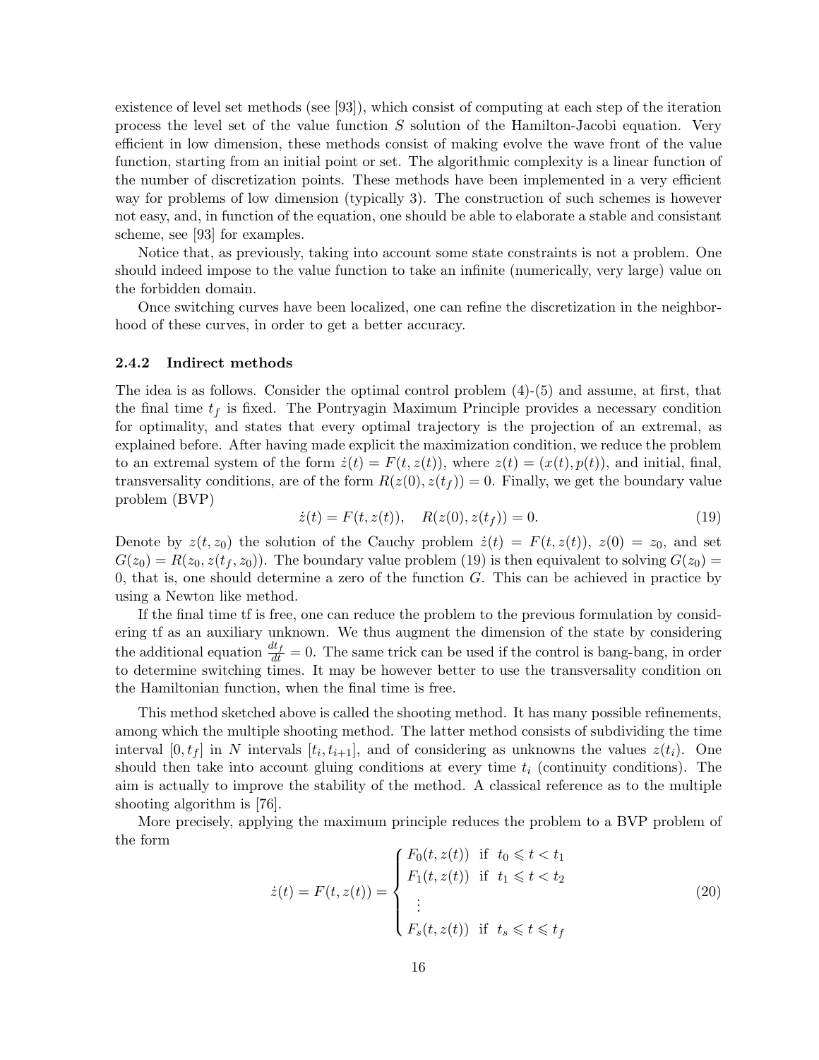existence of level set methods (see [93]), which consist of computing at each step of the iteration process the level set of the value function $S$ solution of the Hamilton-Jacobi equation. Very efficient in low dimension, these methods consist of making evolve the wave front of the value function, starting from an initial point or set. The algorithmic complexity is a linear function of the number of discretization points. These methods have been implemented in a very efficient way for problems of low dimension (typically 3). The construction of such schemes is however not easy, and, in function of the equation, one should be able to elaborate a stable and consistant scheme, see [93] for examples.

Notice that, as previously, taking into account some state constraints is not a problem. One should indeed impose to the value function to take an infinite (numerically, very large) value on the forbidden domain.

Once switching curves have been localized, one can refine the discretization in the neighborhood of these curves, in order to get a better accuracy.

### 2.4.2 Indirect methods

The idea is as follows. Consider the optimal control problem (4)-(5) and assume, at first, that the final time $t_f$ is fixed. The Pontryagin Maximum Principle provides a necessary condition for optimality, and states that every optimal trajectory is the projection of an extremal, as explained before. After having made explicit the maximization condition, we reduce the problem to an extremal system of the form $\dot{z}(t) = F(t, z(t))$, where $z(t) = (x(t), p(t))$, and initial, final, transversality conditions, are of the form $R(z(0), z(t_f)) = 0$. Finally, we get the boundary value problem (BVP)

$$\dot{z}(t) = F(t, z(t)), \quad R(z(0), z(t_f)) = 0. \tag{19}$$

Denote by $z(t, z_0)$ the solution of the Cauchy problem $\dot{z}(t) = F(t, z(t))$, $z(0) = z_0$, and set $G(z_0) = R(z_0, z(t_f, z_0))$. The boundary value problem (19) is then equivalent to solving $G(z_0) = 0$, that is, one should determine a zero of the function $G$. This can be achieved in practice by using a Newton like method.

If the final time tf is free, one can reduce the problem to the previous formulation by considering tf as an auxiliary unknown. We thus augment the dimension of the state by considering the additional equation $\frac{dt_f}{dt} = 0$. The same trick can be used if the control is bang-bang, in order to determine switching times. It may be however better to use the transversality condition on the Hamiltonian function, when the final time is free.

This method sketched above is called the shooting method. It has many possible refinements, among which the multiple shooting method. The latter method consists of subdividing the time interval $[0, t_f]$ in $N$ intervals $[t_i, t_{i+1}]$, and of considering as unknowns the values $z(t_i)$. One should then take into account gluing conditions at every time $t_i$ (continuity conditions). The aim is actually to improve the stability of the method. A classical reference as to the multiple shooting algorithm is [76].

More precisely, applying the maximum principle reduces the problem to a BVP problem of the form

$$\dot{z}(t) = F(t, z(t)) = \begin{cases} F_0(t, z(t)) & \text{if } t_0 \leqslant t < t_1 \\ F_1(t, z(t)) & \text{if } t_1 \leqslant t < t_2 \\ \quad \vdots & \\ F_s(t, z(t)) & \text{if } t_s \leqslant t \leqslant t_f \end{cases} \tag{20}$$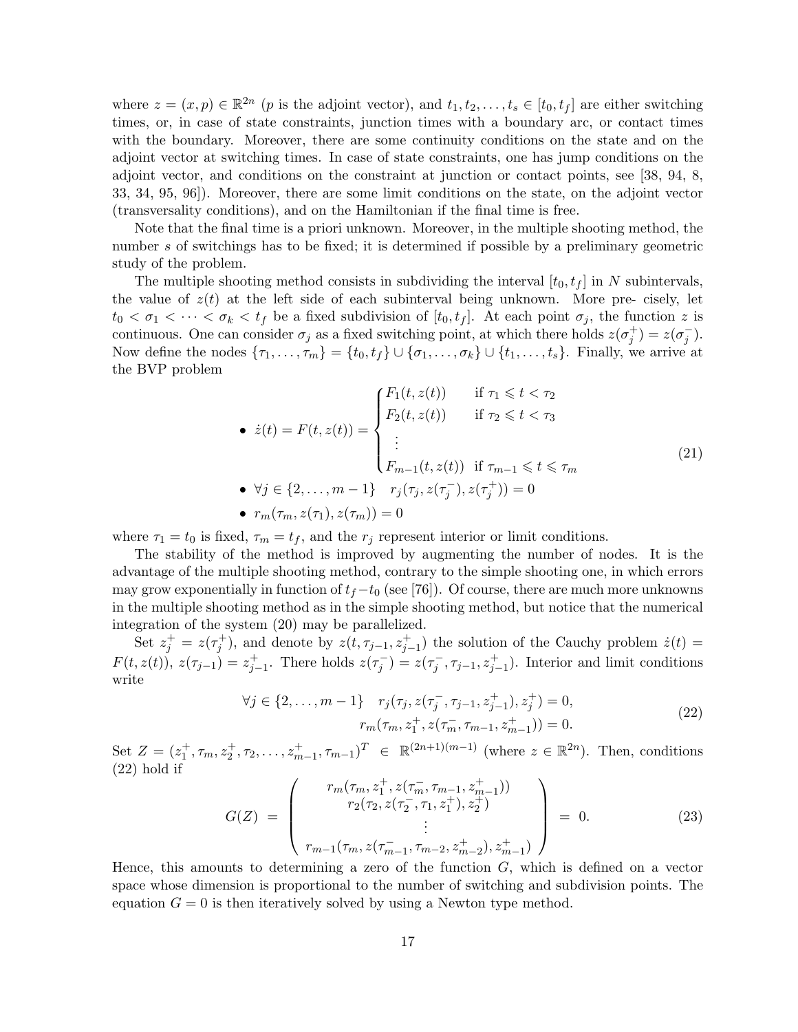where $z = (x, p) \in \mathbb{R}^{2n}$ ($p$ is the adjoint vector), and $t_1, t_2, \ldots, t_s \in [t_0, t_f]$ are either switching times, or, in case of state constraints, junction times with a boundary arc, or contact times with the boundary. Moreover, there are some continuity conditions on the state and on the adjoint vector at switching times. In case of state constraints, one has jump conditions on the adjoint vector, and conditions on the constraint at junction or contact points, see [38, 94, 8, 33, 34, 95, 96]). Moreover, there are some limit conditions on the state, on the adjoint vector (transversality conditions), and on the Hamiltonian if the final time is free.

Note that the final time is a priori unknown. Moreover, in the multiple shooting method, the number $s$ of switchings has to be fixed; it is determined if possible by a preliminary geometric study of the problem.

The multiple shooting method consists in subdividing the interval $[t_0, t_f]$ in $N$ subintervals, the value of $z(t)$ at the left side of each subinterval being unknown. More pre- cisely, let $t_0 < \sigma_1 < \cdots < \sigma_k < t_f$ be a fixed subdivision of $[t_0, t_f]$. At each point $\sigma_j$, the function $z$ is continuous. One can consider $\sigma_j$ as a fixed switching point, at which there holds $z(\sigma_j^+) = z(\sigma_j^-)$. Now define the nodes $\{\tau_1, \ldots, \tau_m\} = \{t_0, t_f\} \cup \{\sigma_1, \ldots, \sigma_k\} \cup \{t_1, \ldots, t_s\}$. Finally, we arrive at the BVP problem

$$
\begin{aligned}
&\bullet\ \dot{z}(t) = F(t, z(t)) = \begin{cases} F_1(t, z(t)) & \text{if } \tau_1 \leqslant t < \tau_2 \\ F_2(t, z(t)) & \text{if } \tau_2 \leqslant t < \tau_3 \\ \quad \vdots & \\ F_{m-1}(t, z(t)) & \text{if } \tau_{m-1} \leqslant t \leqslant \tau_m \end{cases} \\
&\bullet\ \forall j \in \{2, \ldots, m-1\} \quad r_j(\tau_j, z(\tau_j^-), z(\tau_j^+)) = 0 \\
&\bullet\ r_m(\tau_m, z(\tau_1), z(\tau_m)) = 0
\end{aligned}
\tag{21}
$$

where $\tau_1 = t_0$ is fixed, $\tau_m = t_f$, and the $r_j$ represent interior or limit conditions.

The stability of the method is improved by augmenting the number of nodes. It is the advantage of the multiple shooting method, contrary to the simple shooting one, in which errors may grow exponentially in function of $t_f - t_0$ (see [76]). Of course, there are much more unknowns in the multiple shooting method as in the simple shooting method, but notice that the numerical integration of the system (20) may be parallelized.

Set $z_j^+ = z(\tau_j^+)$, and denote by $z(t, \tau_{j-1}, z_{j-1}^+)$ the solution of the Cauchy problem $\dot{z}(t) = F(t, z(t))$, $z(\tau_{j-1}) = z_{j-1}^+$. There holds $z(\tau_j^-) = z(\tau_j^-, \tau_{j-1}, z_{j-1}^+)$. Interior and limit conditions write

$$
\begin{aligned}
\forall j \in \{2, \ldots, m-1\} \quad r_j(\tau_j, z(\tau_j^-, \tau_{j-1}, z_{j-1}^+), z_j^+) = 0, \\
r_m(\tau_m, z_1^+, z(\tau_m^-, \tau_{m-1}, z_{m-1}^+)) = 0.
\end{aligned}
\tag{22}
$$

Set $Z = (z_1^+, \tau_m, z_2^+, \tau_2, \ldots, z_{m-1}^+, \tau_{m-1})^T \in \mathbb{R}^{(2n+1)(m-1)}$ (where $z \in \mathbb{R}^{2n}$). Then, conditions (22) hold if

$$
G(Z) = \begin{pmatrix} r_m(\tau_m, z_1^+, z(\tau_m^-, \tau_{m-1}, z_{m-1}^+)) \\ r_2(\tau_2, z(\tau_2^-, \tau_1, z_1^+), z_2^+) \\ \vdots \\ r_{m-1}(\tau_m, z(\tau_{m-1}^-, \tau_{m-2}, z_{m-2}^+), z_{m-1}^+) \end{pmatrix} = 0. \tag{23}
$$

Hence, this amounts to determining a zero of the function $G$, which is defined on a vector space whose dimension is proportional to the number of switching and subdivision points. The equation $G = 0$ is then iteratively solved by using a Newton type method.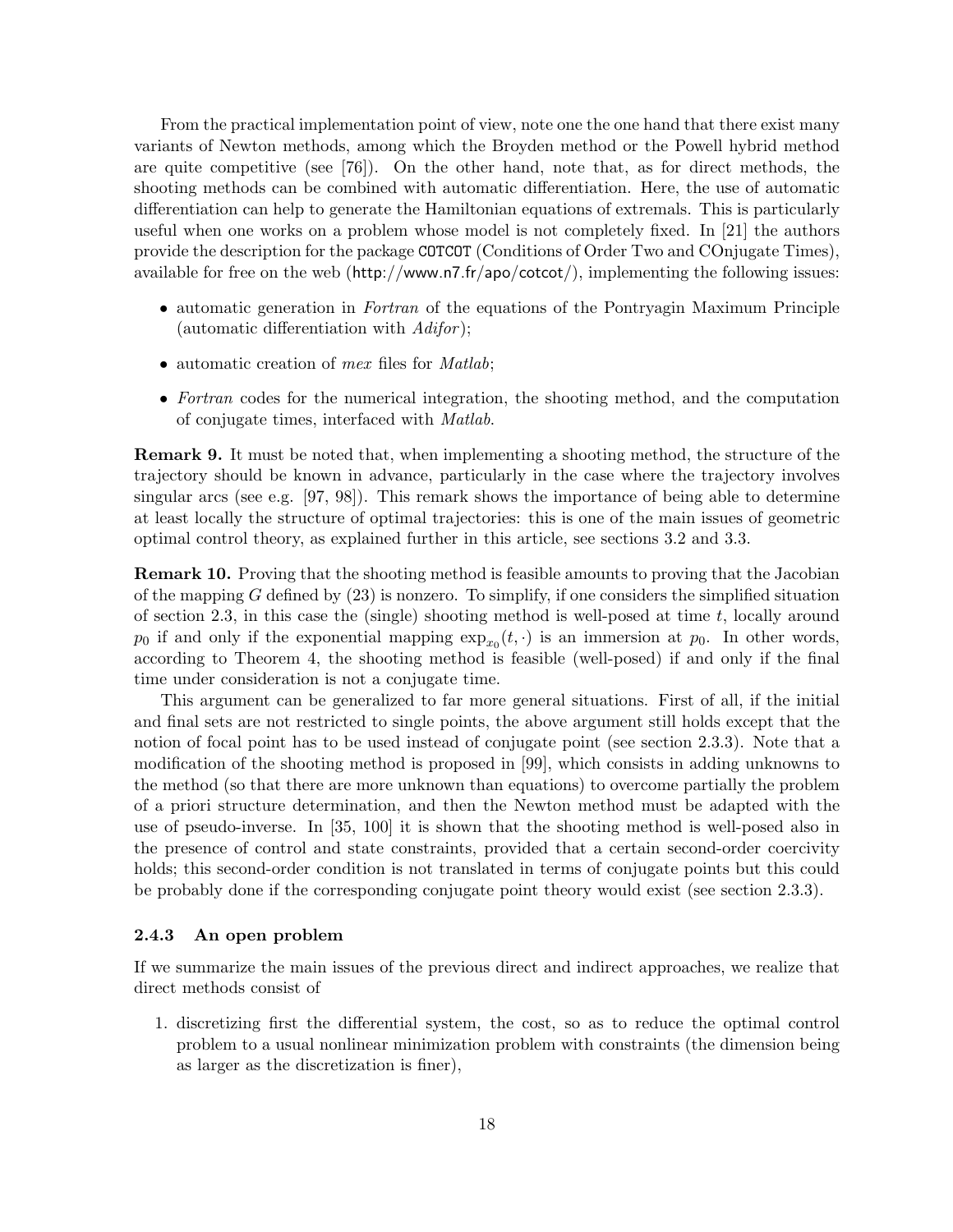From the practical implementation point of view, note one the one hand that there exist many variants of Newton methods, among which the Broyden method or the Powell hybrid method are quite competitive (see [76]). On the other hand, note that, as for direct methods, the shooting methods can be combined with automatic differentiation. Here, the use of automatic differentiation can help to generate the Hamiltonian equations of extremals. This is particularly useful when one works on a problem whose model is not completely fixed. In [21] the authors provide the description for the package COTCOT (Conditions of Order Two and COnjugate Times), available for free on the web (http://www.n7.fr/apo/cotcot/), implementing the following issues:

- automatic generation in *Fortran* of the equations of the Pontryagin Maximum Principle (automatic differentiation with *Adifor*);
- automatic creation of *mex* files for *Matlab*;
- *Fortran* codes for the numerical integration, the shooting method, and the computation of conjugate times, interfaced with *Matlab*.

**Remark 9.** It must be noted that, when implementing a shooting method, the structure of the trajectory should be known in advance, particularly in the case where the trajectory involves singular arcs (see e.g. [97, 98]). This remark shows the importance of being able to determine at least locally the structure of optimal trajectories: this is one of the main issues of geometric optimal control theory, as explained further in this article, see sections 3.2 and 3.3.

**Remark 10.** Proving that the shooting method is feasible amounts to proving that the Jacobian of the mapping $G$ defined by (23) is nonzero. To simplify, if one considers the simplified situation of section 2.3, in this case the (single) shooting method is well-posed at time $t$, locally around $p_0$ if and only if the exponential mapping $\exp_{x_0}(t, \cdot)$ is an immersion at $p_0$. In other words, according to Theorem 4, the shooting method is feasible (well-posed) if and only if the final time under consideration is not a conjugate time.

This argument can be generalized to far more general situations. First of all, if the initial and final sets are not restricted to single points, the above argument still holds except that the notion of focal point has to be used instead of conjugate point (see section 2.3.3). Note that a modification of the shooting method is proposed in [99], which consists in adding unknowns to the method (so that there are more unknown than equations) to overcome partially the problem of a priori structure determination, and then the Newton method must be adapted with the use of pseudo-inverse. In [35, 100] it is shown that the shooting method is well-posed also in the presence of control and state constraints, provided that a certain second-order coercivity holds; this second-order condition is not translated in terms of conjugate points but this could be probably done if the corresponding conjugate point theory would exist (see section 2.3.3).

### 2.4.3 An open problem

If we summarize the main issues of the previous direct and indirect approaches, we realize that direct methods consist of

1. discretizing first the differential system, the cost, so as to reduce the optimal control problem to a usual nonlinear minimization problem with constraints (the dimension being as larger as the discretization is finer),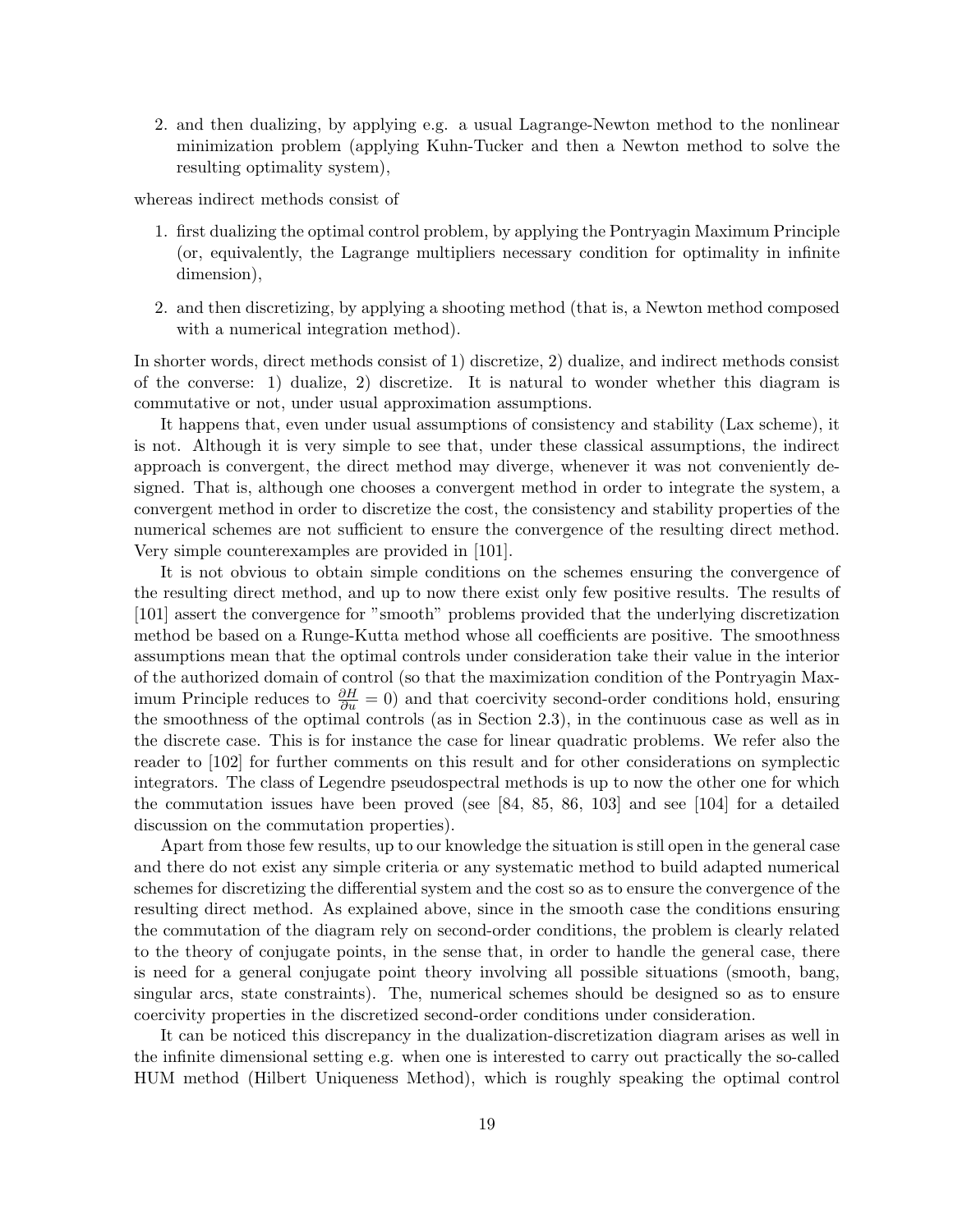2. and then dualizing, by applying e.g. a usual Lagrange-Newton method to the nonlinear minimization problem (applying Kuhn-Tucker and then a Newton method to solve the resulting optimality system),

whereas indirect methods consist of

1. first dualizing the optimal control problem, by applying the Pontryagin Maximum Principle (or, equivalently, the Lagrange multipliers necessary condition for optimality in infinite dimension),
2. and then discretizing, by applying a shooting method (that is, a Newton method composed with a numerical integration method).

In shorter words, direct methods consist of 1) discretize, 2) dualize, and indirect methods consist of the converse: 1) dualize, 2) discretize. It is natural to wonder whether this diagram is commutative or not, under usual approximation assumptions.

It happens that, even under usual assumptions of consistency and stability (Lax scheme), it is not. Although it is very simple to see that, under these classical assumptions, the indirect approach is convergent, the direct method may diverge, whenever it was not conveniently designed. That is, although one chooses a convergent method in order to integrate the system, a convergent method in order to discretize the cost, the consistency and stability properties of the numerical schemes are not sufficient to ensure the convergence of the resulting direct method. Very simple counterexamples are provided in [101].

It is not obvious to obtain simple conditions on the schemes ensuring the convergence of the resulting direct method, and up to now there exist only few positive results. The results of [101] assert the convergence for "smooth" problems provided that the underlying discretization method be based on a Runge-Kutta method whose all coefficients are positive. The smoothness assumptions mean that the optimal controls under consideration take their value in the interior of the authorized domain of control (so that the maximization condition of the Pontryagin Maximum Principle reduces to $\frac{\partial H}{\partial u} = 0$) and that coercivity second-order conditions hold, ensuring the smoothness of the optimal controls (as in Section 2.3), in the continuous case as well as in the discrete case. This is for instance the case for linear quadratic problems. We refer also the reader to [102] for further comments on this result and for other considerations on symplectic integrators. The class of Legendre pseudospectral methods is up to now the other one for which the commutation issues have been proved (see [84, 85, 86, 103] and see [104] for a detailed discussion on the commutation properties).

Apart from those few results, up to our knowledge the situation is still open in the general case and there do not exist any simple criteria or any systematic method to build adapted numerical schemes for discretizing the differential system and the cost so as to ensure the convergence of the resulting direct method. As explained above, since in the smooth case the conditions ensuring the commutation of the diagram rely on second-order conditions, the problem is clearly related to the theory of conjugate points, in the sense that, in order to handle the general case, there is need for a general conjugate point theory involving all possible situations (smooth, bang, singular arcs, state constraints). The, numerical schemes should be designed so as to ensure coercivity properties in the discretized second-order conditions under consideration.

It can be noticed this discrepancy in the dualization-discretization diagram arises as well in the infinite dimensional setting e.g. when one is interested to carry out practically the so-called HUM method (Hilbert Uniqueness Method), which is roughly speaking the optimal control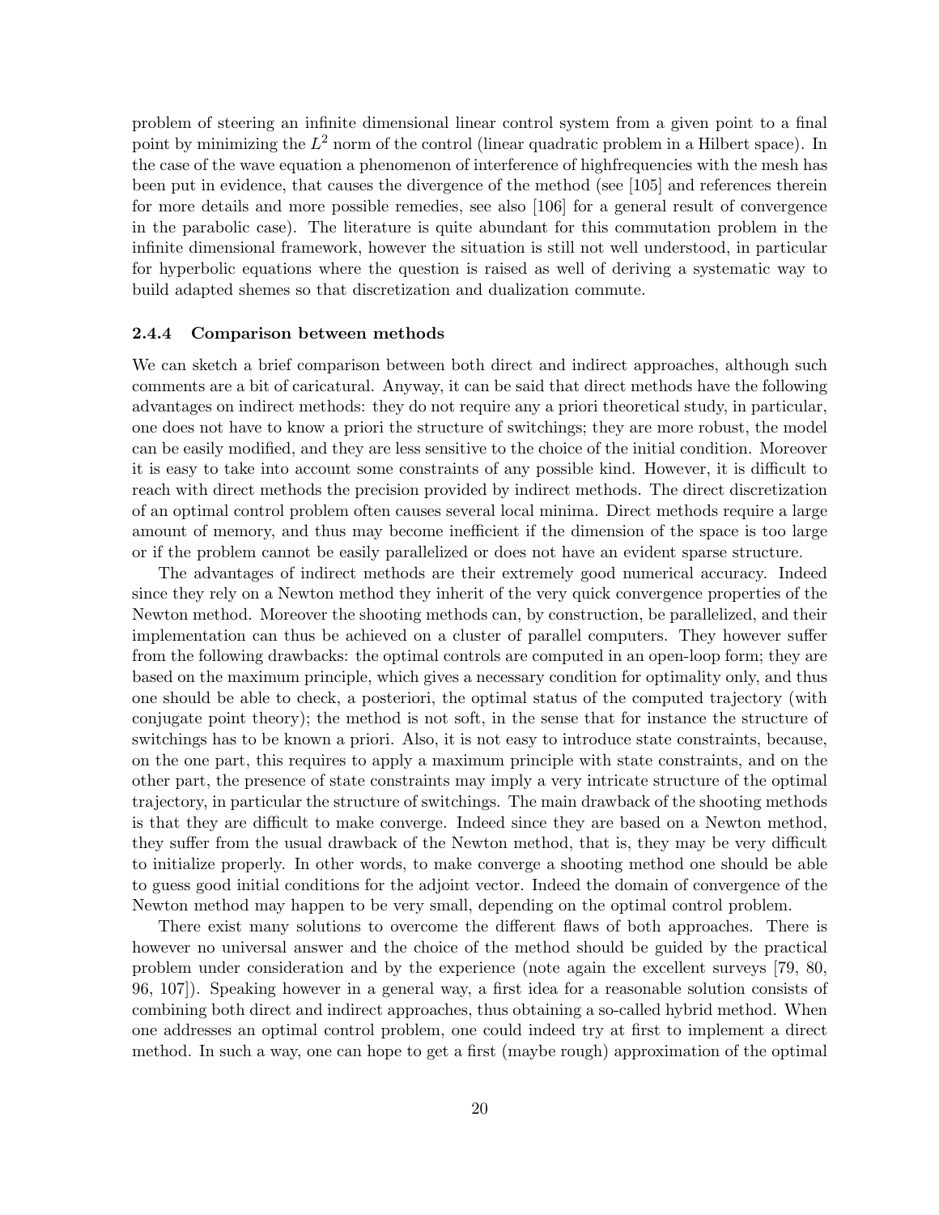problem of steering an infinite dimensional linear control system from a given point to a final point by minimizing the $L^2$ norm of the control (linear quadratic problem in a Hilbert space). In the case of the wave equation a phenomenon of interference of highfrequencies with the mesh has been put in evidence, that causes the divergence of the method (see [105] and references therein for more details and more possible remedies, see also [106] for a general result of convergence in the parabolic case). The literature is quite abundant for this commutation problem in the infinite dimensional framework, however the situation is still not well understood, in particular for hyperbolic equations where the question is raised as well of deriving a systematic way to build adapted shemes so that discretization and dualization commute.

### 2.4.4 Comparison between methods

We can sketch a brief comparison between both direct and indirect approaches, although such comments are a bit of caricatural. Anyway, it can be said that direct methods have the following advantages on indirect methods: they do not require any a priori theoretical study, in particular, one does not have to know a priori the structure of switchings; they are more robust, the model can be easily modified, and they are less sensitive to the choice of the initial condition. Moreover it is easy to take into account some constraints of any possible kind. However, it is difficult to reach with direct methods the precision provided by indirect methods. The direct discretization of an optimal control problem often causes several local minima. Direct methods require a large amount of memory, and thus may become inefficient if the dimension of the space is too large or if the problem cannot be easily parallelized or does not have an evident sparse structure.

The advantages of indirect methods are their extremely good numerical accuracy. Indeed since they rely on a Newton method they inherit of the very quick convergence properties of the Newton method. Moreover the shooting methods can, by construction, be parallelized, and their implementation can thus be achieved on a cluster of parallel computers. They however suffer from the following drawbacks: the optimal controls are computed in an open-loop form; they are based on the maximum principle, which gives a necessary condition for optimality only, and thus one should be able to check, a posteriori, the optimal status of the computed trajectory (with conjugate point theory); the method is not soft, in the sense that for instance the structure of switchings has to be known a priori. Also, it is not easy to introduce state constraints, because, on the one part, this requires to apply a maximum principle with state constraints, and on the other part, the presence of state constraints may imply a very intricate structure of the optimal trajectory, in particular the structure of switchings. The main drawback of the shooting methods is that they are difficult to make converge. Indeed since they are based on a Newton method, they suffer from the usual drawback of the Newton method, that is, they may be very difficult to initialize properly. In other words, to make converge a shooting method one should be able to guess good initial conditions for the adjoint vector. Indeed the domain of convergence of the Newton method may happen to be very small, depending on the optimal control problem.

There exist many solutions to overcome the different flaws of both approaches. There is however no universal answer and the choice of the method should be guided by the practical problem under consideration and by the experience (note again the excellent surveys [79, 80, 96, 107]). Speaking however in a general way, a first idea for a reasonable solution consists of combining both direct and indirect approaches, thus obtaining a so-called hybrid method. When one addresses an optimal control problem, one could indeed try at first to implement a direct method. In such a way, one can hope to get a first (maybe rough) approximation of the optimal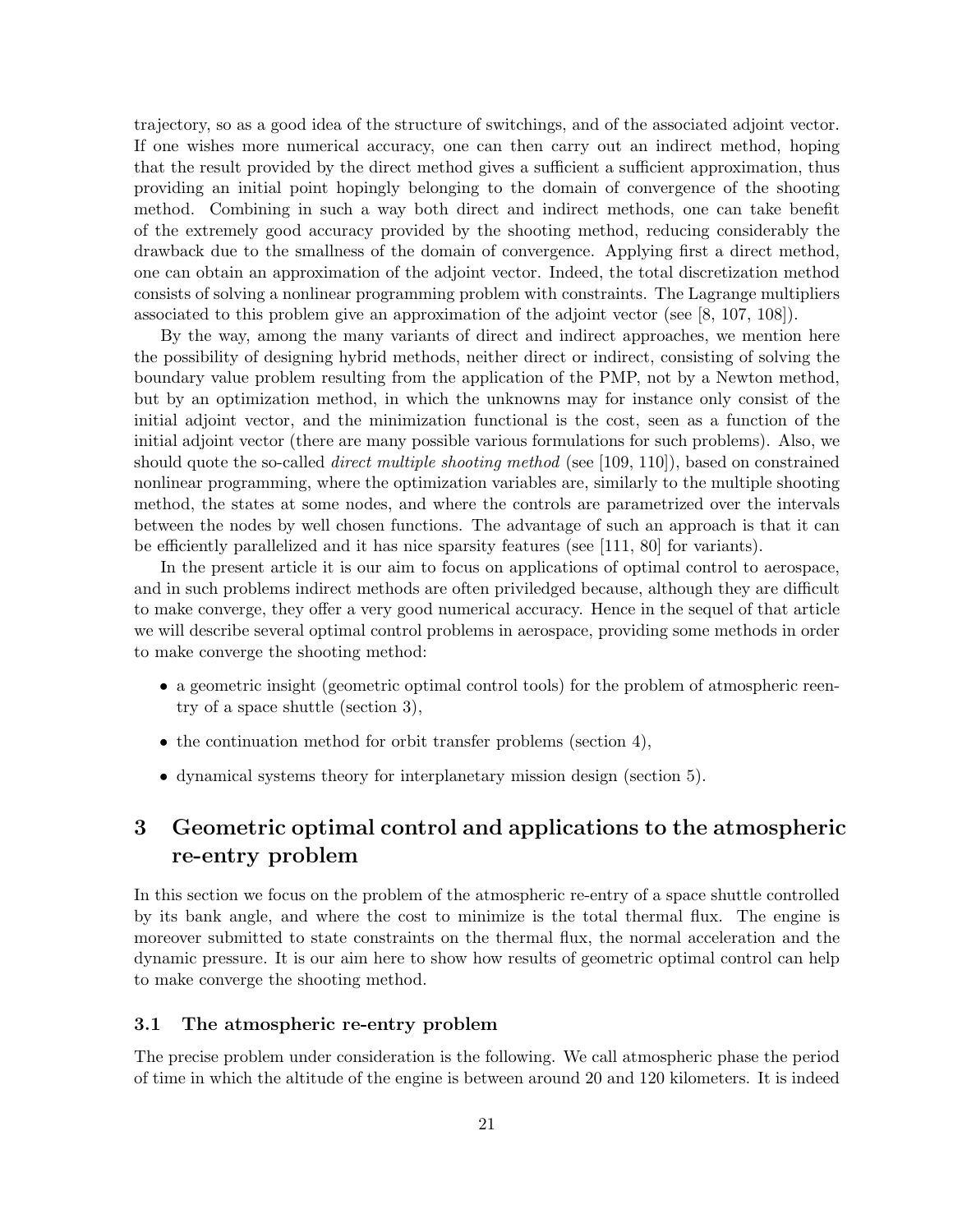trajectory, so as a good idea of the structure of switchings, and of the associated adjoint vector. If one wishes more numerical accuracy, one can then carry out an indirect method, hoping that the result provided by the direct method gives a sufficient a sufficient approximation, thus providing an initial point hopingly belonging to the domain of convergence of the shooting method. Combining in such a way both direct and indirect methods, one can take benefit of the extremely good accuracy provided by the shooting method, reducing considerably the drawback due to the smallness of the domain of convergence. Applying first a direct method, one can obtain an approximation of the adjoint vector. Indeed, the total discretization method consists of solving a nonlinear programming problem with constraints. The Lagrange multipliers associated to this problem give an approximation of the adjoint vector (see [8, 107, 108]).

By the way, among the many variants of direct and indirect approaches, we mention here the possibility of designing hybrid methods, neither direct or indirect, consisting of solving the boundary value problem resulting from the application of the PMP, not by a Newton method, but by an optimization method, in which the unknowns may for instance only consist of the initial adjoint vector, and the minimization functional is the cost, seen as a function of the initial adjoint vector (there are many possible various formulations for such problems). Also, we should quote the so-called *direct multiple shooting method* (see [109, 110]), based on constrained nonlinear programming, where the optimization variables are, similarly to the multiple shooting method, the states at some nodes, and where the controls are parametrized over the intervals between the nodes by well chosen functions. The advantage of such an approach is that it can be efficiently parallelized and it has nice sparsity features (see [111, 80] for variants).

In the present article it is our aim to focus on applications of optimal control to aerospace, and in such problems indirect methods are often priviledged because, although they are difficult to make converge, they offer a very good numerical accuracy. Hence in the sequel of that article we will describe several optimal control problems in aerospace, providing some methods in order to make converge the shooting method:

- a geometric insight (geometric optimal control tools) for the problem of atmospheric reentry of a space shuttle (section 3),
- the continuation method for orbit transfer problems (section 4),
- dynamical systems theory for interplanetary mission design (section 5).

# 3 Geometric optimal control and applications to the atmospheric re-entry problem

In this section we focus on the problem of the atmospheric re-entry of a space shuttle controlled by its bank angle, and where the cost to minimize is the total thermal flux. The engine is moreover submitted to state constraints on the thermal flux, the normal acceleration and the dynamic pressure. It is our aim here to show how results of geometric optimal control can help to make converge the shooting method.

## 3.1 The atmospheric re-entry problem

The precise problem under consideration is the following. We call atmospheric phase the period of time in which the altitude of the engine is between around 20 and 120 kilometers. It is indeed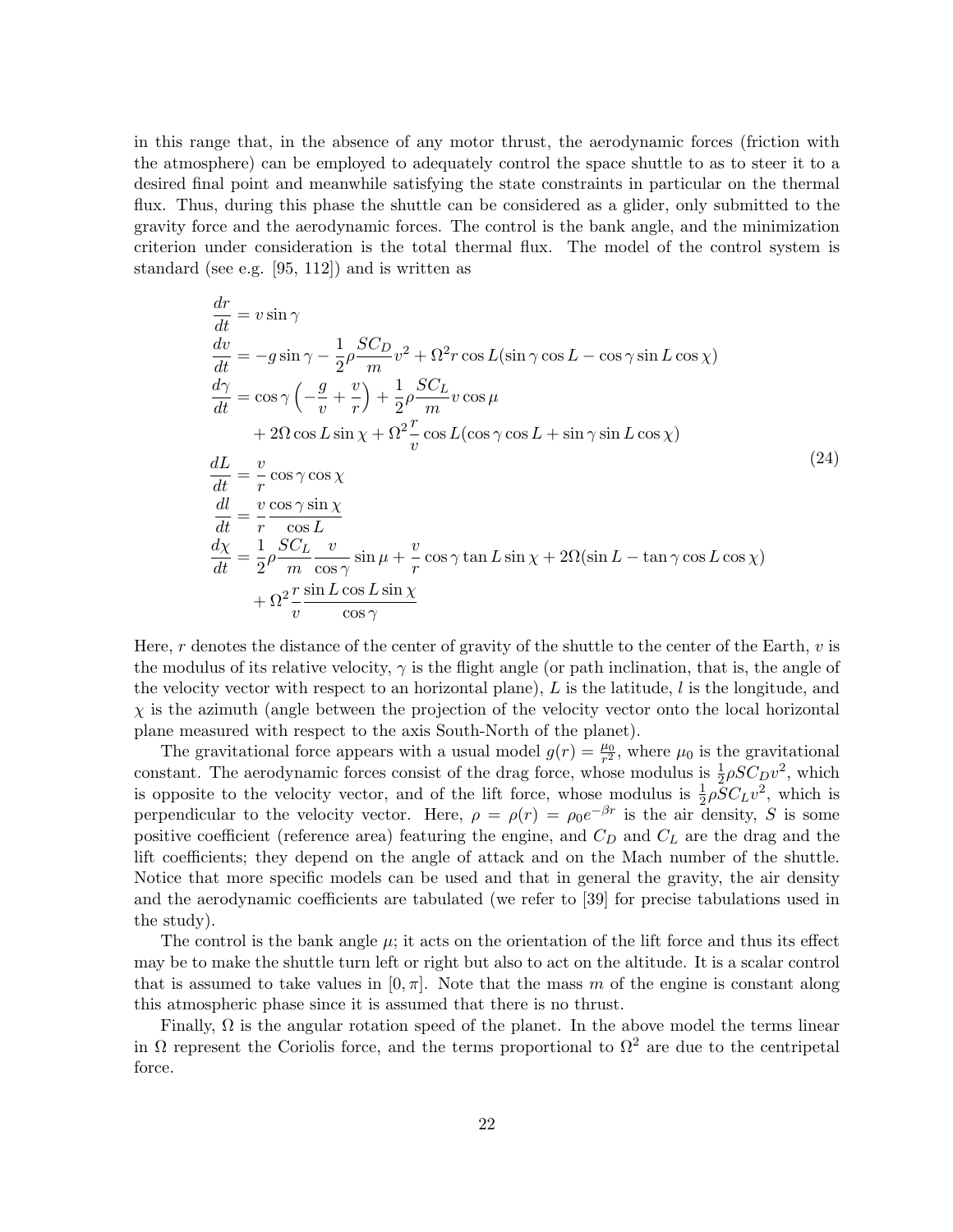in this range that, in the absence of any motor thrust, the aerodynamic forces (friction with the atmosphere) can be employed to adequately control the space shuttle to as to steer it to a desired final point and meanwhile satisfying the state constraints in particular on the thermal flux. Thus, during this phase the shuttle can be considered as a glider, only submitted to the gravity force and the aerodynamic forces. The control is the bank angle, and the minimization criterion under consideration is the total thermal flux. The model of the control system is standard (see e.g. [95, 112]) and is written as

$$
\begin{aligned}
\frac{dr}{dt} &= v\sin\gamma \\
\frac{dv}{dt} &= -g\sin\gamma - \frac{1}{2}\rho\frac{SC_D}{m}v^2 + \Omega^2 r\cos L(\sin\gamma\cos L - \cos\gamma\sin L\cos\chi) \\
\frac{d\gamma}{dt} &= \cos\gamma\left(-\frac{g}{v}+\frac{v}{r}\right) + \frac{1}{2}\rho\frac{SC_L}{m}v\cos\mu \\
&\quad + 2\Omega\cos L\sin\chi + \Omega^2\frac{r}{v}\cos L(\cos\gamma\cos L + \sin\gamma\sin L\cos\chi) \\
\frac{dL}{dt} &= \frac{v}{r}\cos\gamma\cos\chi \\
\frac{dl}{dt} &= \frac{v}{r}\frac{\cos\gamma\sin\chi}{\cos L} \\
\frac{d\chi}{dt} &= \frac{1}{2}\rho\frac{SC_L}{m}\frac{v}{\cos\gamma}\sin\mu + \frac{v}{r}\cos\gamma\tan L\sin\chi + 2\Omega(\sin L - \tan\gamma\cos L\cos\chi) \\
&\quad + \Omega^2\frac{r}{v}\frac{\sin L\cos L\sin\chi}{\cos\gamma}
\end{aligned}
\tag{24}
$$

Here, $r$ denotes the distance of the center of gravity of the shuttle to the center of the Earth, $v$ is the modulus of its relative velocity, $\gamma$ is the flight angle (or path inclination, that is, the angle of the velocity vector with respect to an horizontal plane), $L$ is the latitude, $l$ is the longitude, and $\chi$ is the azimuth (angle between the projection of the velocity vector onto the local horizontal plane measured with respect to the axis South-North of the planet).

The gravitational force appears with a usual model $g(r) = \frac{\mu_0}{r^2}$, where $\mu_0$ is the gravitational constant. The aerodynamic forces consist of the drag force, whose modulus is $\frac{1}{2}\rho SC_D v^2$, which is opposite to the velocity vector, and of the lift force, whose modulus is $\frac{1}{2}\rho SC_L v^2$, which is perpendicular to the velocity vector. Here, $\rho = \rho(r) = \rho_0 e^{-\beta r}$ is the air density, $S$ is some positive coefficient (reference area) featuring the engine, and $C_D$ and $C_L$ are the drag and the lift coefficients; they depend on the angle of attack and on the Mach number of the shuttle. Notice that more specific models can be used and that in general the gravity, the air density and the aerodynamic coefficients are tabulated (we refer to [39] for precise tabulations used in the study).

The control is the bank angle $\mu$; it acts on the orientation of the lift force and thus its effect may be to make the shuttle turn left or right but also to act on the altitude. It is a scalar control that is assumed to take values in $[0, \pi]$. Note that the mass $m$ of the engine is constant along this atmospheric phase since it is assumed that there is no thrust.

Finally, $\Omega$ is the angular rotation speed of the planet. In the above model the terms linear in $\Omega$ represent the Coriolis force, and the terms proportional to $\Omega^2$ are due to the centripetal force.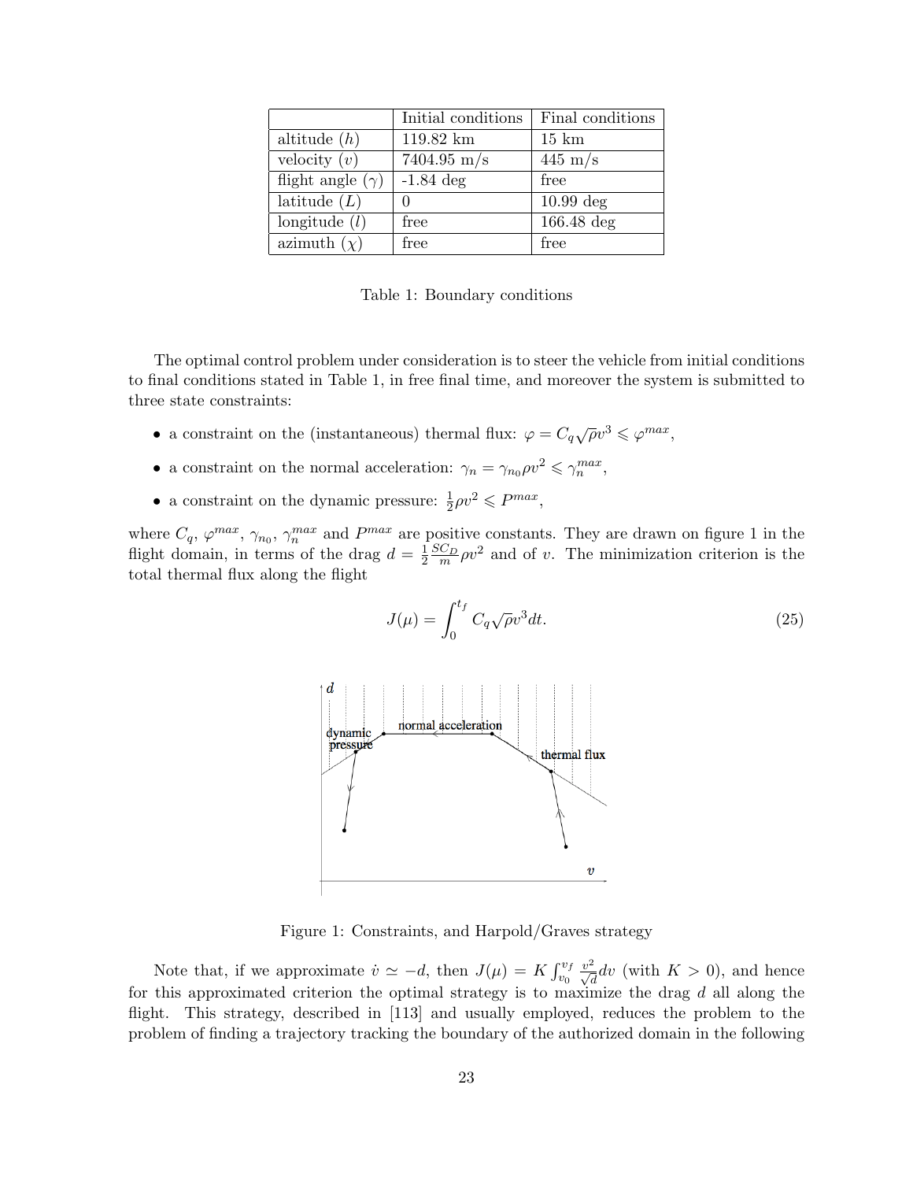| | Initial conditions | Final conditions |
|---|---|---|
| altitude ($h$) | 119.82 km | 15 km |
| velocity ($v$) | 7404.95 m/s | 445 m/s |
| flight angle ($\gamma$) | -1.84 deg | free |
| latitude ($L$) | 0 | 10.99 deg |
| longitude ($l$) | free | 166.48 deg |
| azimuth ($\chi$) | free | free |

Table 1: Boundary conditions

The optimal control problem under consideration is to steer the vehicle from initial conditions to final conditions stated in Table 1, in free final time, and moreover the system is submitted to three state constraints:

- a constraint on the (instantaneous) thermal flux: $\varphi = C_q\sqrt{\rho}v^3 \leqslant \varphi^{max}$,
- a constraint on the normal acceleration: $\gamma_n = \gamma_{n_0}\rho v^2 \leqslant \gamma_n^{max}$,
- a constraint on the dynamic pressure: $\frac{1}{2}\rho v^2 \leqslant P^{max}$,

where $C_q$, $\varphi^{max}$, $\gamma_{n_0}$, $\gamma_n^{max}$ and $P^{max}$ are positive constants. They are drawn on figure 1 in the flight domain, in terms of the drag $d = \frac{1}{2}\frac{SC_D}{m}\rho v^2$ and of $v$. The minimization criterion is the total thermal flux along the flight

$$J(\mu) = \int_0^{t_f} C_q\sqrt{\rho}v^3 dt. \tag{25}$$

Figure 1: Constraints, and Harpold/Graves strategy

Note that, if we approximate $\dot{v} \simeq -d$, then $J(\mu) = K\int_{v_0}^{v_f} \frac{v^2}{\sqrt{d}}dv$ (with $K > 0$), and hence for this approximated criterion the optimal strategy is to maximize the drag $d$ all along the flight. This strategy, described in [113] and usually employed, reduces the problem to the problem of finding a trajectory tracking the boundary of the authorized domain in the following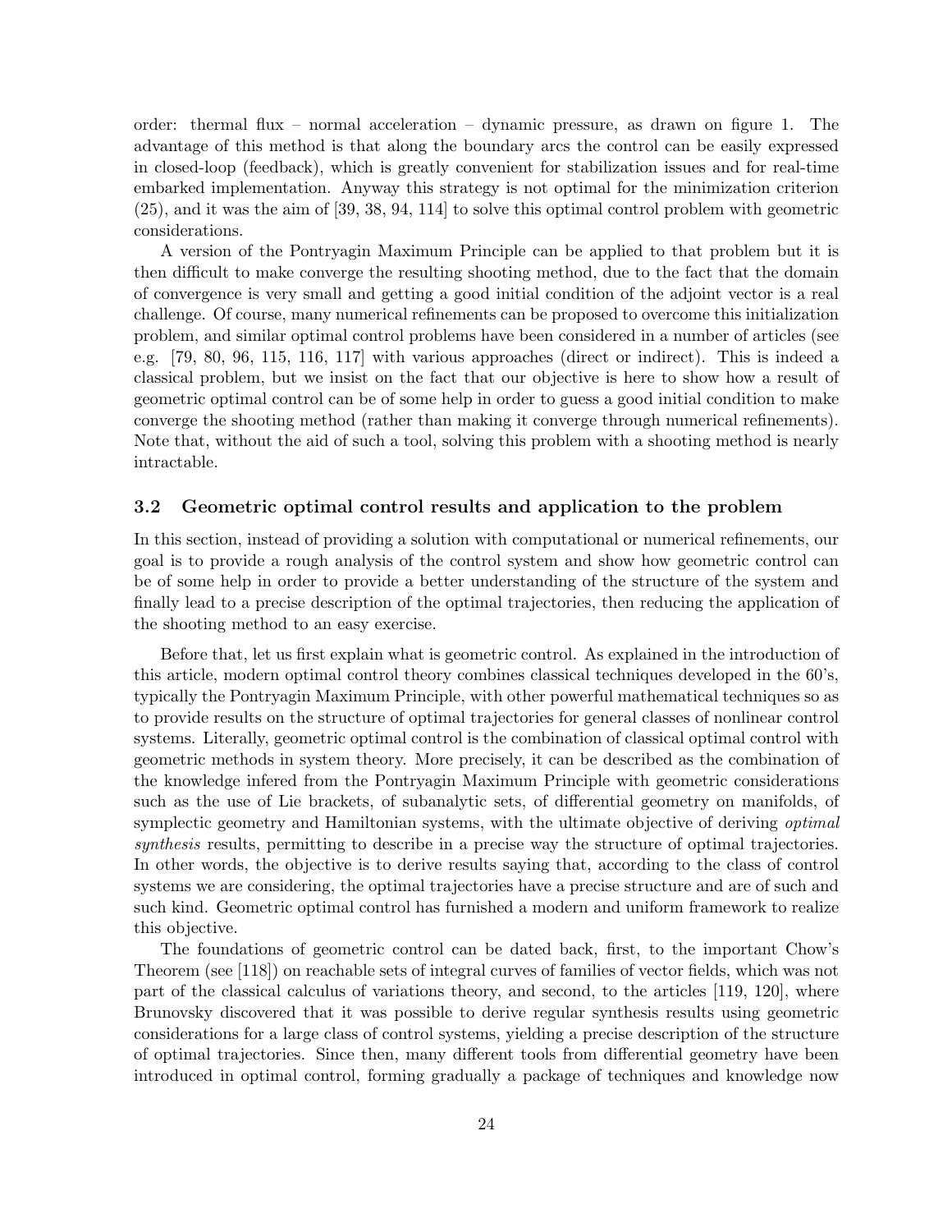order: thermal flux – normal acceleration – dynamic pressure, as drawn on figure 1. The advantage of this method is that along the boundary arcs the control can be easily expressed in closed-loop (feedback), which is greatly convenient for stabilization issues and for real-time embarked implementation. Anyway this strategy is not optimal for the minimization criterion (25), and it was the aim of [39, 38, 94, 114] to solve this optimal control problem with geometric considerations.

A version of the Pontryagin Maximum Principle can be applied to that problem but it is then difficult to make converge the resulting shooting method, due to the fact that the domain of convergence is very small and getting a good initial condition of the adjoint vector is a real challenge. Of course, many numerical refinements can be proposed to overcome this initialization problem, and similar optimal control problems have been considered in a number of articles (see e.g. [79, 80, 96, 115, 116, 117] with various approaches (direct or indirect). This is indeed a classical problem, but we insist on the fact that our objective is here to show how a result of geometric optimal control can be of some help in order to guess a good initial condition to make converge the shooting method (rather than making it converge through numerical refinements). Note that, without the aid of such a tool, solving this problem with a shooting method is nearly intractable.

### 3.2 Geometric optimal control results and application to the problem

In this section, instead of providing a solution with computational or numerical refinements, our goal is to provide a rough analysis of the control system and show how geometric control can be of some help in order to provide a better understanding of the structure of the system and finally lead to a precise description of the optimal trajectories, then reducing the application of the shooting method to an easy exercise.

Before that, let us first explain what is geometric control. As explained in the introduction of this article, modern optimal control theory combines classical techniques developed in the 60's, typically the Pontryagin Maximum Principle, with other powerful mathematical techniques so as to provide results on the structure of optimal trajectories for general classes of nonlinear control systems. Literally, geometric optimal control is the combination of classical optimal control with geometric methods in system theory. More precisely, it can be described as the combination of the knowledge infered from the Pontryagin Maximum Principle with geometric considerations such as the use of Lie brackets, of subanalytic sets, of differential geometry on manifolds, of symplectic geometry and Hamiltonian systems, with the ultimate objective of deriving *optimal synthesis* results, permitting to describe in a precise way the structure of optimal trajectories. In other words, the objective is to derive results saying that, according to the class of control systems we are considering, the optimal trajectories have a precise structure and are of such and such kind. Geometric optimal control has furnished a modern and uniform framework to realize this objective.

The foundations of geometric control can be dated back, first, to the important Chow's Theorem (see [118]) on reachable sets of integral curves of families of vector fields, which was not part of the classical calculus of variations theory, and second, to the articles [119, 120], where Brunovsky discovered that it was possible to derive regular synthesis results using geometric considerations for a large class of control systems, yielding a precise description of the structure of optimal trajectories. Since then, many different tools from differential geometry have been introduced in optimal control, forming gradually a package of techniques and knowledge now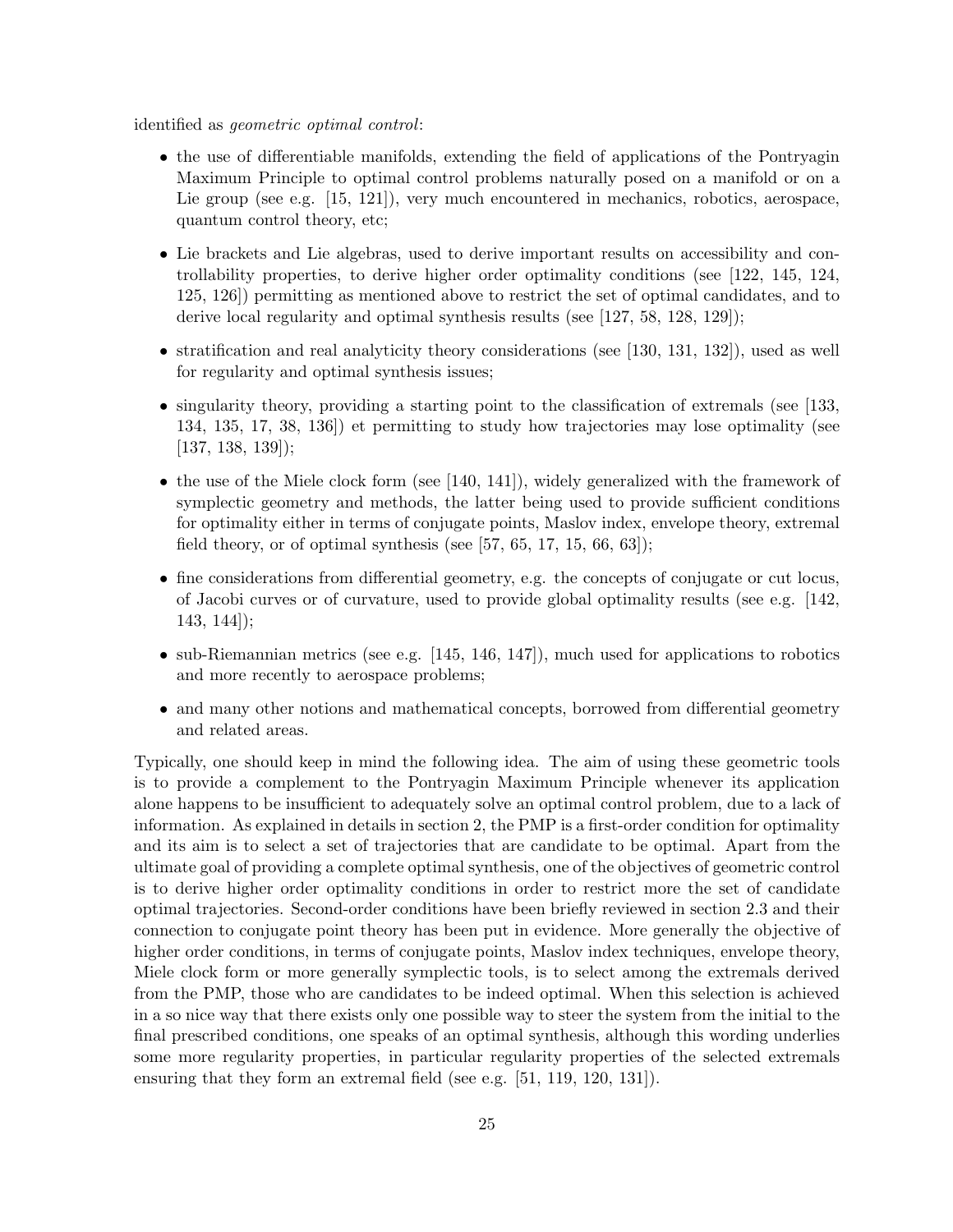identified as *geometric optimal control*:

- the use of differentiable manifolds, extending the field of applications of the Pontryagin Maximum Principle to optimal control problems naturally posed on a manifold or on a Lie group (see e.g. [15, 121]), very much encountered in mechanics, robotics, aerospace, quantum control theory, etc;
- Lie brackets and Lie algebras, used to derive important results on accessibility and controllability properties, to derive higher order optimality conditions (see [122, 145, 124, 125, 126]) permitting as mentioned above to restrict the set of optimal candidates, and to derive local regularity and optimal synthesis results (see [127, 58, 128, 129]);
- stratification and real analyticity theory considerations (see [130, 131, 132]), used as well for regularity and optimal synthesis issues;
- singularity theory, providing a starting point to the classification of extremals (see [133, 134, 135, 17, 38, 136]) et permitting to study how trajectories may lose optimality (see [137, 138, 139]);
- the use of the Miele clock form (see [140, 141]), widely generalized with the framework of symplectic geometry and methods, the latter being used to provide sufficient conditions for optimality either in terms of conjugate points, Maslov index, envelope theory, extremal field theory, or of optimal synthesis (see [57, 65, 17, 15, 66, 63]);
- fine considerations from differential geometry, e.g. the concepts of conjugate or cut locus, of Jacobi curves or of curvature, used to provide global optimality results (see e.g. [142, 143, 144]);
- sub-Riemannian metrics (see e.g. [145, 146, 147]), much used for applications to robotics and more recently to aerospace problems;
- and many other notions and mathematical concepts, borrowed from differential geometry and related areas.

Typically, one should keep in mind the following idea. The aim of using these geometric tools is to provide a complement to the Pontryagin Maximum Principle whenever its application alone happens to be insufficient to adequately solve an optimal control problem, due to a lack of information. As explained in details in section 2, the PMP is a first-order condition for optimality and its aim is to select a set of trajectories that are candidate to be optimal. Apart from the ultimate goal of providing a complete optimal synthesis, one of the objectives of geometric control is to derive higher order optimality conditions in order to restrict more the set of candidate optimal trajectories. Second-order conditions have been briefly reviewed in section 2.3 and their connection to conjugate point theory has been put in evidence. More generally the objective of higher order conditions, in terms of conjugate points, Maslov index techniques, envelope theory, Miele clock form or more generally symplectic tools, is to select among the extremals derived from the PMP, those who are candidates to be indeed optimal. When this selection is achieved in a so nice way that there exists only one possible way to steer the system from the initial to the final prescribed conditions, one speaks of an optimal synthesis, although this wording underlies some more regularity properties, in particular regularity properties of the selected extremals ensuring that they form an extremal field (see e.g. [51, 119, 120, 131]).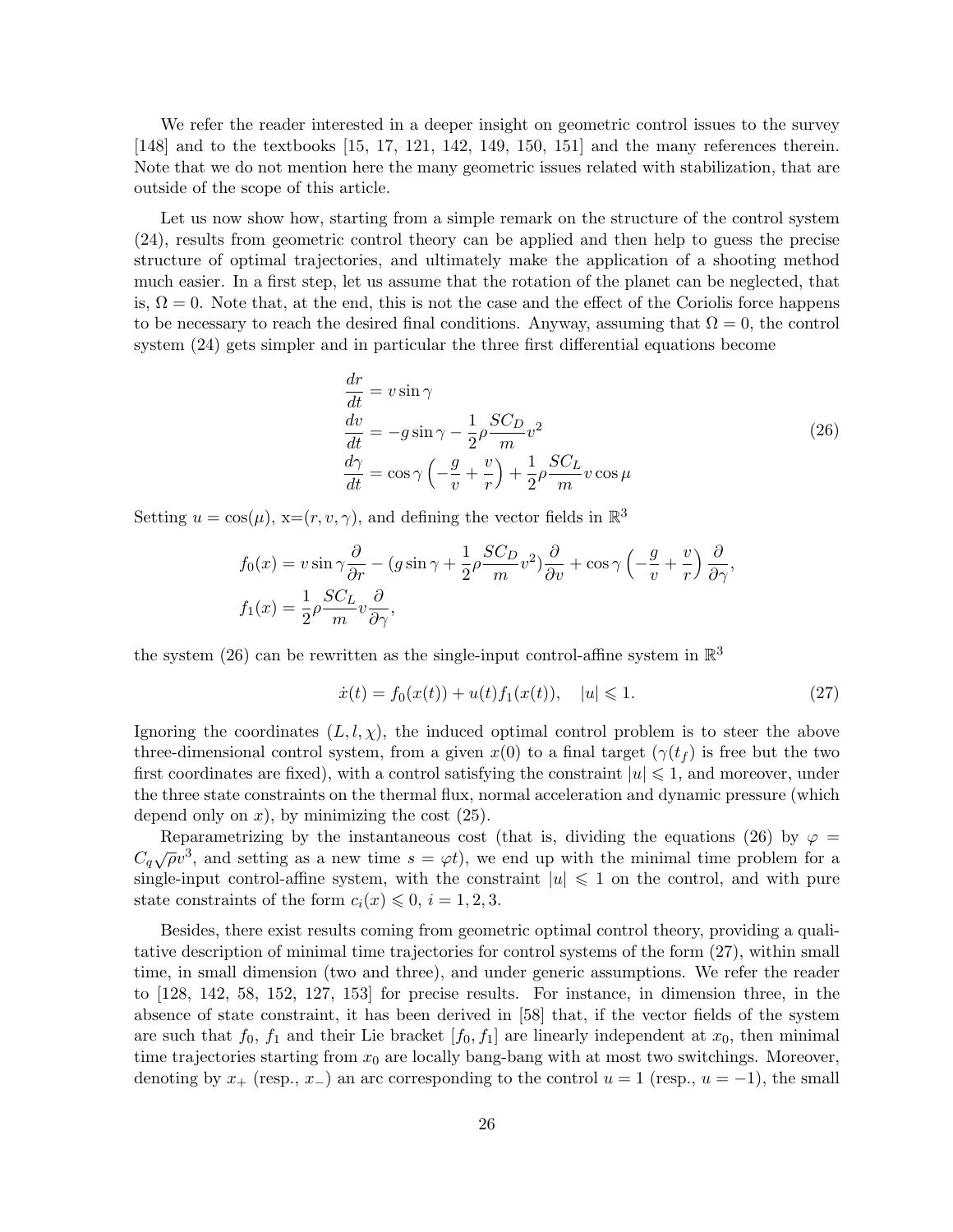We refer the reader interested in a deeper insight on geometric control issues to the survey [148] and to the textbooks [15, 17, 121, 142, 149, 150, 151] and the many references therein. Note that we do not mention here the many geometric issues related with stabilization, that are outside of the scope of this article.

Let us now show how, starting from a simple remark on the structure of the control system (24), results from geometric control theory can be applied and then help to guess the precise structure of optimal trajectories, and ultimately make the application of a shooting method much easier. In a first step, let us assume that the rotation of the planet can be neglected, that is, $\Omega = 0$. Note that, at the end, this is not the case and the effect of the Coriolis force happens to be necessary to reach the desired final conditions. Anyway, assuming that $\Omega = 0$, the control system (24) gets simpler and in particular the three first differential equations become

$$
\begin{aligned}
\frac{dr}{dt} &= v \sin \gamma \\
\frac{dv}{dt} &= -g \sin \gamma - \frac{1}{2} \rho \frac{SC_D}{m} v^2 \\
\frac{d\gamma}{dt} &= \cos \gamma \left( -\frac{g}{v} + \frac{v}{r} \right) + \frac{1}{2} \rho \frac{SC_L}{m} v \cos \mu
\end{aligned}
\tag{26}
$$

Setting $u = \cos(\mu)$, $x = (r, v, \gamma)$, and defining the vector fields in $\mathbb{R}^3$

$$
\begin{aligned}
f_0(x) &= v \sin \gamma \frac{\partial}{\partial r} - (g \sin \gamma + \frac{1}{2} \rho \frac{SC_D}{m} v^2) \frac{\partial}{\partial v} + \cos \gamma \left( -\frac{g}{v} + \frac{v}{r} \right) \frac{\partial}{\partial \gamma}, \\
f_1(x) &= \frac{1}{2} \rho \frac{SC_L}{m} v \frac{\partial}{\partial \gamma},
\end{aligned}
$$

the system (26) can be rewritten as the single-input control-affine system in $\mathbb{R}^3$

$$
\dot{x}(t) = f_0(x(t)) + u(t) f_1(x(t)), \quad |u| \leqslant 1. \tag{27}
$$

Ignoring the coordinates $(L, l, \chi)$, the induced optimal control problem is to steer the above three-dimensional control system, from a given $x(0)$ to a final target ($\gamma(t_f)$ is free but the two first coordinates are fixed), with a control satisfying the constraint $|u| \leqslant 1$, and moreover, under the three state constraints on the thermal flux, normal acceleration and dynamic pressure (which depend only on $x$), by minimizing the cost (25).

Reparametrizing by the instantaneous cost (that is, dividing the equations (26) by $\varphi = C_q \sqrt{\rho} v^3$, and setting as a new time $s = \varphi t$), we end up with the minimal time problem for a single-input control-affine system, with the constraint $|u| \leqslant 1$ on the control, and with pure state constraints of the form $c_i(x) \leqslant 0$, $i = 1, 2, 3$.

Besides, there exist results coming from geometric optimal control theory, providing a qualitative description of minimal time trajectories for control systems of the form (27), within small time, in small dimension (two and three), and under generic assumptions. We refer the reader to [128, 142, 58, 152, 127, 153] for precise results. For instance, in dimension three, in the absence of state constraint, it has been derived in [58] that, if the vector fields of the system are such that $f_0$, $f_1$ and their Lie bracket $[f_0, f_1]$ are linearly independent at $x_0$, then minimal time trajectories starting from $x_0$ are locally bang-bang with at most two switchings. Moreover, denoting by $x_+$ (resp., $x_-$) an arc corresponding to the control $u = 1$ (resp., $u = -1$), the small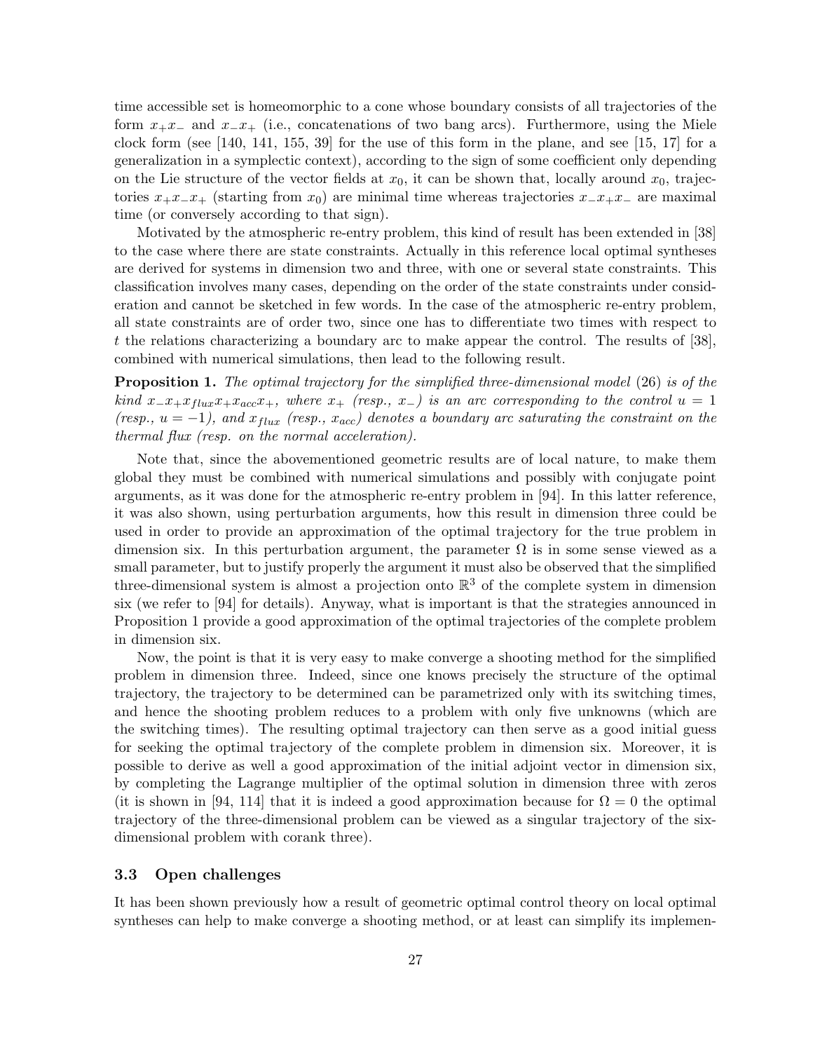time accessible set is homeomorphic to a cone whose boundary consists of all trajectories of the form $x_+x_-$ and $x_-x_+$ (i.e., concatenations of two bang arcs). Furthermore, using the Miele clock form (see [140, 141, 155, 39] for the use of this form in the plane, and see [15, 17] for a generalization in a symplectic context), according to the sign of some coefficient only depending on the Lie structure of the vector fields at $x_0$, it can be shown that, locally around $x_0$, trajectories $x_+x_-x_+$ (starting from $x_0$) are minimal time whereas trajectories $x_-x_+x_-$ are maximal time (or conversely according to that sign).

Motivated by the atmospheric re-entry problem, this kind of result has been extended in [38] to the case where there are state constraints. Actually in this reference local optimal syntheses are derived for systems in dimension two and three, with one or several state constraints. This classification involves many cases, depending on the order of the state constraints under consideration and cannot be sketched in few words. In the case of the atmospheric re-entry problem, all state constraints are of order two, since one has to differentiate two times with respect to $t$ the relations characterizing a boundary arc to make appear the control. The results of [38], combined with numerical simulations, then lead to the following result.

**Proposition 1.** *The optimal trajectory for the simplified three-dimensional model* (26) *is of the kind $x_-x_+x_{flux}x_+x_{acc}x_+$, where $x_+$ (resp., $x_-$) is an arc corresponding to the control $u = 1$ (resp., $u = -1$), and $x_{flux}$ (resp., $x_{acc}$) denotes a boundary arc saturating the constraint on the thermal flux (resp. on the normal acceleration).*

Note that, since the abovementioned geometric results are of local nature, to make them global they must be combined with numerical simulations and possibly with conjugate point arguments, as it was done for the atmospheric re-entry problem in [94]. In this latter reference, it was also shown, using perturbation arguments, how this result in dimension three could be used in order to provide an approximation of the optimal trajectory for the true problem in dimension six. In this perturbation argument, the parameter $\Omega$ is in some sense viewed as a small parameter, but to justify properly the argument it must also be observed that the simplified three-dimensional system is almost a projection onto $\mathbb{R}^3$ of the complete system in dimension six (we refer to [94] for details). Anyway, what is important is that the strategies announced in Proposition 1 provide a good approximation of the optimal trajectories of the complete problem in dimension six.

Now, the point is that it is very easy to make converge a shooting method for the simplified problem in dimension three. Indeed, since one knows precisely the structure of the optimal trajectory, the trajectory to be determined can be parametrized only with its switching times, and hence the shooting problem reduces to a problem with only five unknowns (which are the switching times). The resulting optimal trajectory can then serve as a good initial guess for seeking the optimal trajectory of the complete problem in dimension six. Moreover, it is possible to derive as well a good approximation of the initial adjoint vector in dimension six, by completing the Lagrange multiplier of the optimal solution in dimension three with zeros (it is shown in [94, 114] that it is indeed a good approximation because for $\Omega = 0$ the optimal trajectory of the three-dimensional problem can be viewed as a singular trajectory of the six-dimensional problem with corank three).

### 3.3 Open challenges

It has been shown previously how a result of geometric optimal control theory on local optimal syntheses can help to make converge a shooting method, or at least can simplify its implemen-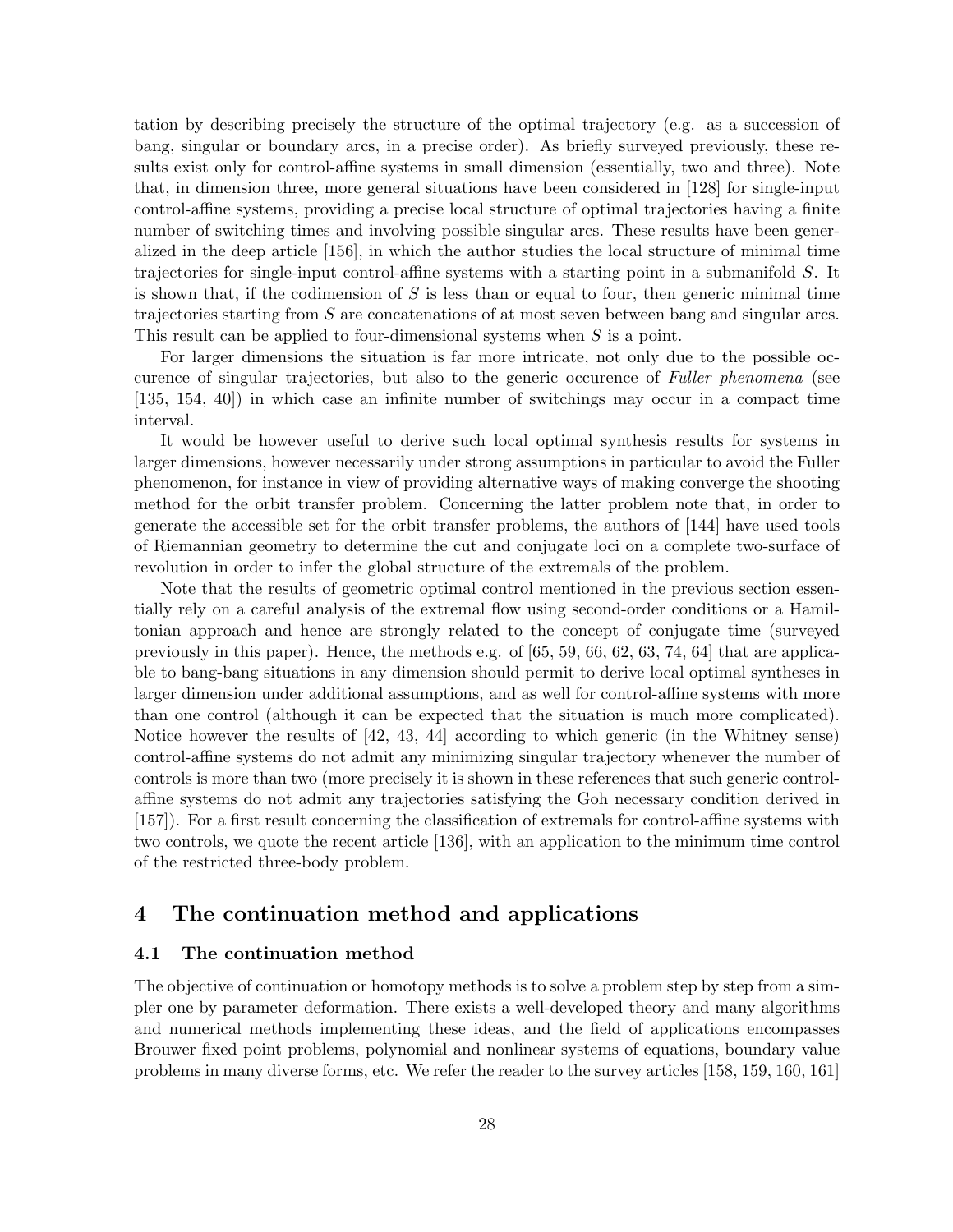tation by describing precisely the structure of the optimal trajectory (e.g. as a succession of bang, singular or boundary arcs, in a precise order). As briefly surveyed previously, these results exist only for control-affine systems in small dimension (essentially, two and three). Note that, in dimension three, more general situations have been considered in [128] for single-input control-affine systems, providing a precise local structure of optimal trajectories having a finite number of switching times and involving possible singular arcs. These results have been generalized in the deep article [156], in which the author studies the local structure of minimal time trajectories for single-input control-affine systems with a starting point in a submanifold $S$. It is shown that, if the codimension of $S$ is less than or equal to four, then generic minimal time trajectories starting from $S$ are concatenations of at most seven between bang and singular arcs. This result can be applied to four-dimensional systems when $S$ is a point.

For larger dimensions the situation is far more intricate, not only due to the possible occurence of singular trajectories, but also to the generic occurence of *Fuller phenomena* (see [135, 154, 40]) in which case an infinite number of switchings may occur in a compact time interval.

It would be however useful to derive such local optimal synthesis results for systems in larger dimensions, however necessarily under strong assumptions in particular to avoid the Fuller phenomenon, for instance in view of providing alternative ways of making converge the shooting method for the orbit transfer problem. Concerning the latter problem note that, in order to generate the accessible set for the orbit transfer problems, the authors of [144] have used tools of Riemannian geometry to determine the cut and conjugate loci on a complete two-surface of revolution in order to infer the global structure of the extremals of the problem.

Note that the results of geometric optimal control mentioned in the previous section essentially rely on a careful analysis of the extremal flow using second-order conditions or a Hamiltonian approach and hence are strongly related to the concept of conjugate time (surveyed previously in this paper). Hence, the methods e.g. of [65, 59, 66, 62, 63, 74, 64] that are applicable to bang-bang situations in any dimension should permit to derive local optimal syntheses in larger dimension under additional assumptions, and as well for control-affine systems with more than one control (although it can be expected that the situation is much more complicated). Notice however the results of [42, 43, 44] according to which generic (in the Whitney sense) control-affine systems do not admit any minimizing singular trajectory whenever the number of controls is more than two (more precisely it is shown in these references that such generic control-affine systems do not admit any trajectories satisfying the Goh necessary condition derived in [157]). For a first result concerning the classification of extremals for control-affine systems with two controls, we quote the recent article [136], with an application to the minimum time control of the restricted three-body problem.

# 4 The continuation method and applications

## 4.1 The continuation method

The objective of continuation or homotopy methods is to solve a problem step by step from a simpler one by parameter deformation. There exists a well-developed theory and many algorithms and numerical methods implementing these ideas, and the field of applications encompasses Brouwer fixed point problems, polynomial and nonlinear systems of equations, boundary value problems in many diverse forms, etc. We refer the reader to the survey articles [158, 159, 160, 161]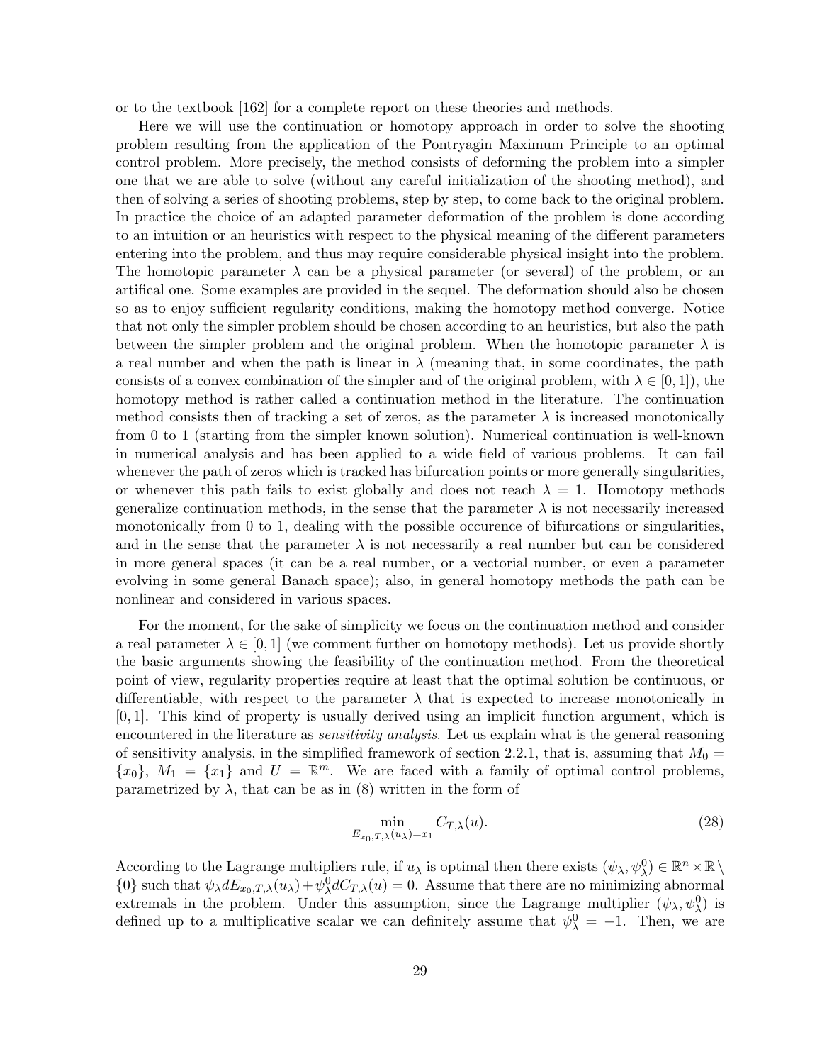or to the textbook [162] for a complete report on these theories and methods.

Here we will use the continuation or homotopy approach in order to solve the shooting problem resulting from the application of the Pontryagin Maximum Principle to an optimal control problem. More precisely, the method consists of deforming the problem into a simpler one that we are able to solve (without any careful initialization of the shooting method), and then of solving a series of shooting problems, step by step, to come back to the original problem. In practice the choice of an adapted parameter deformation of the problem is done according to an intuition or an heuristics with respect to the physical meaning of the different parameters entering into the problem, and thus may require considerable physical insight into the problem. The homotopic parameter $\lambda$ can be a physical parameter (or several) of the problem, or an artifical one. Some examples are provided in the sequel. The deformation should also be chosen so as to enjoy sufficient regularity conditions, making the homotopy method converge. Notice that not only the simpler problem should be chosen according to an heuristics, but also the path between the simpler problem and the original problem. When the homotopic parameter $\lambda$ is a real number and when the path is linear in $\lambda$ (meaning that, in some coordinates, the path consists of a convex combination of the simpler and of the original problem, with $\lambda \in [0, 1]$), the homotopy method is rather called a continuation method in the literature. The continuation method consists then of tracking a set of zeros, as the parameter $\lambda$ is increased monotonically from 0 to 1 (starting from the simpler known solution). Numerical continuation is well-known in numerical analysis and has been applied to a wide field of various problems. It can fail whenever the path of zeros which is tracked has bifurcation points or more generally singularities, or whenever this path fails to exist globally and does not reach $\lambda = 1$. Homotopy methods generalize continuation methods, in the sense that the parameter $\lambda$ is not necessarily increased monotonically from 0 to 1, dealing with the possible occurence of bifurcations or singularities, and in the sense that the parameter $\lambda$ is not necessarily a real number but can be considered in more general spaces (it can be a real number, or a vectorial number, or even a parameter evolving in some general Banach space); also, in general homotopy methods the path can be nonlinear and considered in various spaces.

For the moment, for the sake of simplicity we focus on the continuation method and consider a real parameter $\lambda \in [0, 1]$ (we comment further on homotopy methods). Let us provide shortly the basic arguments showing the feasibility of the continuation method. From the theoretical point of view, regularity properties require at least that the optimal solution be continuous, or differentiable, with respect to the parameter $\lambda$ that is expected to increase monotonically in $[0, 1]$. This kind of property is usually derived using an implicit function argument, which is encountered in the literature as *sensitivity analysis*. Let us explain what is the general reasoning of sensitivity analysis, in the simplified framework of section 2.2.1, that is, assuming that $M_0 = \{x_0\}$, $M_1 = \{x_1\}$ and $U = \mathbb{R}^m$. We are faced with a family of optimal control problems, parametrized by $\lambda$, that can be as in (8) written in the form of

$$\min_{E_{x_0,T,\lambda}(u_\lambda)=x_1} C_{T,\lambda}(u). \tag{28}$$

According to the Lagrange multipliers rule, if $u_\lambda$ is optimal then there exists $(\psi_\lambda, \psi_\lambda^0) \in \mathbb{R}^n \times \mathbb{R} \setminus \{0\}$ such that $\psi_\lambda dE_{x_0,T,\lambda}(u_\lambda) + \psi_\lambda^0 dC_{T,\lambda}(u) = 0$. Assume that there are no minimizing abnormal extremals in the problem. Under this assumption, since the Lagrange multiplier $(\psi_\lambda, \psi_\lambda^0)$ is defined up to a multiplicative scalar we can definitely assume that $\psi_\lambda^0 = -1$. Then, we are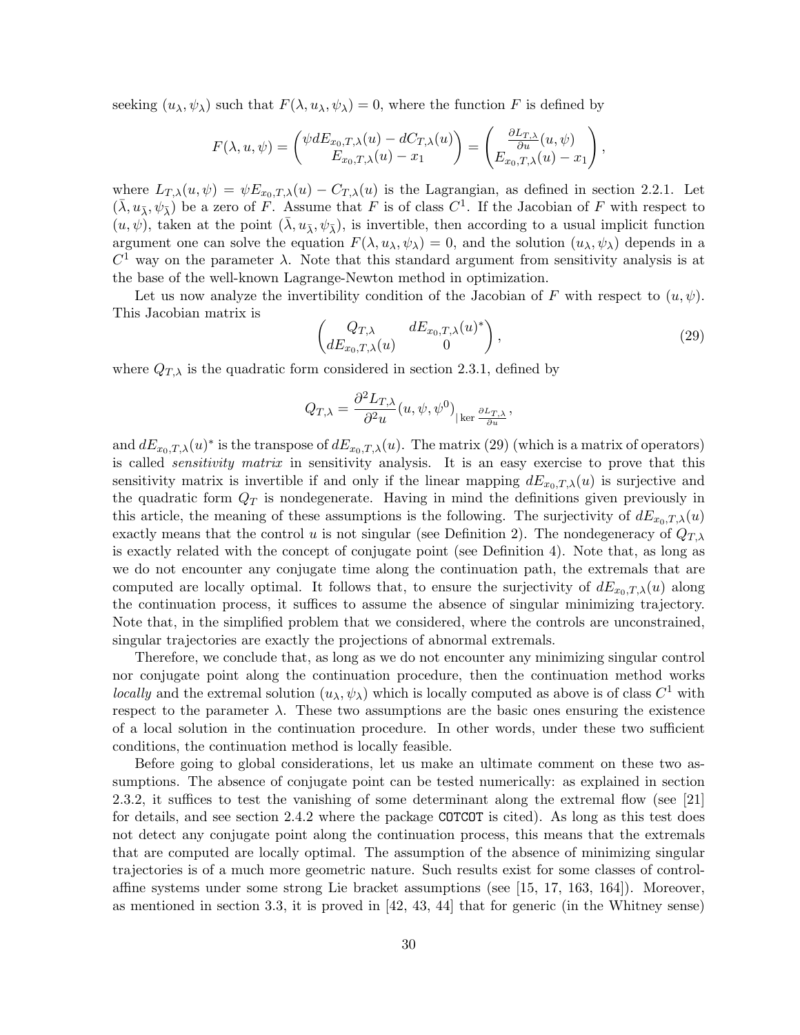seeking $(u_\lambda, \psi_\lambda)$ such that $F(\lambda, u_\lambda, \psi_\lambda) = 0$, where the function $F$ is defined by

$$F(\lambda, u, \psi) = \begin{pmatrix} \psi dE_{x_0,T,\lambda}(u) - dC_{T,\lambda}(u) \\ E_{x_0,T,\lambda}(u) - x_1 \end{pmatrix} = \begin{pmatrix} \frac{\partial L_{T,\lambda}}{\partial u}(u, \psi) \\ E_{x_0,T,\lambda}(u) - x_1 \end{pmatrix},$$

where $L_{T,\lambda}(u, \psi) = \psi E_{x_0,T,\lambda}(u) - C_{T,\lambda}(u)$ is the Lagrangian, as defined in section 2.2.1. Let $(\bar\lambda, u_{\bar\lambda}, \psi_{\bar\lambda})$ be a zero of $F$. Assume that $F$ is of class $C^1$. If the Jacobian of $F$ with respect to $(u, \psi)$, taken at the point $(\bar\lambda, u_{\bar\lambda}, \psi_{\bar\lambda})$, is invertible, then according to a usual implicit function argument one can solve the equation $F(\lambda, u_\lambda, \psi_\lambda) = 0$, and the solution $(u_\lambda, \psi_\lambda)$ depends in a $C^1$ way on the parameter $\lambda$. Note that this standard argument from sensitivity analysis is at the base of the well-known Lagrange-Newton method in optimization.

Let us now analyze the invertibility condition of the Jacobian of $F$ with respect to $(u, \psi)$. This Jacobian matrix is

$$\begin{pmatrix} Q_{T,\lambda} & dE_{x_0,T,\lambda}(u)^* \\ dE_{x_0,T,\lambda}(u) & 0 \end{pmatrix}, \tag{29}$$

where $Q_{T,\lambda}$ is the quadratic form considered in section 2.3.1, defined by

$$Q_{T,\lambda} = \frac{\partial^2 L_{T,\lambda}}{\partial^2 u}(u, \psi, \psi^0)_{|\ker \frac{\partial L_{T,\lambda}}{\partial u}},$$

and $dE_{x_0,T,\lambda}(u)^*$ is the transpose of $dE_{x_0,T,\lambda}(u)$. The matrix (29) (which is a matrix of operators) is called *sensitivity matrix* in sensitivity analysis. It is an easy exercise to prove that this sensitivity matrix is invertible if and only if the linear mapping $dE_{x_0,T,\lambda}(u)$ is surjective and the quadratic form $Q_T$ is nondegenerate. Having in mind the definitions given previously in this article, the meaning of these assumptions is the following. The surjectivity of $dE_{x_0,T,\lambda}(u)$ exactly means that the control $u$ is not singular (see Definition 2). The nondegeneracy of $Q_{T,\lambda}$ is exactly related with the concept of conjugate point (see Definition 4). Note that, as long as we do not encounter any conjugate time along the continuation path, the extremals that are computed are locally optimal. It follows that, to ensure the surjectivity of $dE_{x_0,T,\lambda}(u)$ along the continuation process, it suffices to assume the absence of singular minimizing trajectory. Note that, in the simplified problem that we considered, where the controls are unconstrained, singular trajectories are exactly the projections of abnormal extremals.

Therefore, we conclude that, as long as we do not encounter any minimizing singular control nor conjugate point along the continuation procedure, then the continuation method works *locally* and the extremal solution $(u_\lambda, \psi_\lambda)$ which is locally computed as above is of class $C^1$ with respect to the parameter $\lambda$. These two assumptions are the basic ones ensuring the existence of a local solution in the continuation procedure. In other words, under these two sufficient conditions, the continuation method is locally feasible.

Before going to global considerations, let us make an ultimate comment on these two assumptions. The absence of conjugate point can be tested numerically: as explained in section 2.3.2, it suffices to test the vanishing of some determinant along the extremal flow (see [21] for details, and see section 2.4.2 where the package COTCOT is cited). As long as this test does not detect any conjugate point along the continuation process, this means that the extremals that are computed are locally optimal. The assumption of the absence of minimizing singular trajectories is of a much more geometric nature. Such results exist for some classes of control-affine systems under some strong Lie bracket assumptions (see [15, 17, 163, 164]). Moreover, as mentioned in section 3.3, it is proved in [42, 43, 44] that for generic (in the Whitney sense)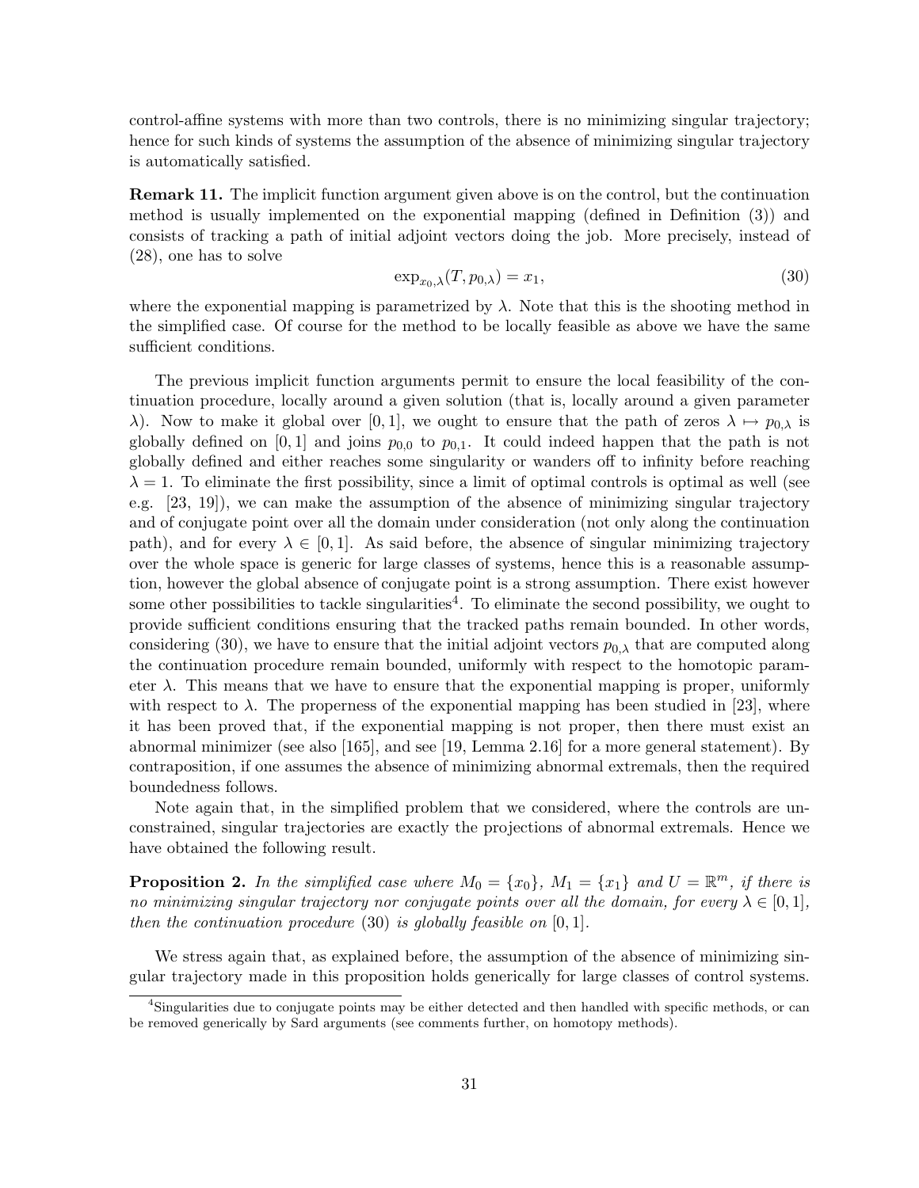control-affine systems with more than two controls, there is no minimizing singular trajectory; hence for such kinds of systems the assumption of the absence of minimizing singular trajectory is automatically satisfied.

**Remark 11.** The implicit function argument given above is on the control, but the continuation method is usually implemented on the exponential mapping (defined in Definition (3)) and consists of tracking a path of initial adjoint vectors doing the job. More precisely, instead of (28), one has to solve

$$\exp_{x_0,\lambda}(T, p_{0,\lambda}) = x_1, \tag{30}$$

where the exponential mapping is parametrized by $\lambda$. Note that this is the shooting method in the simplified case. Of course for the method to be locally feasible as above we have the same sufficient conditions.

The previous implicit function arguments permit to ensure the local feasibility of the continuation procedure, locally around a given solution (that is, locally around a given parameter $\lambda$). Now to make it global over $[0, 1]$, we ought to ensure that the path of zeros $\lambda \mapsto p_{0,\lambda}$ is globally defined on $[0, 1]$ and joins $p_{0,0}$ to $p_{0,1}$. It could indeed happen that the path is not globally defined and either reaches some singularity or wanders off to infinity before reaching $\lambda = 1$. To eliminate the first possibility, since a limit of optimal controls is optimal as well (see e.g. [23, 19]), we can make the assumption of the absence of minimizing singular trajectory and of conjugate point over all the domain under consideration (not only along the continuation path), and for every $\lambda \in [0, 1]$. As said before, the absence of singular minimizing trajectory over the whole space is generic for large classes of systems, hence this is a reasonable assumption, however the global absence of conjugate point is a strong assumption. There exist however some other possibilities to tackle singularities[4]. To eliminate the second possibility, we ought to provide sufficient conditions ensuring that the tracked paths remain bounded. In other words, considering (30), we have to ensure that the initial adjoint vectors $p_{0,\lambda}$ that are computed along the continuation procedure remain bounded, uniformly with respect to the homotopic parameter $\lambda$. This means that we have to ensure that the exponential mapping is proper, uniformly with respect to $\lambda$. The properness of the exponential mapping has been studied in [23], where it has been proved that, if the exponential mapping is not proper, then there must exist an abnormal minimizer (see also [165], and see [19, Lemma 2.16] for a more general statement). By contraposition, if one assumes the absence of minimizing abnormal extremals, then the required boundedness follows.

Note again that, in the simplified problem that we considered, where the controls are unconstrained, singular trajectories are exactly the projections of abnormal extremals. Hence we have obtained the following result.

**Proposition 2.** *In the simplified case where $M_0 = \{x_0\}$, $M_1 = \{x_1\}$ and $U = \mathbb{R}^m$, if there is no minimizing singular trajectory nor conjugate points over all the domain, for every $\lambda \in [0, 1]$, then the continuation procedure* (30) *is globally feasible on* $[0, 1]$.

We stress again that, as explained before, the assumption of the absence of minimizing singular trajectory made in this proposition holds generically for large classes of control systems.

[4] Singularities due to conjugate points may be either detected and then handled with specific methods, or can be removed generically by Sard arguments (see comments further, on homotopy methods).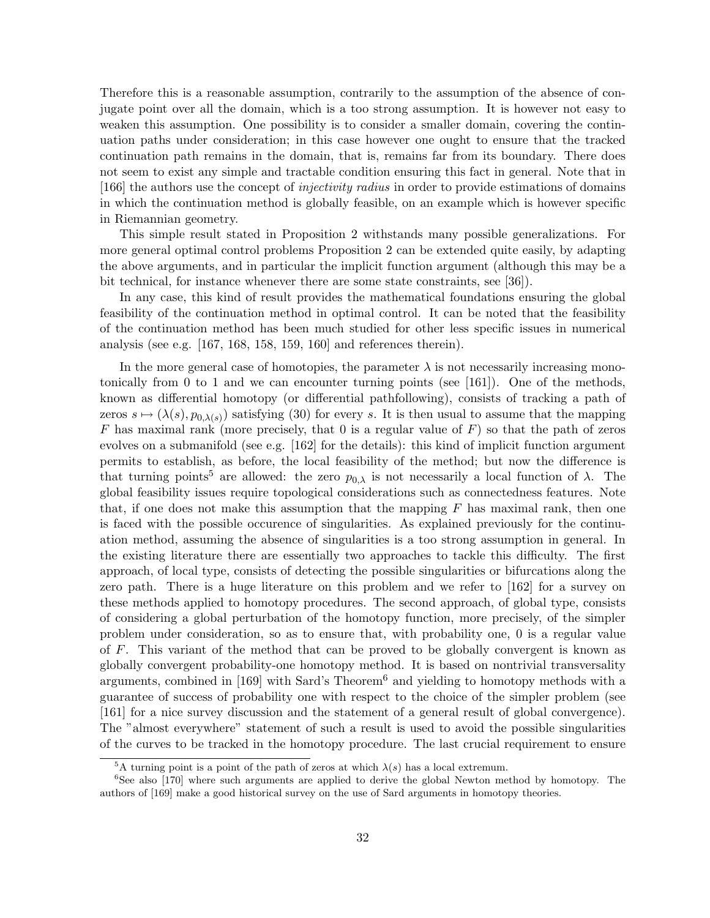Therefore this is a reasonable assumption, contrarily to the assumption of the absence of conjugate point over all the domain, which is a too strong assumption. It is however not easy to weaken this assumption. One possibility is to consider a smaller domain, covering the continuation paths under consideration; in this case however one ought to ensure that the tracked continuation path remains in the domain, that is, remains far from its boundary. There does not seem to exist any simple and tractable condition ensuring this fact in general. Note that in [166] the authors use the concept of *injectivity radius* in order to provide estimations of domains in which the continuation method is globally feasible, on an example which is however specific in Riemannian geometry.

This simple result stated in Proposition 2 withstands many possible generalizations. For more general optimal control problems Proposition 2 can be extended quite easily, by adapting the above arguments, and in particular the implicit function argument (although this may be a bit technical, for instance whenever there are some state constraints, see [36]).

In any case, this kind of result provides the mathematical foundations ensuring the global feasibility of the continuation method in optimal control. It can be noted that the feasibility of the continuation method has been much studied for other less specific issues in numerical analysis (see e.g. [167, 168, 158, 159, 160] and references therein).

In the more general case of homotopies, the parameter $\lambda$ is not necessarily increasing monotonically from 0 to 1 and we can encounter turning points (see [161]). One of the methods, known as differential homotopy (or differential pathfollowing), consists of tracking a path of zeros $s \mapsto (\lambda(s), p_{0,\lambda(s)})$ satisfying (30) for every $s$. It is then usual to assume that the mapping $F$ has maximal rank (more precisely, that 0 is a regular value of $F$) so that the path of zeros evolves on a submanifold (see e.g. [162] for the details): this kind of implicit function argument permits to establish, as before, the local feasibility of the method; but now the difference is that turning points[5] are allowed: the zero $p_{0,\lambda}$ is not necessarily a local function of $\lambda$. The global feasibility issues require topological considerations such as connectedness features. Note that, if one does not make this assumption that the mapping $F$ has maximal rank, then one is faced with the possible occurence of singularities. As explained previously for the continuation method, assuming the absence of singularities is a too strong assumption in general. In the existing literature there are essentially two approaches to tackle this difficulty. The first approach, of local type, consists of detecting the possible singularities or bifurcations along the zero path. There is a huge literature on this problem and we refer to [162] for a survey on these methods applied to homotopy procedures. The second approach, of global type, consists of considering a global perturbation of the homotopy function, more precisely, of the simpler problem under consideration, so as to ensure that, with probability one, 0 is a regular value of $F$. This variant of the method that can be proved to be globally convergent is known as globally convergent probability-one homotopy method. It is based on nontrivial transversality arguments, combined in [169] with Sard's Theorem[6] and yielding to homotopy methods with a guarantee of success of probability one with respect to the choice of the simpler problem (see [161] for a nice survey discussion and the statement of a general result of global convergence). The "almost everywhere" statement of such a result is used to avoid the possible singularities of the curves to be tracked in the homotopy procedure. The last crucial requirement to ensure

[5] A turning point is a point of the path of zeros at which $\lambda(s)$ has a local extremum.

[6] See also [170] where such arguments are applied to derive the global Newton method by homotopy. The authors of [169] make a good historical survey on the use of Sard arguments in homotopy theories.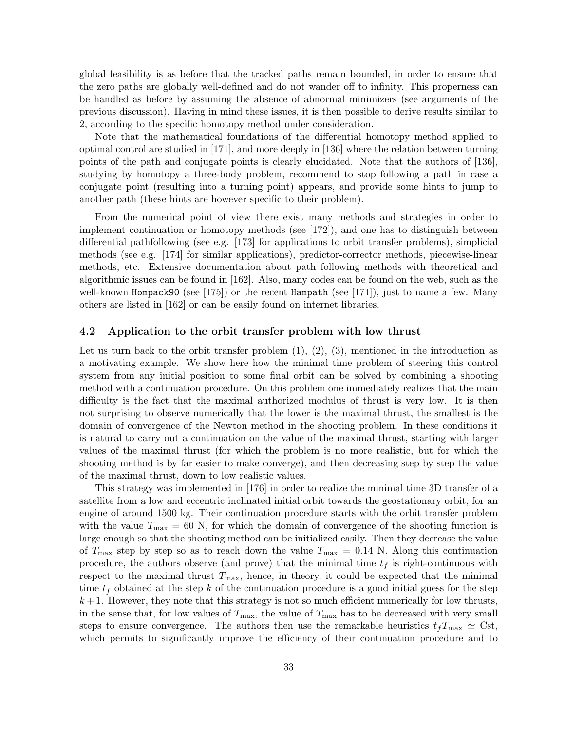global feasibility is as before that the tracked paths remain bounded, in order to ensure that the zero paths are globally well-defined and do not wander off to infinity. This properness can be handled as before by assuming the absence of abnormal minimizers (see arguments of the previous discussion). Having in mind these issues, it is then possible to derive results similar to 2, according to the specific homotopy method under consideration.

Note that the mathematical foundations of the differential homotopy method applied to optimal control are studied in [171], and more deeply in [136] where the relation between turning points of the path and conjugate points is clearly elucidated. Note that the authors of [136], studying by homotopy a three-body problem, recommend to stop following a path in case a conjugate point (resulting into a turning point) appears, and provide some hints to jump to another path (these hints are however specific to their problem).

From the numerical point of view there exist many methods and strategies in order to implement continuation or homotopy methods (see [172]), and one has to distinguish between differential pathfollowing (see e.g. [173] for applications to orbit transfer problems), simplicial methods (see e.g. [174] for similar applications), predictor-corrector methods, piecewise-linear methods, etc. Extensive documentation about path following methods with theoretical and algorithmic issues can be found in [162]. Also, many codes can be found on the web, such as the well-known `Hompack90` (see [175]) or the recent `Hampath` (see [171]), just to name a few. Many others are listed in [162] or can be easily found on internet libraries.

### 4.2 Application to the orbit transfer problem with low thrust

Let us turn back to the orbit transfer problem (1), (2), (3), mentioned in the introduction as a motivating example. We show here how the minimal time problem of steering this control system from any initial position to some final orbit can be solved by combining a shooting method with a continuation procedure. On this problem one immediately realizes that the main difficulty is the fact that the maximal authorized modulus of thrust is very low. It is then not surprising to observe numerically that the lower is the maximal thrust, the smallest is the domain of convergence of the Newton method in the shooting problem. In these conditions it is natural to carry out a continuation on the value of the maximal thrust, starting with larger values of the maximal thrust (for which the problem is no more realistic, but for which the shooting method is by far easier to make converge), and then decreasing step by step the value of the maximal thrust, down to low realistic values.

This strategy was implemented in [176] in order to realize the minimal time 3D transfer of a satellite from a low and eccentric inclinated initial orbit towards the geostationary orbit, for an engine of around 1500 kg. Their continuation procedure starts with the orbit transfer problem with the value $T_{\max} = 60$ N, for which the domain of convergence of the shooting function is large enough so that the shooting method can be initialized easily. Then they decrease the value of $T_{\max}$ step by step so as to reach down the value $T_{\max} = 0.14$ N. Along this continuation procedure, the authors observe (and prove) that the minimal time $t_f$ is right-continuous with respect to the maximal thrust $T_{\max}$, hence, in theory, it could be expected that the minimal time $t_f$ obtained at the step $k$ of the continuation procedure is a good initial guess for the step $k+1$. However, they note that this strategy is not so much efficient numerically for low thrusts, in the sense that, for low values of $T_{\max}$, the value of $T_{\max}$ has to be decreased with very small steps to ensure convergence. The authors then use the remarkable heuristics $t_f T_{\max} \simeq \text{Cst}$, which permits to significantly improve the efficiency of their continuation procedure and to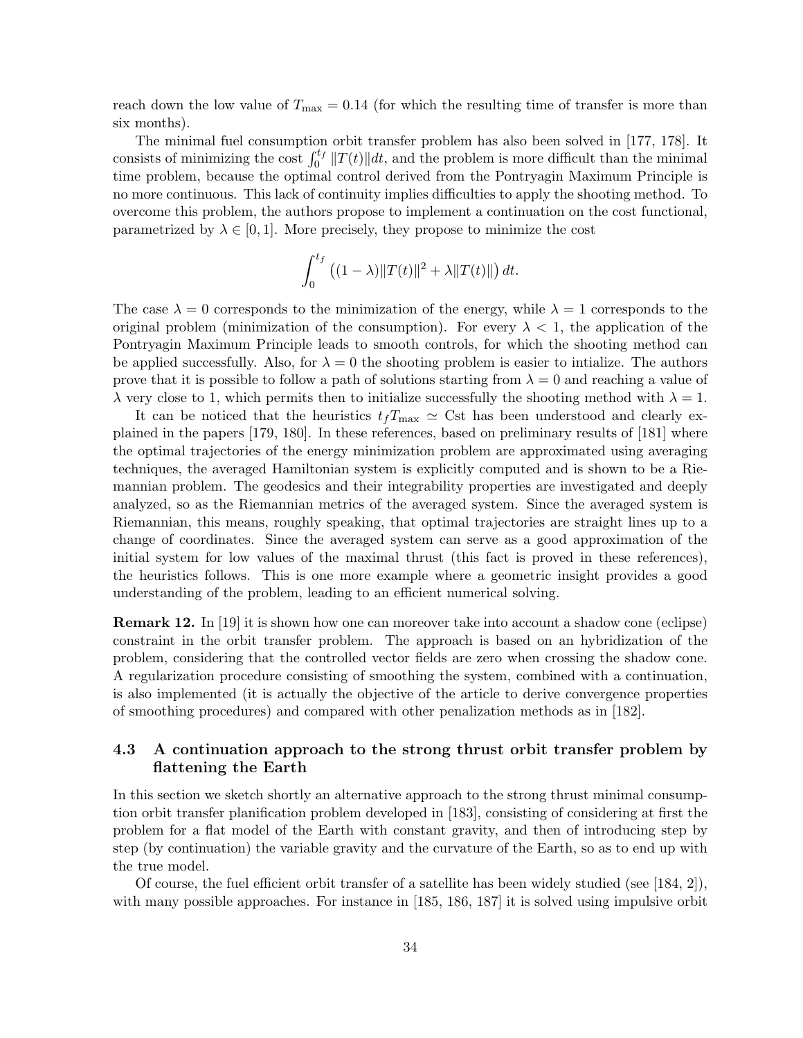reach down the low value of $T_{\max} = 0.14$ (for which the resulting time of transfer is more than six months).

The minimal fuel consumption orbit transfer problem has also been solved in [177, 178]. It consists of minimizing the cost $\int_0^{t_f} \|T(t)\| dt$, and the problem is more difficult than the minimal time problem, because the optimal control derived from the Pontryagin Maximum Principle is no more continuous. This lack of continuity implies difficulties to apply the shooting method. To overcome this problem, the authors propose to implement a continuation on the cost functional, parametrized by $\lambda \in [0, 1]$. More precisely, they propose to minimize the cost

$$\int_0^{t_f} \left( (1 - \lambda)\|T(t)\|^2 + \lambda\|T(t)\| \right) dt.$$

The case $\lambda = 0$ corresponds to the minimization of the energy, while $\lambda = 1$ corresponds to the original problem (minimization of the consumption). For every $\lambda < 1$, the application of the Pontryagin Maximum Principle leads to smooth controls, for which the shooting method can be applied successfully. Also, for $\lambda = 0$ the shooting problem is easier to intialize. The authors prove that it is possible to follow a path of solutions starting from $\lambda = 0$ and reaching a value of $\lambda$ very close to 1, which permits then to initialize successfully the shooting method with $\lambda = 1$.

It can be noticed that the heuristics $t_f T_{\max} \simeq \text{Cst}$ has been understood and clearly explained in the papers [179, 180]. In these references, based on preliminary results of [181] where the optimal trajectories of the energy minimization problem are approximated using averaging techniques, the averaged Hamiltonian system is explicitly computed and is shown to be a Riemannian problem. The geodesics and their integrability properties are investigated and deeply analyzed, so as the Riemannian metrics of the averaged system. Since the averaged system is Riemannian, this means, roughly speaking, that optimal trajectories are straight lines up to a change of coordinates. Since the averaged system can serve as a good approximation of the initial system for low values of the maximal thrust (this fact is proved in these references), the heuristics follows. This is one more example where a geometric insight provides a good understanding of the problem, leading to an efficient numerical solving.

**Remark 12.** In [19] it is shown how one can moreover take into account a shadow cone (eclipse) constraint in the orbit transfer problem. The approach is based on an hybridization of the problem, considering that the controlled vector fields are zero when crossing the shadow cone. A regularization procedure consisting of smoothing the system, combined with a continuation, is also implemented (it is actually the objective of the article to derive convergence properties of smoothing procedures) and compared with other penalization methods as in [182].

### 4.3 A continuation approach to the strong thrust orbit transfer problem by flattening the Earth

In this section we sketch shortly an alternative approach to the strong thrust minimal consumption orbit transfer planification problem developed in [183], consisting of considering at first the problem for a flat model of the Earth with constant gravity, and then of introducing step by step (by continuation) the variable gravity and the curvature of the Earth, so as to end up with the true model.

Of course, the fuel efficient orbit transfer of a satellite has been widely studied (see [184, 2]), with many possible approaches. For instance in [185, 186, 187] it is solved using impulsive orbit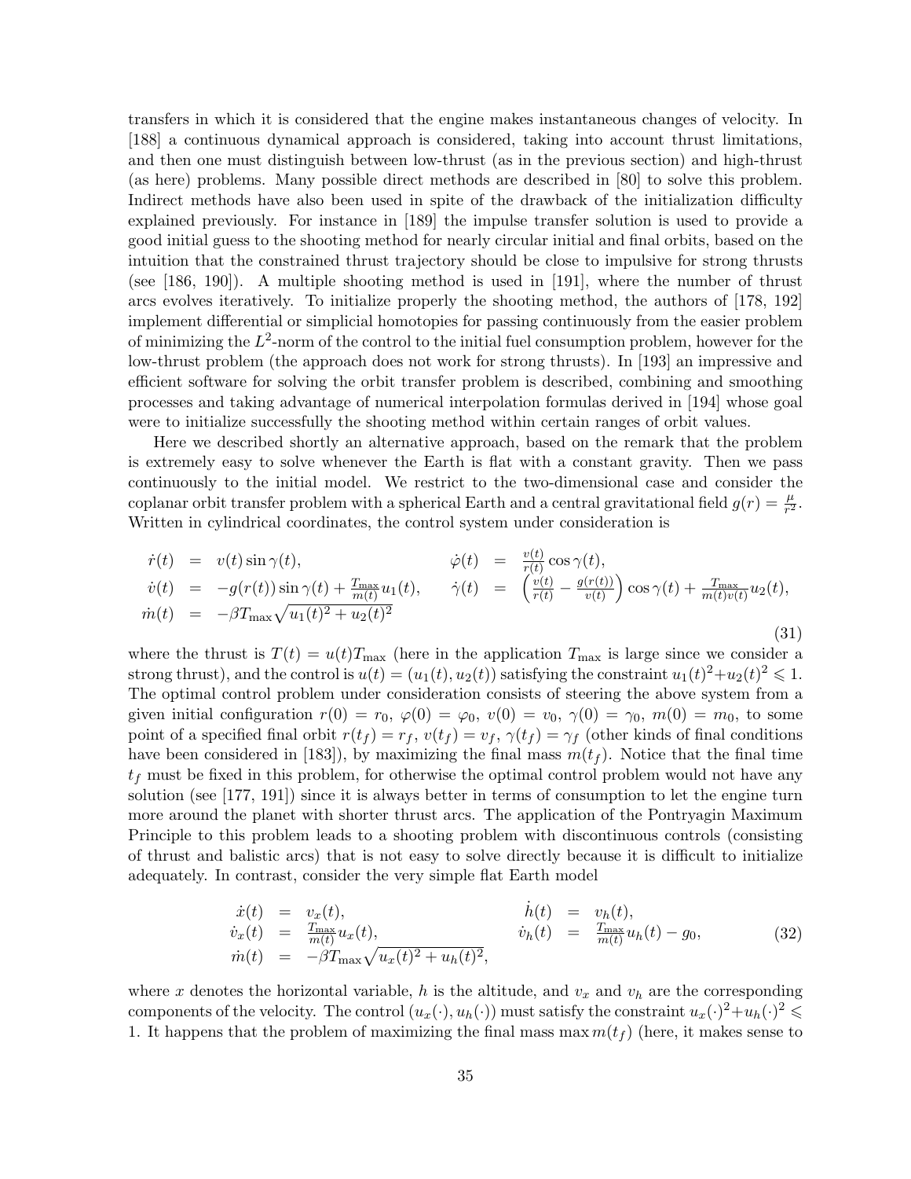transfers in which it is considered that the engine makes instantaneous changes of velocity. In [188] a continuous dynamical approach is considered, taking into account thrust limitations, and then one must distinguish between low-thrust (as in the previous section) and high-thrust (as here) problems. Many possible direct methods are described in [80] to solve this problem. Indirect methods have also been used in spite of the drawback of the initialization difficulty explained previously. For instance in [189] the impulse transfer solution is used to provide a good initial guess to the shooting method for nearly circular initial and final orbits, based on the intuition that the constrained thrust trajectory should be close to impulsive for strong thrusts (see [186, 190]). A multiple shooting method is used in [191], where the number of thrust arcs evolves iteratively. To initialize properly the shooting method, the authors of [178, 192] implement differential or simplicial homotopies for passing continuously from the easier problem of minimizing the $L^2$-norm of the control to the initial fuel consumption problem, however for the low-thrust problem (the approach does not work for strong thrusts). In [193] an impressive and efficient software for solving the orbit transfer problem is described, combining and smoothing processes and taking advantage of numerical interpolation formulas derived in [194] whose goal were to initialize successfully the shooting method within certain ranges of orbit values.

Here we described shortly an alternative approach, based on the remark that the problem is extremely easy to solve whenever the Earth is flat with a constant gravity. Then we pass continuously to the initial model. We restrict to the two-dimensional case and consider the coplanar orbit transfer problem with a spherical Earth and a central gravitational field $g(r) = \frac{\mu}{r^2}$. Written in cylindrical coordinates, the control system under consideration is

$$
\begin{array}{rclrcl}
\dot{r}(t) & = & v(t)\sin\gamma(t), & \dot{\varphi}(t) & = & \frac{v(t)}{r(t)}\cos\gamma(t), \\
\dot{v}(t) & = & -g(r(t))\sin\gamma(t) + \frac{T_{\max}}{m(t)}u_1(t), & \dot{\gamma}(t) & = & \left(\frac{v(t)}{r(t)} - \frac{g(r(t))}{v(t)}\right)\cos\gamma(t) + \frac{T_{\max}}{m(t)v(t)}u_2(t), \\
\dot{m}(t) & = & -\beta T_{\max}\sqrt{u_1(t)^2 + u_2(t)^2} & & &
\end{array}
\tag{31}
$$

where the thrust is $T(t) = u(t)T_{\max}$ (here in the application $T_{\max}$ is large since we consider a strong thrust), and the control is $u(t) = (u_1(t), u_2(t))$ satisfying the constraint $u_1(t)^2 + u_2(t)^2 \leqslant 1$. The optimal control problem under consideration consists of steering the above system from a given initial configuration $r(0) = r_0$, $\varphi(0) = \varphi_0$, $v(0) = v_0$, $\gamma(0) = \gamma_0$, $m(0) = m_0$, to some point of a specified final orbit $r(t_f) = r_f$, $v(t_f) = v_f$, $\gamma(t_f) = \gamma_f$ (other kinds of final conditions have been considered in [183]), by maximizing the final mass $m(t_f)$. Notice that the final time $t_f$ must be fixed in this problem, for otherwise the optimal control problem would not have any solution (see [177, 191]) since it is always better in terms of consumption to let the engine turn more around the planet with shorter thrust arcs. The application of the Pontryagin Maximum Principle to this problem leads to a shooting problem with discontinuous controls (consisting of thrust and balistic arcs) that is not easy to solve directly because it is difficult to initialize adequately. In contrast, consider the very simple flat Earth model

$$
\begin{array}{rclrcl}
\dot{x}(t) & = & v_x(t), & \dot{h}(t) & = & v_h(t), \\
\dot{v}_x(t) & = & \frac{T_{\max}}{m(t)}u_x(t), & \dot{v}_h(t) & = & \frac{T_{\max}}{m(t)}u_h(t) - g_0, \\
\dot{m}(t) & = & -\beta T_{\max}\sqrt{u_x(t)^2 + u_h(t)^2}, & & &
\end{array}
\tag{32}
$$

where $x$ denotes the horizontal variable, $h$ is the altitude, and $v_x$ and $v_h$ are the corresponding components of the velocity. The control $(u_x(\cdot), u_h(\cdot))$ must satisfy the constraint $u_x(\cdot)^2 + u_h(\cdot)^2 \leqslant 1$. It happens that the problem of maximizing the final mass $\max m(t_f)$ (here, it makes sense to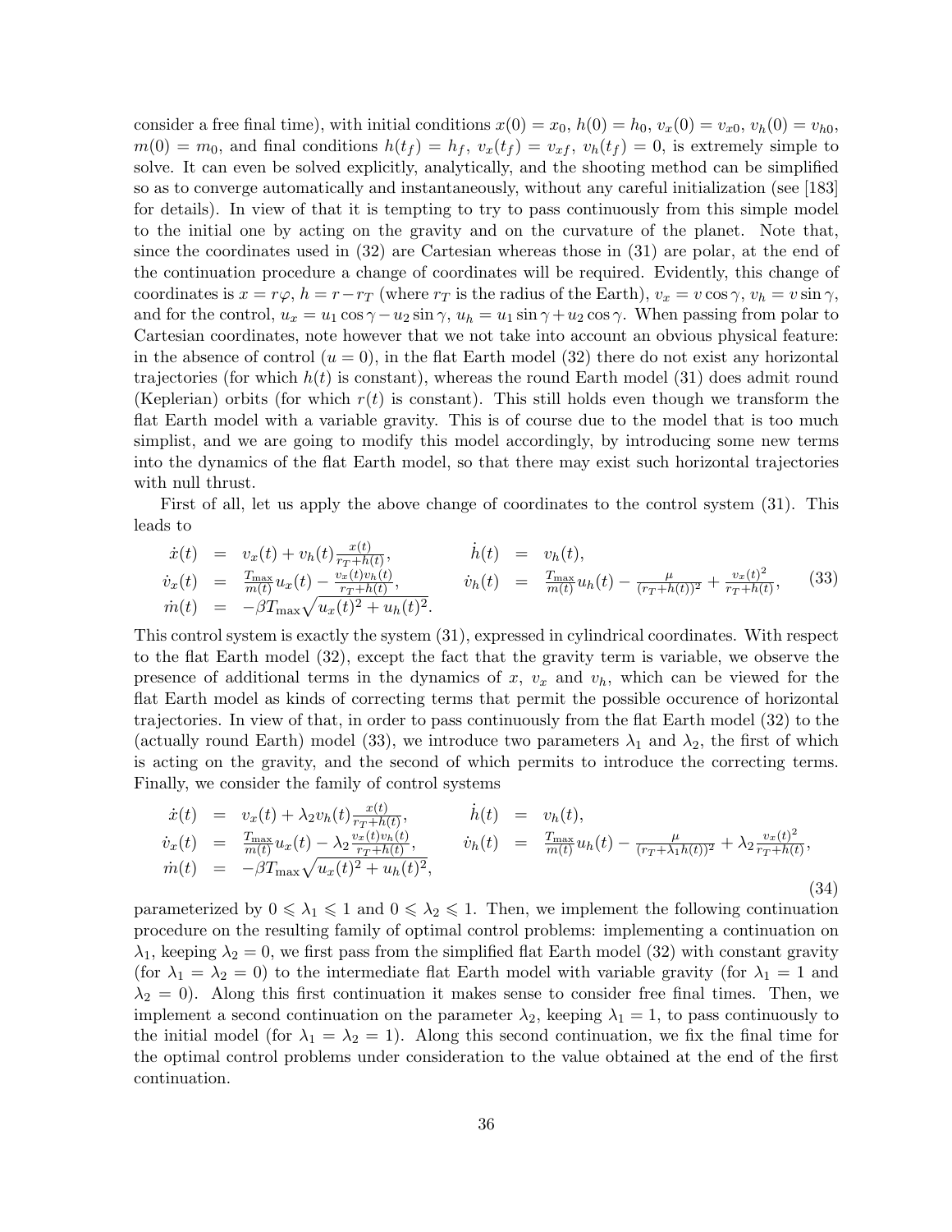consider a free final time), with initial conditions $x(0) = x_0$, $h(0) = h_0$, $v_x(0) = v_{x0}$, $v_h(0) = v_{h0}$, $m(0) = m_0$, and final conditions $h(t_f) = h_f$, $v_x(t_f) = v_{xf}$, $v_h(t_f) = 0$, is extremely simple to solve. It can even be solved explicitly, analytically, and the shooting method can be simplified so as to converge automatically and instantaneously, without any careful initialization (see [183] for details). In view of that it is tempting to try to pass continuously from this simple model to the initial one by acting on the gravity and on the curvature of the planet. Note that, since the coordinates used in (32) are Cartesian whereas those in (31) are polar, at the end of the continuation procedure a change of coordinates will be required. Evidently, this change of coordinates is $x = r\varphi$, $h = r - r_T$ (where $r_T$ is the radius of the Earth), $v_x = v\cos\gamma$, $v_h = v\sin\gamma$, and for the control, $u_x = u_1\cos\gamma - u_2\sin\gamma$, $u_h = u_1\sin\gamma + u_2\cos\gamma$. When passing from polar to Cartesian coordinates, note however that we not take into account an obvious physical feature: in the absence of control ($u = 0$), in the flat Earth model (32) there do not exist any horizontal trajectories (for which $h(t)$ is constant), whereas the round Earth model (31) does admit round (Keplerian) orbits (for which $r(t)$ is constant). This still holds even though we transform the flat Earth model with a variable gravity. This is of course due to the model that is too much simplist, and we are going to modify this model accordingly, by introducing some new terms into the dynamics of the flat Earth model, so that there may exist such horizontal trajectories with null thrust.

First of all, let us apply the above change of coordinates to the control system (31). This leads to

$$
\begin{aligned}
\dot{x}(t) &= v_x(t) + v_h(t)\frac{x(t)}{r_T + h(t)}, & \dot{h}(t) &= v_h(t),\\
\dot{v}_x(t) &= \frac{T_{\max}}{m(t)}u_x(t) - \frac{v_x(t)v_h(t)}{r_T + h(t)}, & \dot{v}_h(t) &= \frac{T_{\max}}{m(t)}u_h(t) - \frac{\mu}{(r_T + h(t))^2} + \frac{v_x(t)^2}{r_T + h(t)},\\
\dot{m}(t) &= -\beta T_{\max}\sqrt{u_x(t)^2 + u_h(t)^2}.
\end{aligned}
\tag{33}
$$

This control system is exactly the system (31), expressed in cylindrical coordinates. With respect to the flat Earth model (32), except the fact that the gravity term is variable, we observe the presence of additional terms in the dynamics of $x$, $v_x$ and $v_h$, which can be viewed for the flat Earth model as kinds of correcting terms that permit the possible occurence of horizontal trajectories. In view of that, in order to pass continuously from the flat Earth model (32) to the (actually round Earth) model (33), we introduce two parameters $\lambda_1$ and $\lambda_2$, the first of which is acting on the gravity, and the second of which permits to introduce the correcting terms. Finally, we consider the family of control systems

$$
\begin{aligned}
\dot{x}(t) &= v_x(t) + \lambda_2 v_h(t)\frac{x(t)}{r_T + h(t)}, & \dot{h}(t) &= v_h(t),\\
\dot{v}_x(t) &= \frac{T_{\max}}{m(t)}u_x(t) - \lambda_2\frac{v_x(t)v_h(t)}{r_T + h(t)}, & \dot{v}_h(t) &= \frac{T_{\max}}{m(t)}u_h(t) - \frac{\mu}{(r_T + \lambda_1 h(t))^2} + \lambda_2\frac{v_x(t)^2}{r_T + h(t)},\\
\dot{m}(t) &= -\beta T_{\max}\sqrt{u_x(t)^2 + u_h(t)^2},
\end{aligned}
\tag{34}
$$

parameterized by $0 \leqslant \lambda_1 \leqslant 1$ and $0 \leqslant \lambda_2 \leqslant 1$. Then, we implement the following continuation procedure on the resulting family of optimal control problems: implementing a continuation on $\lambda_1$, keeping $\lambda_2 = 0$, we first pass from the simplified flat Earth model (32) with constant gravity (for $\lambda_1 = \lambda_2 = 0$) to the intermediate flat Earth model with variable gravity (for $\lambda_1 = 1$ and $\lambda_2 = 0$). Along this first continuation it makes sense to consider free final times. Then, we implement a second continuation on the parameter $\lambda_2$, keeping $\lambda_1 = 1$, to pass continuously to the initial model (for $\lambda_1 = \lambda_2 = 1$). Along this second continuation, we fix the final time for the optimal control problems under consideration to the value obtained at the end of the first continuation.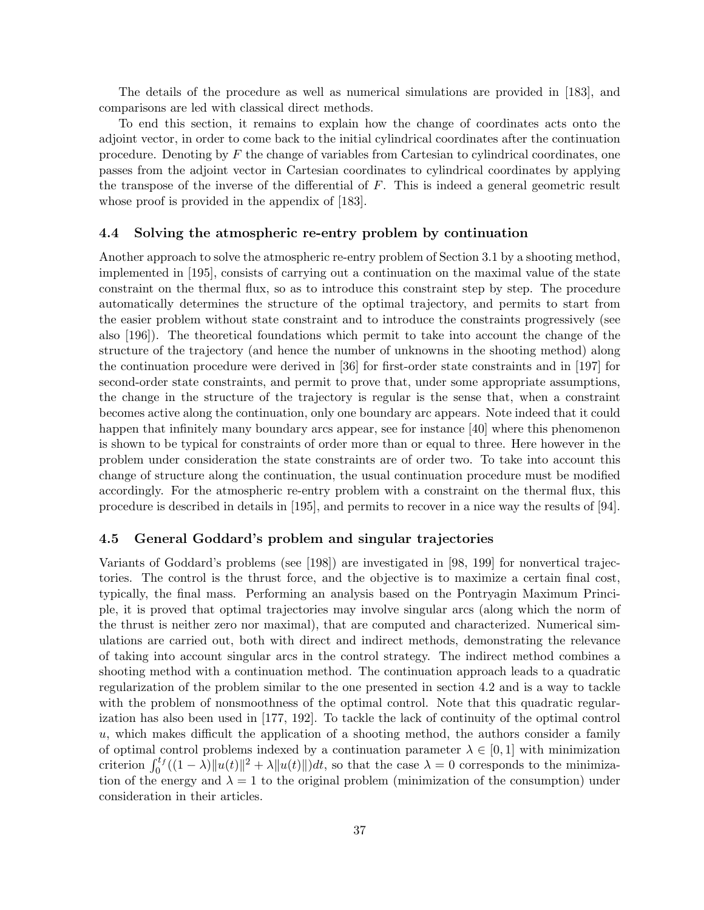The details of the procedure as well as numerical simulations are provided in [183], and comparisons are led with classical direct methods.

To end this section, it remains to explain how the change of coordinates acts onto the adjoint vector, in order to come back to the initial cylindrical coordinates after the continuation procedure. Denoting by $F$ the change of variables from Cartesian to cylindrical coordinates, one passes from the adjoint vector in Cartesian coordinates to cylindrical coordinates by applying the transpose of the inverse of the differential of $F$. This is indeed a general geometric result whose proof is provided in the appendix of [183].

### 4.4 Solving the atmospheric re-entry problem by continuation

Another approach to solve the atmospheric re-entry problem of Section 3.1 by a shooting method, implemented in [195], consists of carrying out a continuation on the maximal value of the state constraint on the thermal flux, so as to introduce this constraint step by step. The procedure automatically determines the structure of the optimal trajectory, and permits to start from the easier problem without state constraint and to introduce the constraints progressively (see also [196]). The theoretical foundations which permit to take into account the change of the structure of the trajectory (and hence the number of unknowns in the shooting method) along the continuation procedure were derived in [36] for first-order state constraints and in [197] for second-order state constraints, and permit to prove that, under some appropriate assumptions, the change in the structure of the trajectory is regular is the sense that, when a constraint becomes active along the continuation, only one boundary arc appears. Note indeed that it could happen that infinitely many boundary arcs appear, see for instance [40] where this phenomenon is shown to be typical for constraints of order more than or equal to three. Here however in the problem under consideration the state constraints are of order two. To take into account this change of structure along the continuation, the usual continuation procedure must be modified accordingly. For the atmospheric re-entry problem with a constraint on the thermal flux, this procedure is described in details in [195], and permits to recover in a nice way the results of [94].

### 4.5 General Goddard's problem and singular trajectories

Variants of Goddard's problems (see [198]) are investigated in [98, 199] for nonvertical trajectories. The control is the thrust force, and the objective is to maximize a certain final cost, typically, the final mass. Performing an analysis based on the Pontryagin Maximum Principle, it is proved that optimal trajectories may involve singular arcs (along which the norm of the thrust is neither zero nor maximal), that are computed and characterized. Numerical simulations are carried out, both with direct and indirect methods, demonstrating the relevance of taking into account singular arcs in the control strategy. The indirect method combines a shooting method with a continuation method. The continuation approach leads to a quadratic regularization of the problem similar to the one presented in section 4.2 and is a way to tackle with the problem of nonsmoothness of the optimal control. Note that this quadratic regularization has also been used in [177, 192]. To tackle the lack of continuity of the optimal control $u$, which makes difficult the application of a shooting method, the authors consider a family of optimal control problems indexed by a continuation parameter $\lambda \in [0, 1]$ with minimization criterion $\int_0^{t_f}((1-\lambda)\|u(t)\|^2 + \lambda\|u(t)\|)dt$, so that the case $\lambda = 0$ corresponds to the minimization of the energy and $\lambda = 1$ to the original problem (minimization of the consumption) under consideration in their articles.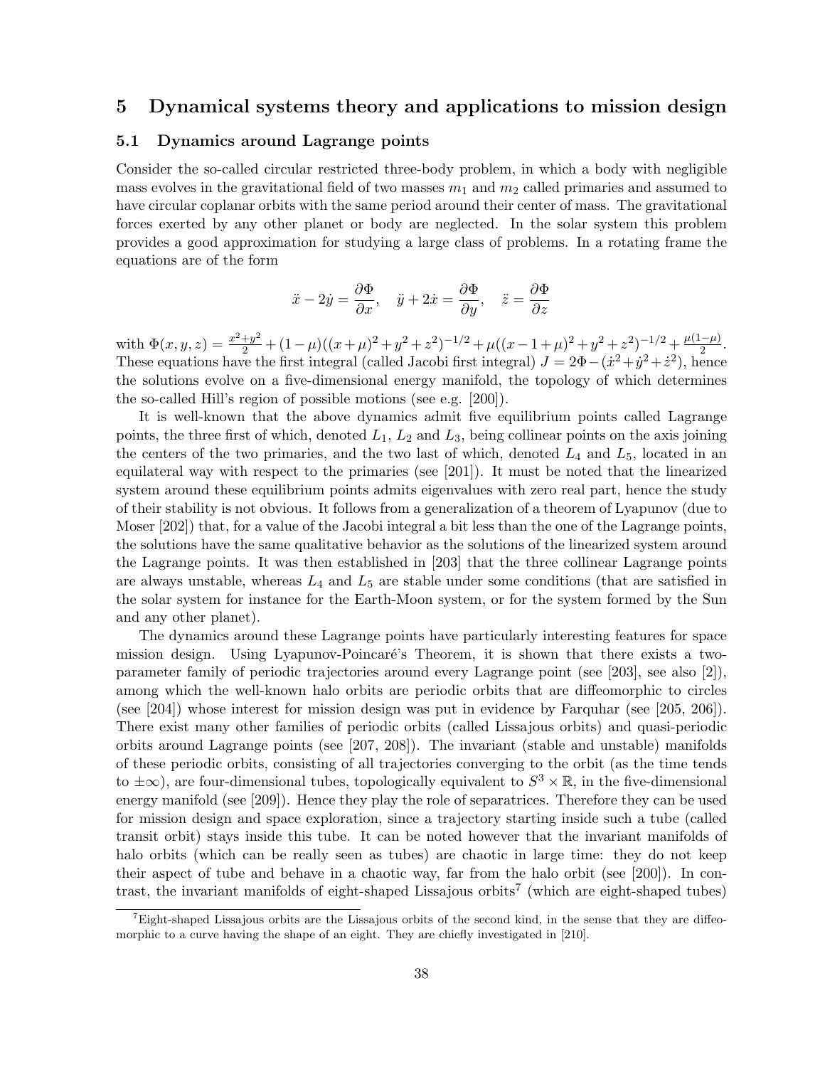## 5 Dynamical systems theory and applications to mission design

### 5.1 Dynamics around Lagrange points

Consider the so-called circular restricted three-body problem, in which a body with negligible mass evolves in the gravitational field of two masses $m_1$ and $m_2$ called primaries and assumed to have circular coplanar orbits with the same period around their center of mass. The gravitational forces exerted by any other planet or body are neglected. In the solar system this problem provides a good approximation for studying a large class of problems. In a rotating frame the equations are of the form

$$\ddot{x} - 2\dot{y} = \frac{\partial \Phi}{\partial x}, \quad \ddot{y} + 2\dot{x} = \frac{\partial \Phi}{\partial y}, \quad \ddot{z} = \frac{\partial \Phi}{\partial z}$$

with $\Phi(x, y, z) = \frac{x^2+y^2}{2} + (1-\mu)((x+\mu)^2 + y^2 + z^2)^{-1/2} + \mu((x-1+\mu)^2 + y^2 + z^2)^{-1/2} + \frac{\mu(1-\mu)}{2}$. These equations have the first integral (called Jacobi first integral) $J = 2\Phi - (\dot{x}^2 + \dot{y}^2 + \dot{z}^2)$, hence the solutions evolve on a five-dimensional energy manifold, the topology of which determines the so-called Hill's region of possible motions (see e.g. [200]).

It is well-known that the above dynamics admit five equilibrium points called Lagrange points, the three first of which, denoted $L_1$, $L_2$ and $L_3$, being collinear points on the axis joining the centers of the two primaries, and the two last of which, denoted $L_4$ and $L_5$, located in an equilateral way with respect to the primaries (see [201]). It must be noted that the linearized system around these equilibrium points admits eigenvalues with zero real part, hence the study of their stability is not obvious. It follows from a generalization of a theorem of Lyapunov (due to Moser [202]) that, for a value of the Jacobi integral a bit less than the one of the Lagrange points, the solutions have the same qualitative behavior as the solutions of the linearized system around the Lagrange points. It was then established in [203] that the three collinear Lagrange points are always unstable, whereas $L_4$ and $L_5$ are stable under some conditions (that are satisfied in the solar system for instance for the Earth-Moon system, or for the system formed by the Sun and any other planet).

The dynamics around these Lagrange points have particularly interesting features for space mission design. Using Lyapunov-Poincaré's Theorem, it is shown that there exists a two-parameter family of periodic trajectories around every Lagrange point (see [203], see also [2]), among which the well-known halo orbits are periodic orbits that are diffeomorphic to circles (see [204]) whose interest for mission design was put in evidence by Farquhar (see [205, 206]). There exist many other families of periodic orbits (called Lissajous orbits) and quasi-periodic orbits around Lagrange points (see [207, 208]). The invariant (stable and unstable) manifolds of these periodic orbits, consisting of all trajectories converging to the orbit (as the time tends to $\pm\infty$), are four-dimensional tubes, topologically equivalent to $S^3 \times \mathbb{R}$, in the five-dimensional energy manifold (see [209]). Hence they play the role of separatrices. Therefore they can be used for mission design and space exploration, since a trajectory starting inside such a tube (called transit orbit) stays inside this tube. It can be noted however that the invariant manifolds of halo orbits (which can be really seen as tubes) are chaotic in large time: they do not keep their aspect of tube and behave in a chaotic way, far from the halo orbit (see [200]). In contrast, the invariant manifolds of eight-shaped Lissajous orbits[7] (which are eight-shaped tubes)

[7] Eight-shaped Lissajous orbits are the Lissajous orbits of the second kind, in the sense that they are diffeomorphic to a curve having the shape of an eight. They are chiefly investigated in [210].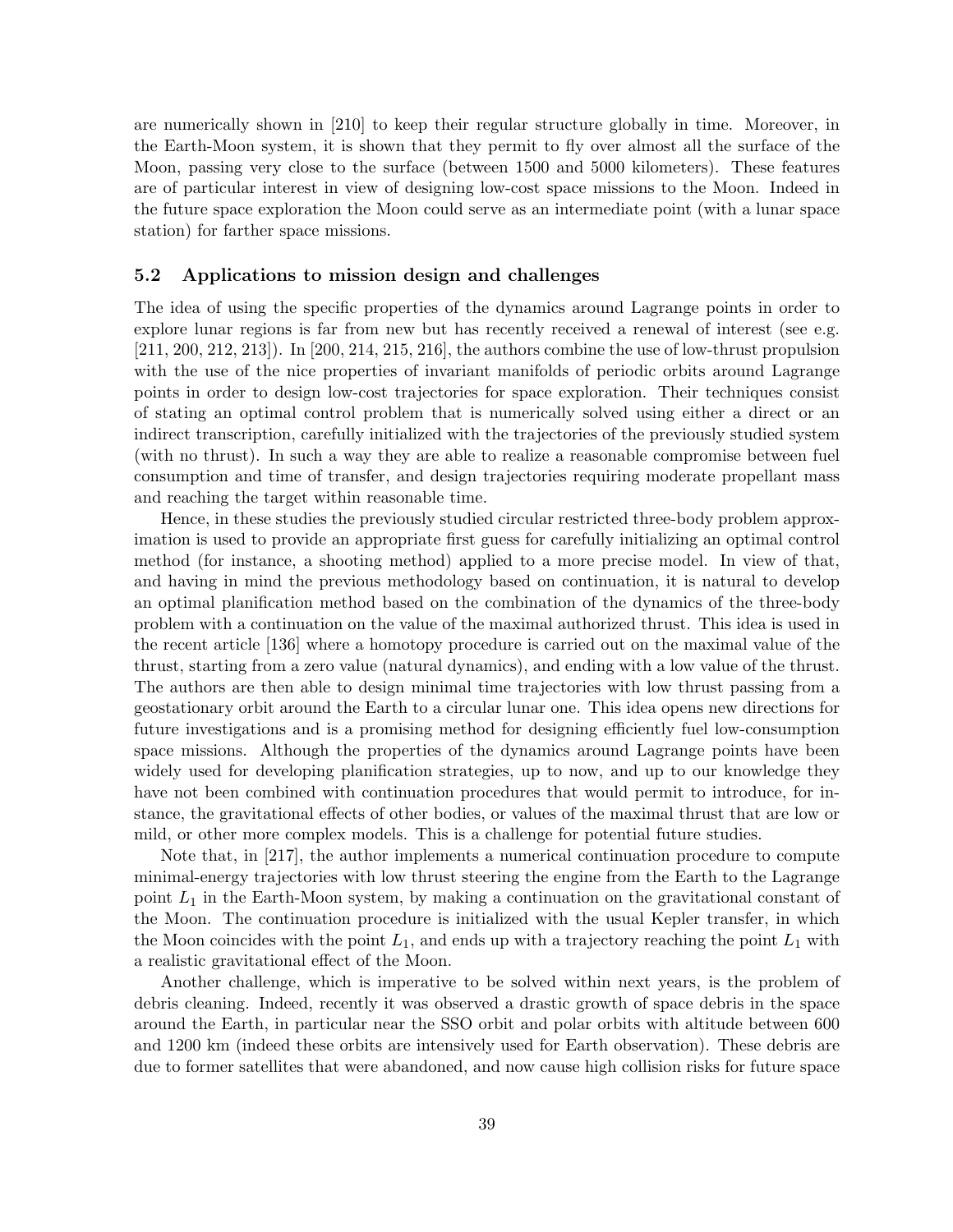are numerically shown in [210] to keep their regular structure globally in time. Moreover, in the Earth-Moon system, it is shown that they permit to fly over almost all the surface of the Moon, passing very close to the surface (between 1500 and 5000 kilometers). These features are of particular interest in view of designing low-cost space missions to the Moon. Indeed in the future space exploration the Moon could serve as an intermediate point (with a lunar space station) for farther space missions.

### 5.2 Applications to mission design and challenges

The idea of using the specific properties of the dynamics around Lagrange points in order to explore lunar regions is far from new but has recently received a renewal of interest (see e.g. [211, 200, 212, 213]). In [200, 214, 215, 216], the authors combine the use of low-thrust propulsion with the use of the nice properties of invariant manifolds of periodic orbits around Lagrange points in order to design low-cost trajectories for space exploration. Their techniques consist of stating an optimal control problem that is numerically solved using either a direct or an indirect transcription, carefully initialized with the trajectories of the previously studied system (with no thrust). In such a way they are able to realize a reasonable compromise between fuel consumption and time of transfer, and design trajectories requiring moderate propellant mass and reaching the target within reasonable time.

Hence, in these studies the previously studied circular restricted three-body problem approximation is used to provide an appropriate first guess for carefully initializing an optimal control method (for instance, a shooting method) applied to a more precise model. In view of that, and having in mind the previous methodology based on continuation, it is natural to develop an optimal planification method based on the combination of the dynamics of the three-body problem with a continuation on the value of the maximal authorized thrust. This idea is used in the recent article [136] where a homotopy procedure is carried out on the maximal value of the thrust, starting from a zero value (natural dynamics), and ending with a low value of the thrust. The authors are then able to design minimal time trajectories with low thrust passing from a geostationary orbit around the Earth to a circular lunar one. This idea opens new directions for future investigations and is a promising method for designing efficiently fuel low-consumption space missions. Although the properties of the dynamics around Lagrange points have been widely used for developing planification strategies, up to now, and up to our knowledge they have not been combined with continuation procedures that would permit to introduce, for instance, the gravitational effects of other bodies, or values of the maximal thrust that are low or mild, or other more complex models. This is a challenge for potential future studies.

Note that, in [217], the author implements a numerical continuation procedure to compute minimal-energy trajectories with low thrust steering the engine from the Earth to the Lagrange point $L_1$ in the Earth-Moon system, by making a continuation on the gravitational constant of the Moon. The continuation procedure is initialized with the usual Kepler transfer, in which the Moon coincides with the point $L_1$, and ends up with a trajectory reaching the point $L_1$ with a realistic gravitational effect of the Moon.

Another challenge, which is imperative to be solved within next years, is the problem of debris cleaning. Indeed, recently it was observed a drastic growth of space debris in the space around the Earth, in particular near the SSO orbit and polar orbits with altitude between 600 and 1200 km (indeed these orbits are intensively used for Earth observation). These debris are due to former satellites that were abandoned, and now cause high collision risks for future space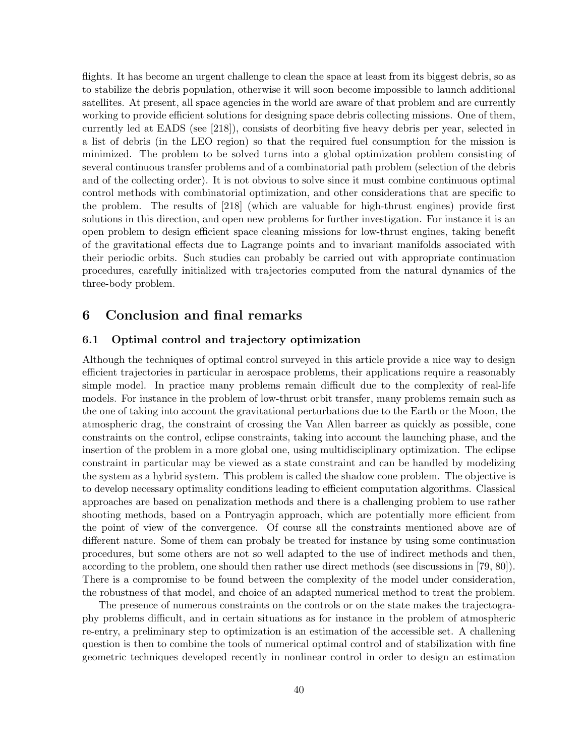flights. It has become an urgent challenge to clean the space at least from its biggest debris, so as to stabilize the debris population, otherwise it will soon become impossible to launch additional satellites. At present, all space agencies in the world are aware of that problem and are currently working to provide efficient solutions for designing space debris collecting missions. One of them, currently led at EADS (see [218]), consists of deorbiting five heavy debris per year, selected in a list of debris (in the LEO region) so that the required fuel consumption for the mission is minimized. The problem to be solved turns into a global optimization problem consisting of several continuous transfer problems and of a combinatorial path problem (selection of the debris and of the collecting order). It is not obvious to solve since it must combine continuous optimal control methods with combinatorial optimization, and other considerations that are specific to the problem. The results of [218] (which are valuable for high-thrust engines) provide first solutions in this direction, and open new problems for further investigation. For instance it is an open problem to design efficient space cleaning missions for low-thrust engines, taking benefit of the gravitational effects due to Lagrange points and to invariant manifolds associated with their periodic orbits. Such studies can probably be carried out with appropriate continuation procedures, carefully initialized with trajectories computed from the natural dynamics of the three-body problem.

# 6 Conclusion and final remarks

## 6.1 Optimal control and trajectory optimization

Although the techniques of optimal control surveyed in this article provide a nice way to design efficient trajectories in particular in aerospace problems, their applications require a reasonably simple model. In practice many problems remain difficult due to the complexity of real-life models. For instance in the problem of low-thrust orbit transfer, many problems remain such as the one of taking into account the gravitational perturbations due to the Earth or the Moon, the atmospheric drag, the constraint of crossing the Van Allen barreer as quickly as possible, cone constraints on the control, eclipse constraints, taking into account the launching phase, and the insertion of the problem in a more global one, using multidisciplinary optimization. The eclipse constraint in particular may be viewed as a state constraint and can be handled by modelizing the system as a hybrid system. This problem is called the shadow cone problem. The objective is to develop necessary optimality conditions leading to efficient computation algorithms. Classical approaches are based on penalization methods and there is a challenging problem to use rather shooting methods, based on a Pontryagin approach, which are potentially more efficient from the point of view of the convergence. Of course all the constraints mentioned above are of different nature. Some of them can probaly be treated for instance by using some continuation procedures, but some others are not so well adapted to the use of indirect methods and then, according to the problem, one should then rather use direct methods (see discussions in [79, 80]). There is a compromise to be found between the complexity of the model under consideration, the robustness of that model, and choice of an adapted numerical method to treat the problem.

The presence of numerous constraints on the controls or on the state makes the trajectography problems difficult, and in certain situations as for instance in the problem of atmospheric re-entry, a preliminary step to optimization is an estimation of the accessible set. A challening question is then to combine the tools of numerical optimal control and of stabilization with fine geometric techniques developed recently in nonlinear control in order to design an estimation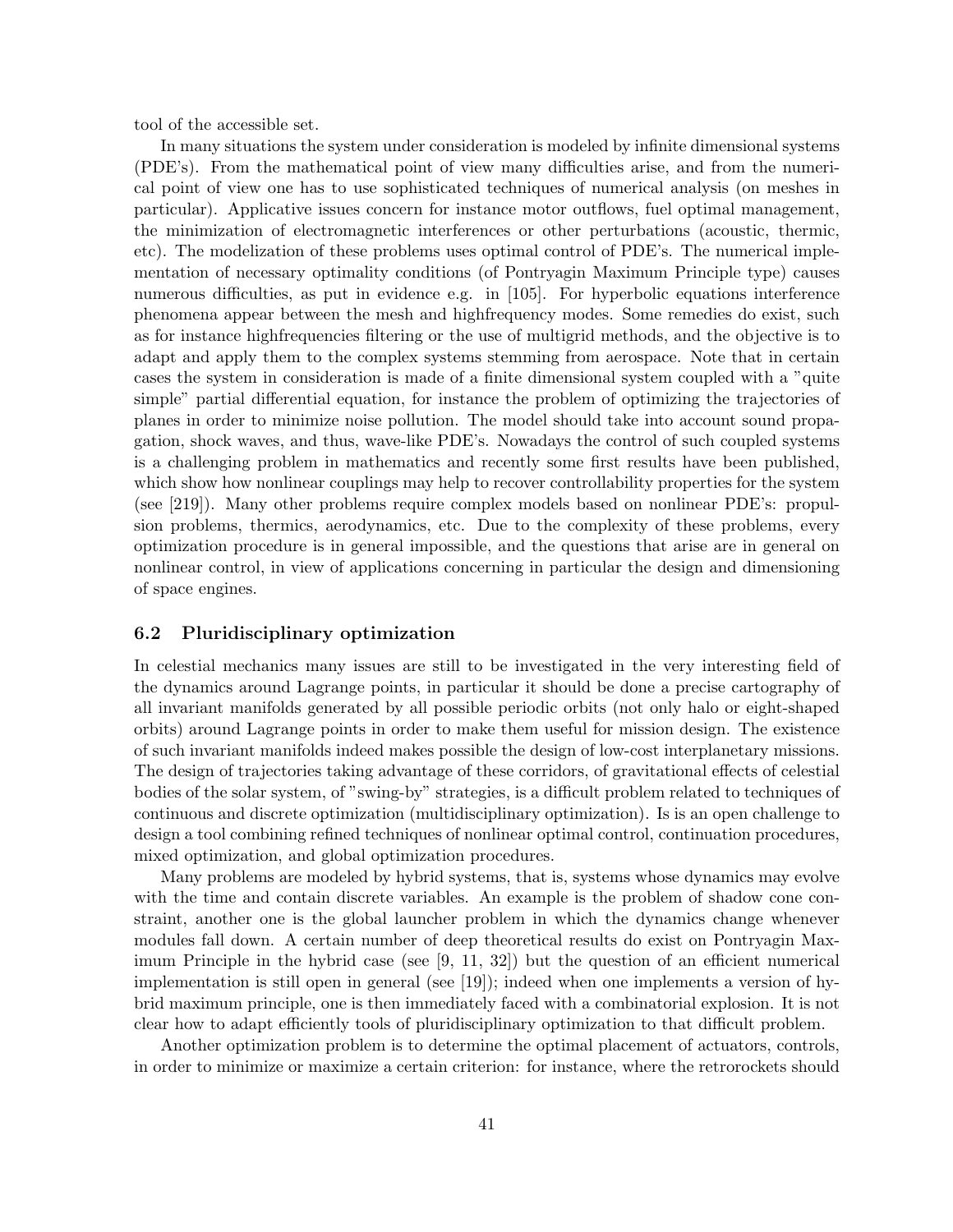tool of the accessible set.

In many situations the system under consideration is modeled by infinite dimensional systems (PDE's). From the mathematical point of view many difficulties arise, and from the numerical point of view one has to use sophisticated techniques of numerical analysis (on meshes in particular). Applicative issues concern for instance motor outflows, fuel optimal management, the minimization of electromagnetic interferences or other perturbations (acoustic, thermic, etc). The modelization of these problems uses optimal control of PDE's. The numerical implementation of necessary optimality conditions (of Pontryagin Maximum Principle type) causes numerous difficulties, as put in evidence e.g. in [105]. For hyperbolic equations interference phenomena appear between the mesh and highfrequency modes. Some remedies do exist, such as for instance highfrequencies filtering or the use of multigrid methods, and the objective is to adapt and apply them to the complex systems stemming from aerospace. Note that in certain cases the system in consideration is made of a finite dimensional system coupled with a "quite simple" partial differential equation, for instance the problem of optimizing the trajectories of planes in order to minimize noise pollution. The model should take into account sound propagation, shock waves, and thus, wave-like PDE's. Nowadays the control of such coupled systems is a challenging problem in mathematics and recently some first results have been published, which show how nonlinear couplings may help to recover controllability properties for the system (see [219]). Many other problems require complex models based on nonlinear PDE's: propulsion problems, thermics, aerodynamics, etc. Due to the complexity of these problems, every optimization procedure is in general impossible, and the questions that arise are in general on nonlinear control, in view of applications concerning in particular the design and dimensioning of space engines.

### 6.2 Pluridisciplinary optimization

In celestial mechanics many issues are still to be investigated in the very interesting field of the dynamics around Lagrange points, in particular it should be done a precise cartography of all invariant manifolds generated by all possible periodic orbits (not only halo or eight-shaped orbits) around Lagrange points in order to make them useful for mission design. The existence of such invariant manifolds indeed makes possible the design of low-cost interplanetary missions. The design of trajectories taking advantage of these corridors, of gravitational effects of celestial bodies of the solar system, of "swing-by" strategies, is a difficult problem related to techniques of continuous and discrete optimization (multidisciplinary optimization). Is is an open challenge to design a tool combining refined techniques of nonlinear optimal control, continuation procedures, mixed optimization, and global optimization procedures.

Many problems are modeled by hybrid systems, that is, systems whose dynamics may evolve with the time and contain discrete variables. An example is the problem of shadow cone constraint, another one is the global launcher problem in which the dynamics change whenever modules fall down. A certain number of deep theoretical results do exist on Pontryagin Maximum Principle in the hybrid case (see [9, 11, 32]) but the question of an efficient numerical implementation is still open in general (see [19]); indeed when one implements a version of hybrid maximum principle, one is then immediately faced with a combinatorial explosion. It is not clear how to adapt efficiently tools of pluridisciplinary optimization to that difficult problem.

Another optimization problem is to determine the optimal placement of actuators, controls, in order to minimize or maximize a certain criterion: for instance, where the retrorockets should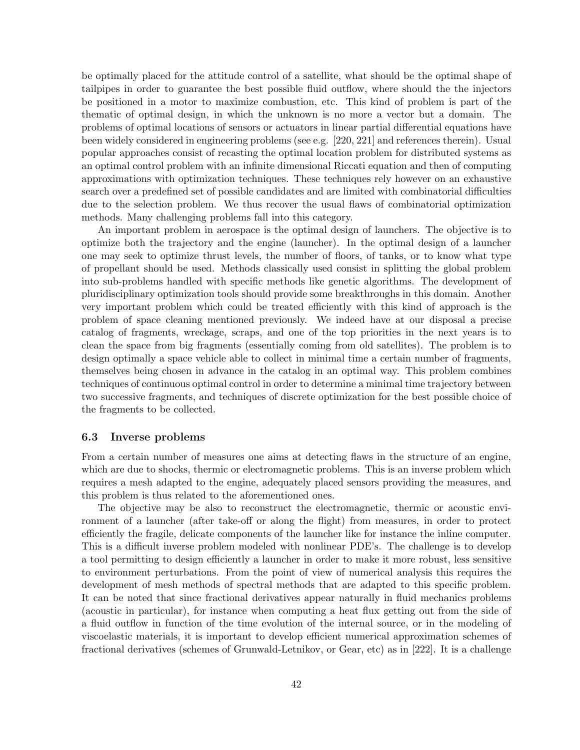be optimally placed for the attitude control of a satellite, what should be the optimal shape of tailpipes in order to guarantee the best possible fluid outflow, where should the the injectors be positioned in a motor to maximize combustion, etc. This kind of problem is part of the thematic of optimal design, in which the unknown is no more a vector but a domain. The problems of optimal locations of sensors or actuators in linear partial differential equations have been widely considered in engineering problems (see e.g. [220, 221] and references therein). Usual popular approaches consist of recasting the optimal location problem for distributed systems as an optimal control problem with an infinite dimensional Riccati equation and then of computing approximations with optimization techniques. These techniques rely however on an exhaustive search over a predefined set of possible candidates and are limited with combinatorial difficulties due to the selection problem. We thus recover the usual flaws of combinatorial optimization methods. Many challenging problems fall into this category.

An important problem in aerospace is the optimal design of launchers. The objective is to optimize both the trajectory and the engine (launcher). In the optimal design of a launcher one may seek to optimize thrust levels, the number of floors, of tanks, or to know what type of propellant should be used. Methods classically used consist in splitting the global problem into sub-problems handled with specific methods like genetic algorithms. The development of pluridisciplinary optimization tools should provide some breakthroughs in this domain. Another very important problem which could be treated efficiently with this kind of approach is the problem of space cleaning mentioned previously. We indeed have at our disposal a precise catalog of fragments, wreckage, scraps, and one of the top priorities in the next years is to clean the space from big fragments (essentially coming from old satellites). The problem is to design optimally a space vehicle able to collect in minimal time a certain number of fragments, themselves being chosen in advance in the catalog in an optimal way. This problem combines techniques of continuous optimal control in order to determine a minimal time trajectory between two successive fragments, and techniques of discrete optimization for the best possible choice of the fragments to be collected.

### 6.3 Inverse problems

From a certain number of measures one aims at detecting flaws in the structure of an engine, which are due to shocks, thermic or electromagnetic problems. This is an inverse problem which requires a mesh adapted to the engine, adequately placed sensors providing the measures, and this problem is thus related to the aforementioned ones.

The objective may be also to reconstruct the electromagnetic, thermic or acoustic environment of a launcher (after take-off or along the flight) from measures, in order to protect efficiently the fragile, delicate components of the launcher like for instance the inline computer. This is a difficult inverse problem modeled with nonlinear PDE's. The challenge is to develop a tool permitting to design efficiently a launcher in order to make it more robust, less sensitive to environment perturbations. From the point of view of numerical analysis this requires the development of mesh methods of spectral methods that are adapted to this specific problem. It can be noted that since fractional derivatives appear naturally in fluid mechanics problems (acoustic in particular), for instance when computing a heat flux getting out from the side of a fluid outflow in function of the time evolution of the internal source, or in the modeling of viscoelastic materials, it is important to develop efficient numerical approximation schemes of fractional derivatives (schemes of Grunwald-Letnikov, or Gear, etc) as in [222]. It is a challenge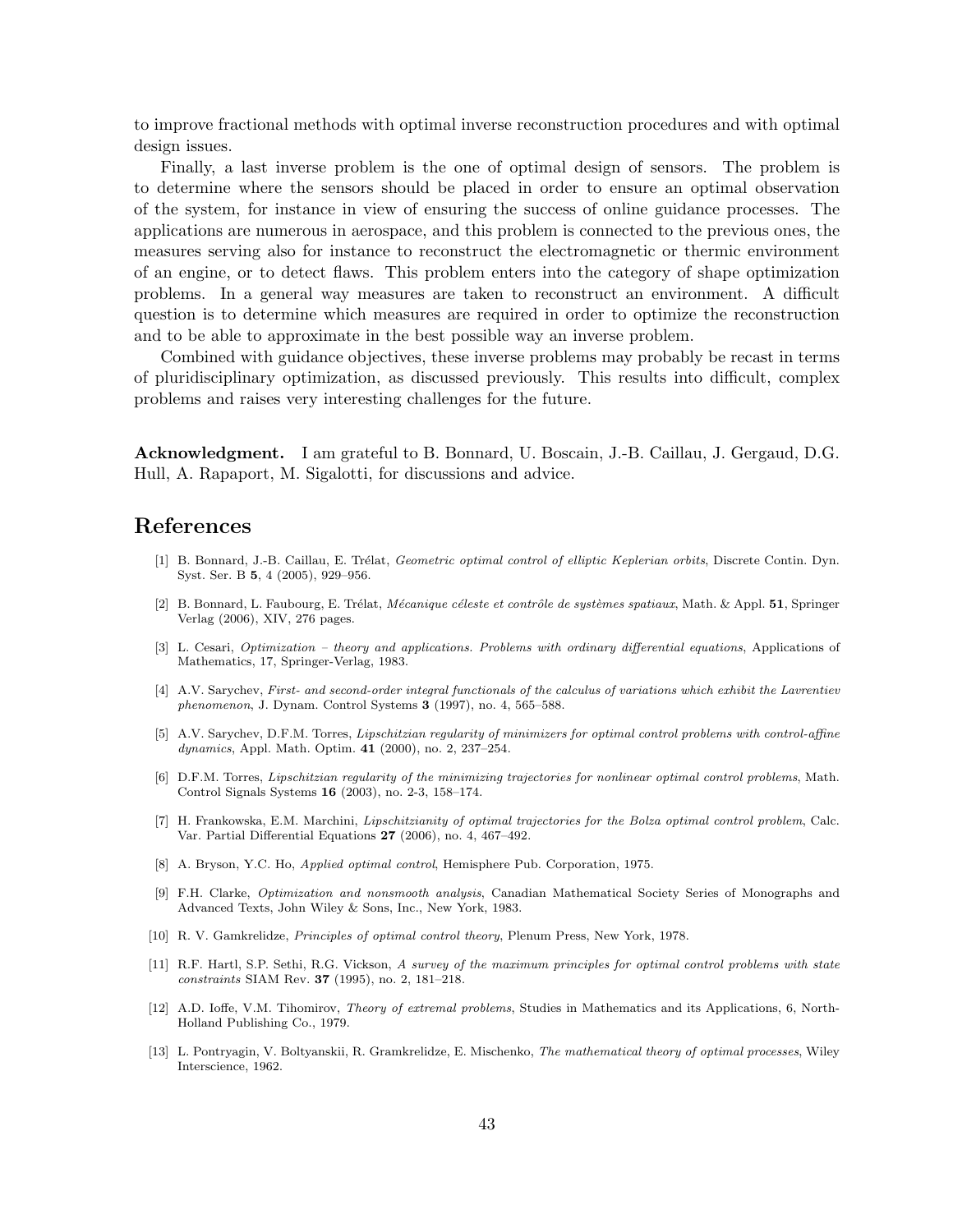to improve fractional methods with optimal inverse reconstruction procedures and with optimal design issues.

Finally, a last inverse problem is the one of optimal design of sensors. The problem is to determine where the sensors should be placed in order to ensure an optimal observation of the system, for instance in view of ensuring the success of online guidance processes. The applications are numerous in aerospace, and this problem is connected to the previous ones, the measures serving also for instance to reconstruct the electromagnetic or thermic environment of an engine, or to detect flaws. This problem enters into the category of shape optimization problems. In a general way measures are taken to reconstruct an environment. A difficult question is to determine which measures are required in order to optimize the reconstruction and to be able to approximate in the best possible way an inverse problem.

Combined with guidance objectives, these inverse problems may probably be recast in terms of pluridisciplinary optimization, as discussed previously. This results into difficult, complex problems and raises very interesting challenges for the future.

**Acknowledgment.** I am grateful to B. Bonnard, U. Boscain, J.-B. Caillau, J. Gergaud, D.G. Hull, A. Rapaport, M. Sigalotti, for discussions and advice.

# References

[1] B. Bonnard, J.-B. Caillau, E. Trélat, *Geometric optimal control of elliptic Keplerian orbits*, Discrete Contin. Dyn. Syst. Ser. B **5**, 4 (2005), 929–956.

[2] B. Bonnard, L. Faubourg, E. Trélat, *Mécanique céleste et contrôle de systèmes spatiaux*, Math. & Appl. **51**, Springer Verlag (2006), XIV, 276 pages.

[3] L. Cesari, *Optimization – theory and applications. Problems with ordinary differential equations*, Applications of Mathematics, 17, Springer-Verlag, 1983.

[4] A.V. Sarychev, *First- and second-order integral functionals of the calculus of variations which exhibit the Lavrentiev phenomenon*, J. Dynam. Control Systems **3** (1997), no. 4, 565–588.

[5] A.V. Sarychev, D.F.M. Torres, *Lipschitzian regularity of minimizers for optimal control problems with control-affine dynamics*, Appl. Math. Optim. **41** (2000), no. 2, 237–254.

[6] D.F.M. Torres, *Lipschitzian regularity of the minimizing trajectories for nonlinear optimal control problems*, Math. Control Signals Systems **16** (2003), no. 2-3, 158–174.

[7] H. Frankowska, E.M. Marchini, *Lipschitzianity of optimal trajectories for the Bolza optimal control problem*, Calc. Var. Partial Differential Equations **27** (2006), no. 4, 467–492.

[8] A. Bryson, Y.C. Ho, *Applied optimal control*, Hemisphere Pub. Corporation, 1975.

[9] F.H. Clarke, *Optimization and nonsmooth analysis*, Canadian Mathematical Society Series of Monographs and Advanced Texts, John Wiley & Sons, Inc., New York, 1983.

[10] R. V. Gamkrelidze, *Principles of optimal control theory*, Plenum Press, New York, 1978.

[11] R.F. Hartl, S.P. Sethi, R.G. Vickson, *A survey of the maximum principles for optimal control problems with state constraints* SIAM Rev. **37** (1995), no. 2, 181–218.

[12] A.D. Ioffe, V.M. Tihomirov, *Theory of extremal problems*, Studies in Mathematics and its Applications, 6, North-Holland Publishing Co., 1979.

[13] L. Pontryagin, V. Boltyanskii, R. Gramkrelidze, E. Mischenko, *The mathematical theory of optimal processes*, Wiley Interscience, 1962.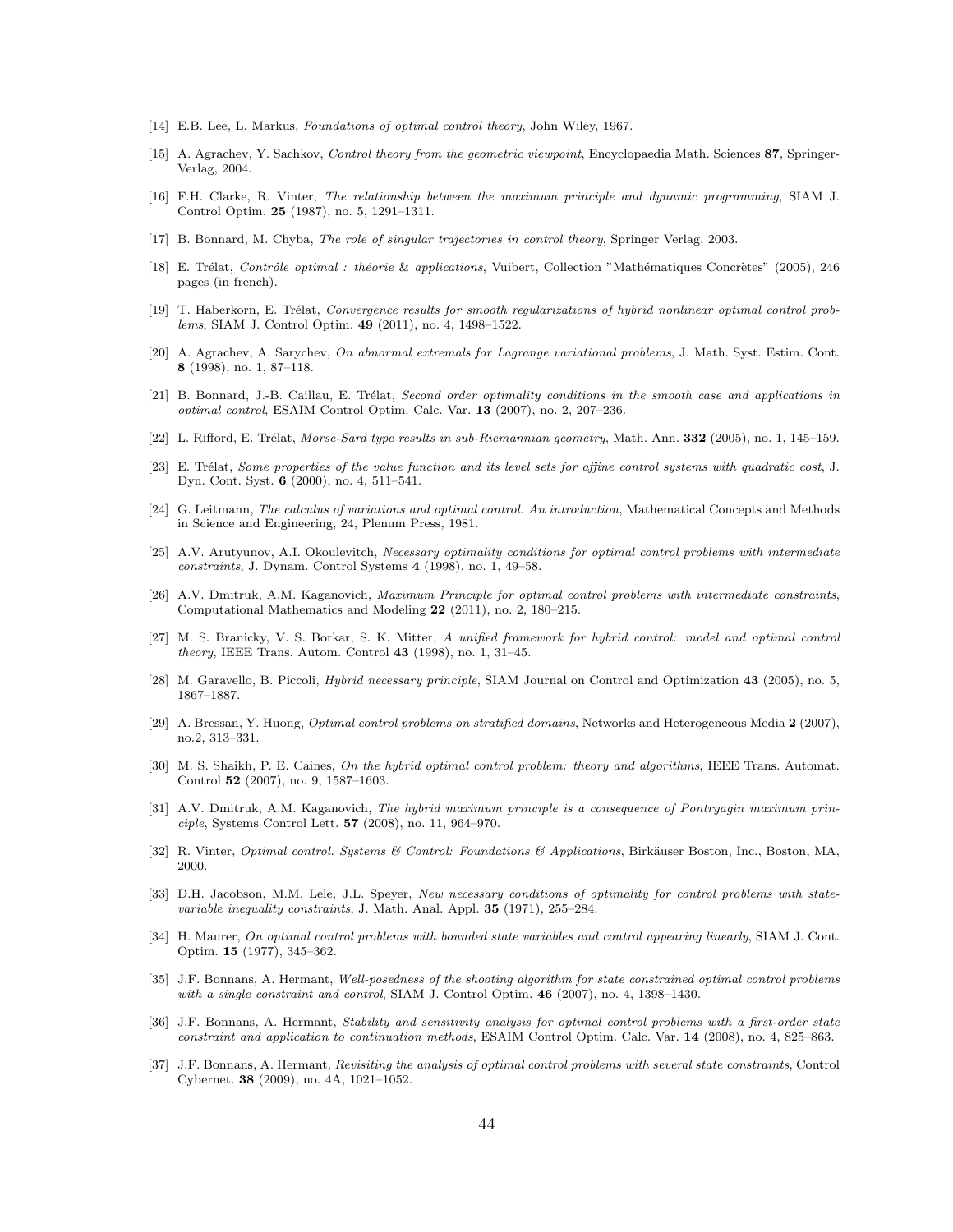[14] E.B. Lee, L. Markus, *Foundations of optimal control theory*, John Wiley, 1967.

[15] A. Agrachev, Y. Sachkov, *Control theory from the geometric viewpoint*, Encyclopaedia Math. Sciences **87**, Springer-Verlag, 2004.

[16] F.H. Clarke, R. Vinter, *The relationship between the maximum principle and dynamic programming*, SIAM J. Control Optim. **25** (1987), no. 5, 1291–1311.

[17] B. Bonnard, M. Chyba, *The role of singular trajectories in control theory*, Springer Verlag, 2003.

[18] E. Trélat, *Contrôle optimal : théorie & applications*, Vuibert, Collection "Mathématiques Concrètes" (2005), 246 pages (in french).

[19] T. Haberkorn, E. Trélat, *Convergence results for smooth regularizations of hybrid nonlinear optimal control problems*, SIAM J. Control Optim. **49** (2011), no. 4, 1498–1522.

[20] A. Agrachev, A. Sarychev, *On abnormal extremals for Lagrange variational problems*, J. Math. Syst. Estim. Cont. **8** (1998), no. 1, 87–118.

[21] B. Bonnard, J.-B. Caillau, E. Trélat, *Second order optimality conditions in the smooth case and applications in optimal control*, ESAIM Control Optim. Calc. Var. **13** (2007), no. 2, 207–236.

[22] L. Rifford, E. Trélat, *Morse-Sard type results in sub-Riemannian geometry*, Math. Ann. **332** (2005), no. 1, 145–159.

[23] E. Trélat, *Some properties of the value function and its level sets for affine control systems with quadratic cost*, J. Dyn. Cont. Syst. **6** (2000), no. 4, 511–541.

[24] G. Leitmann, *The calculus of variations and optimal control. An introduction*, Mathematical Concepts and Methods in Science and Engineering, 24, Plenum Press, 1981.

[25] A.V. Arutyunov, A.I. Okoulevitch, *Necessary optimality conditions for optimal control problems with intermediate constraints*, J. Dynam. Control Systems **4** (1998), no. 1, 49–58.

[26] A.V. Dmitruk, A.M. Kaganovich, *Maximum Principle for optimal control problems with intermediate constraints*, Computational Mathematics and Modeling **22** (2011), no. 2, 180–215.

[27] M. S. Branicky, V. S. Borkar, S. K. Mitter, *A unified framework for hybrid control: model and optimal control theory*, IEEE Trans. Autom. Control **43** (1998), no. 1, 31–45.

[28] M. Garavello, B. Piccoli, *Hybrid necessary principle*, SIAM Journal on Control and Optimization **43** (2005), no. 5, 1867–1887.

[29] A. Bressan, Y. Huong, *Optimal control problems on stratified domains*, Networks and Heterogeneous Media **2** (2007), no.2, 313–331.

[30] M. S. Shaikh, P. E. Caines, *On the hybrid optimal control problem: theory and algorithms*, IEEE Trans. Automat. Control **52** (2007), no. 9, 1587–1603.

[31] A.V. Dmitruk, A.M. Kaganovich, *The hybrid maximum principle is a consequence of Pontryagin maximum principle*, Systems Control Lett. **57** (2008), no. 11, 964–970.

[32] R. Vinter, *Optimal control. Systems & Control: Foundations & Applications*, Birkäuser Boston, Inc., Boston, MA, 2000.

[33] D.H. Jacobson, M.M. Lele, J.L. Speyer, *New necessary conditions of optimality for control problems with state-variable inequality constraints*, J. Math. Anal. Appl. **35** (1971), 255–284.

[34] H. Maurer, *On optimal control problems with bounded state variables and control appearing linearly*, SIAM J. Cont. Optim. **15** (1977), 345–362.

[35] J.F. Bonnans, A. Hermant, *Well-posedness of the shooting algorithm for state constrained optimal control problems with a single constraint and control*, SIAM J. Control Optim. **46** (2007), no. 4, 1398–1430.

[36] J.F. Bonnans, A. Hermant, *Stability and sensitivity analysis for optimal control problems with a first-order state constraint and application to continuation methods*, ESAIM Control Optim. Calc. Var. **14** (2008), no. 4, 825–863.

[37] J.F. Bonnans, A. Hermant, *Revisiting the analysis of optimal control problems with several state constraints*, Control Cybernet. **38** (2009), no. 4A, 1021–1052.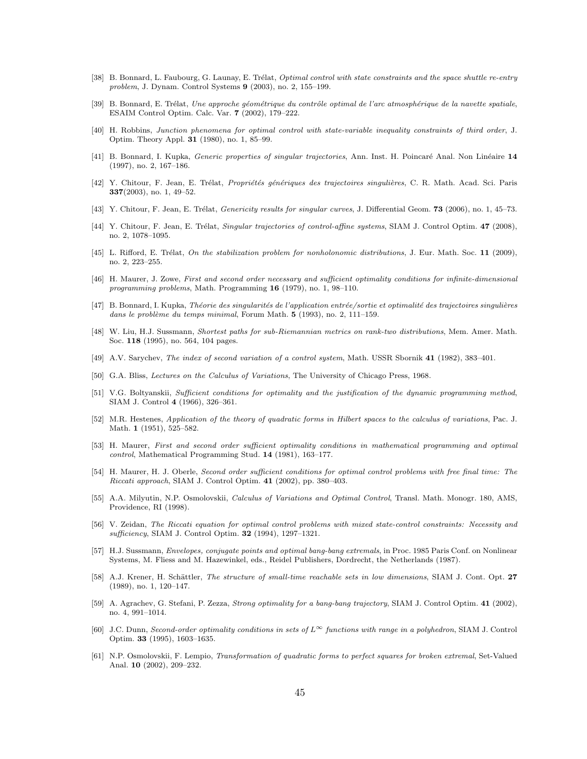[38] B. Bonnard, L. Faubourg, G. Launay, E. Trélat, *Optimal control with state constraints and the space shuttle re-entry problem*, J. Dynam. Control Systems **9** (2003), no. 2, 155–199.

[39] B. Bonnard, E. Trélat, *Une approche géométrique du contrôle optimal de l'arc atmosphérique de la navette spatiale*, ESAIM Control Optim. Calc. Var. **7** (2002), 179–222.

[40] H. Robbins, *Junction phenomena for optimal control with state-variable inequality constraints of third order*, J. Optim. Theory Appl. **31** (1980), no. 1, 85–99.

[41] B. Bonnard, I. Kupka, *Generic properties of singular trajectories*, Ann. Inst. H. Poincaré Anal. Non Linéaire **14** (1997), no. 2, 167–186.

[42] Y. Chitour, F. Jean, E. Trélat, *Propriétés génériques des trajectoires singulières*, C. R. Math. Acad. Sci. Paris **337**(2003), no. 1, 49–52.

[43] Y. Chitour, F. Jean, E. Trélat, *Genericity results for singular curves*, J. Differential Geom. **73** (2006), no. 1, 45–73.

[44] Y. Chitour, F. Jean, E. Trélat, *Singular trajectories of control-affine systems*, SIAM J. Control Optim. **47** (2008), no. 2, 1078–1095.

[45] L. Rifford, E. Trélat, *On the stabilization problem for nonholonomic distributions*, J. Eur. Math. Soc. **11** (2009), no. 2, 223–255.

[46] H. Maurer, J. Zowe, *First and second order necessary and sufficient optimality conditions for infinite-dimensional programming problems*, Math. Programming **16** (1979), no. 1, 98–110.

[47] B. Bonnard, I. Kupka, *Théorie des singularités de l'application entrée/sortie et optimalité des trajectoires singulières dans le problème du temps minimal*, Forum Math. **5** (1993), no. 2, 111–159.

[48] W. Liu, H.J. Sussmann, *Shortest paths for sub-Riemannian metrics on rank-two distributions*, Mem. Amer. Math. Soc. **118** (1995), no. 564, 104 pages.

[49] A.V. Sarychev, *The index of second variation of a control system*, Math. USSR Sbornik **41** (1982), 383–401.

[50] G.A. Bliss, *Lectures on the Calculus of Variations*, The University of Chicago Press, 1968.

[51] V.G. Boltyanskii, *Sufficient conditions for optimality and the justification of the dynamic programming method*, SIAM J. Control **4** (1966), 326–361.

[52] M.R. Hestenes, *Application of the theory of quadratic forms in Hilbert spaces to the calculus of variations*, Pac. J. Math. **1** (1951), 525–582.

[53] H. Maurer, *First and second order sufficient optimality conditions in mathematical programming and optimal control*, Mathematical Programming Stud. **14** (1981), 163–177.

[54] H. Maurer, H. J. Oberle, *Second order sufficient conditions for optimal control problems with free final time: The Riccati approach*, SIAM J. Control Optim. **41** (2002), pp. 380–403.

[55] A.A. Milyutin, N.P. Osmolovskii, *Calculus of Variations and Optimal Control*, Transl. Math. Monogr. 180, AMS, Providence, RI (1998).

[56] V. Zeidan, *The Riccati equation for optimal control problems with mixed state-control constraints: Necessity and sufficiency*, SIAM J. Control Optim. **32** (1994), 1297–1321.

[57] H.J. Sussmann, *Envelopes, conjugate points and optimal bang-bang extremals*, in Proc. 1985 Paris Conf. on Nonlinear Systems, M. Fliess and M. Hazewinkel, eds., Reidel Publishers, Dordrecht, the Netherlands (1987).

[58] A.J. Krener, H. Schättler, *The structure of small-time reachable sets in low dimensions*, SIAM J. Cont. Opt. **27** (1989), no. 1, 120–147.

[59] A. Agrachev, G. Stefani, P. Zezza, *Strong optimality for a bang-bang trajectory*, SIAM J. Control Optim. **41** (2002), no. 4, 991–1014.

[60] J.C. Dunn, *Second-order optimality conditions in sets of $L^\infty$ functions with range in a polyhedron*, SIAM J. Control Optim. **33** (1995), 1603–1635.

[61] N.P. Osmolovskii, F. Lempio, *Transformation of quadratic forms to perfect squares for broken extremal*, Set-Valued Anal. **10** (2002), 209–232.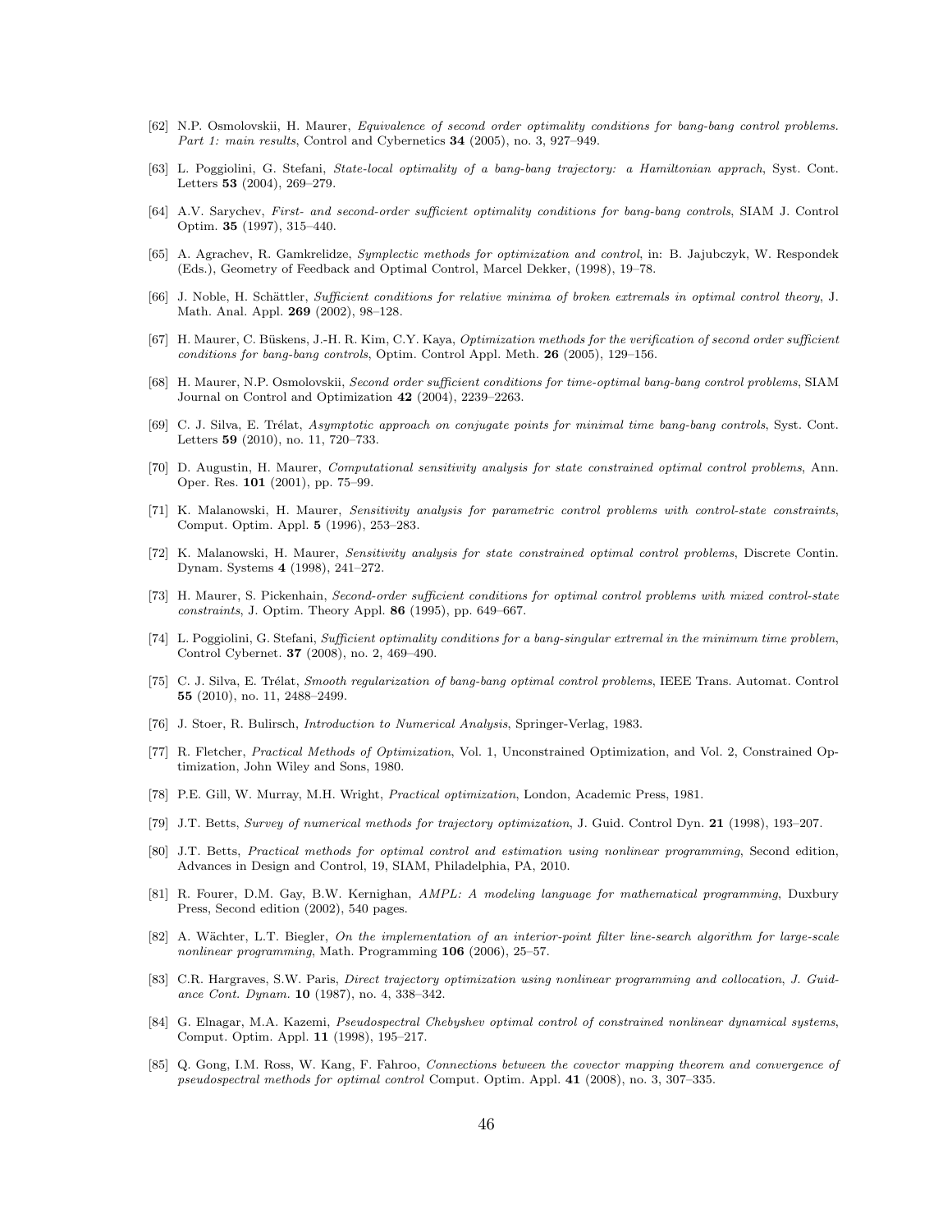[62] N.P. Osmolovskii, H. Maurer, *Equivalence of second order optimality conditions for bang-bang control problems. Part 1: main results*, Control and Cybernetics **34** (2005), no. 3, 927–949.

[63] L. Poggiolini, G. Stefani, *State-local optimality of a bang-bang trajectory: a Hamiltonian apprach*, Syst. Cont. Letters **53** (2004), 269–279.

[64] A.V. Sarychev, *First- and second-order sufficient optimality conditions for bang-bang controls*, SIAM J. Control Optim. **35** (1997), 315–440.

[65] A. Agrachev, R. Gamkrelidze, *Symplectic methods for optimization and control*, in: B. Jajubczyk, W. Respondek (Eds.), Geometry of Feedback and Optimal Control, Marcel Dekker, (1998), 19–78.

[66] J. Noble, H. Schättler, *Sufficient conditions for relative minima of broken extremals in optimal control theory*, J. Math. Anal. Appl. **269** (2002), 98–128.

[67] H. Maurer, C. Büskens, J.-H. R. Kim, C.Y. Kaya, *Optimization methods for the verification of second order sufficient conditions for bang-bang controls*, Optim. Control Appl. Meth. **26** (2005), 129–156.

[68] H. Maurer, N.P. Osmolovskii, *Second order sufficient conditions for time-optimal bang-bang control problems*, SIAM Journal on Control and Optimization **42** (2004), 2239–2263.

[69] C. J. Silva, E. Trélat, *Asymptotic approach on conjugate points for minimal time bang-bang controls*, Syst. Cont. Letters **59** (2010), no. 11, 720–733.

[70] D. Augustin, H. Maurer, *Computational sensitivity analysis for state constrained optimal control problems*, Ann. Oper. Res. **101** (2001), pp. 75–99.

[71] K. Malanowski, H. Maurer, *Sensitivity analysis for parametric control problems with control-state constraints*, Comput. Optim. Appl. **5** (1996), 253–283.

[72] K. Malanowski, H. Maurer, *Sensitivity analysis for state constrained optimal control problems*, Discrete Contin. Dynam. Systems **4** (1998), 241–272.

[73] H. Maurer, S. Pickenhain, *Second-order sufficient conditions for optimal control problems with mixed control-state constraints*, J. Optim. Theory Appl. **86** (1995), pp. 649–667.

[74] L. Poggiolini, G. Stefani, *Sufficient optimality conditions for a bang-singular extremal in the minimum time problem*, Control Cybernet. **37** (2008), no. 2, 469–490.

[75] C. J. Silva, E. Trélat, *Smooth regularization of bang-bang optimal control problems*, IEEE Trans. Automat. Control **55** (2010), no. 11, 2488–2499.

[76] J. Stoer, R. Bulirsch, *Introduction to Numerical Analysis*, Springer-Verlag, 1983.

[77] R. Fletcher, *Practical Methods of Optimization*, Vol. 1, Unconstrained Optimization, and Vol. 2, Constrained Optimization, John Wiley and Sons, 1980.

[78] P.E. Gill, W. Murray, M.H. Wright, *Practical optimization*, London, Academic Press, 1981.

[79] J.T. Betts, *Survey of numerical methods for trajectory optimization*, J. Guid. Control Dyn. **21** (1998), 193–207.

[80] J.T. Betts, *Practical methods for optimal control and estimation using nonlinear programming*, Second edition, Advances in Design and Control, 19, SIAM, Philadelphia, PA, 2010.

[81] R. Fourer, D.M. Gay, B.W. Kernighan, *AMPL: A modeling language for mathematical programming*, Duxbury Press, Second edition (2002), 540 pages.

[82] A. Wächter, L.T. Biegler, *On the implementation of an interior-point filter line-search algorithm for large-scale nonlinear programming*, Math. Programming **106** (2006), 25–57.

[83] C.R. Hargraves, S.W. Paris, *Direct trajectory optimization using nonlinear programming and collocation*, *J. Guidance Cont. Dynam.* **10** (1987), no. 4, 338–342.

[84] G. Elnagar, M.A. Kazemi, *Pseudospectral Chebyshev optimal control of constrained nonlinear dynamical systems*, Comput. Optim. Appl. **11** (1998), 195–217.

[85] Q. Gong, I.M. Ross, W. Kang, F. Fahroo, *Connections between the covector mapping theorem and convergence of pseudospectral methods for optimal control* Comput. Optim. Appl. **41** (2008), no. 3, 307–335.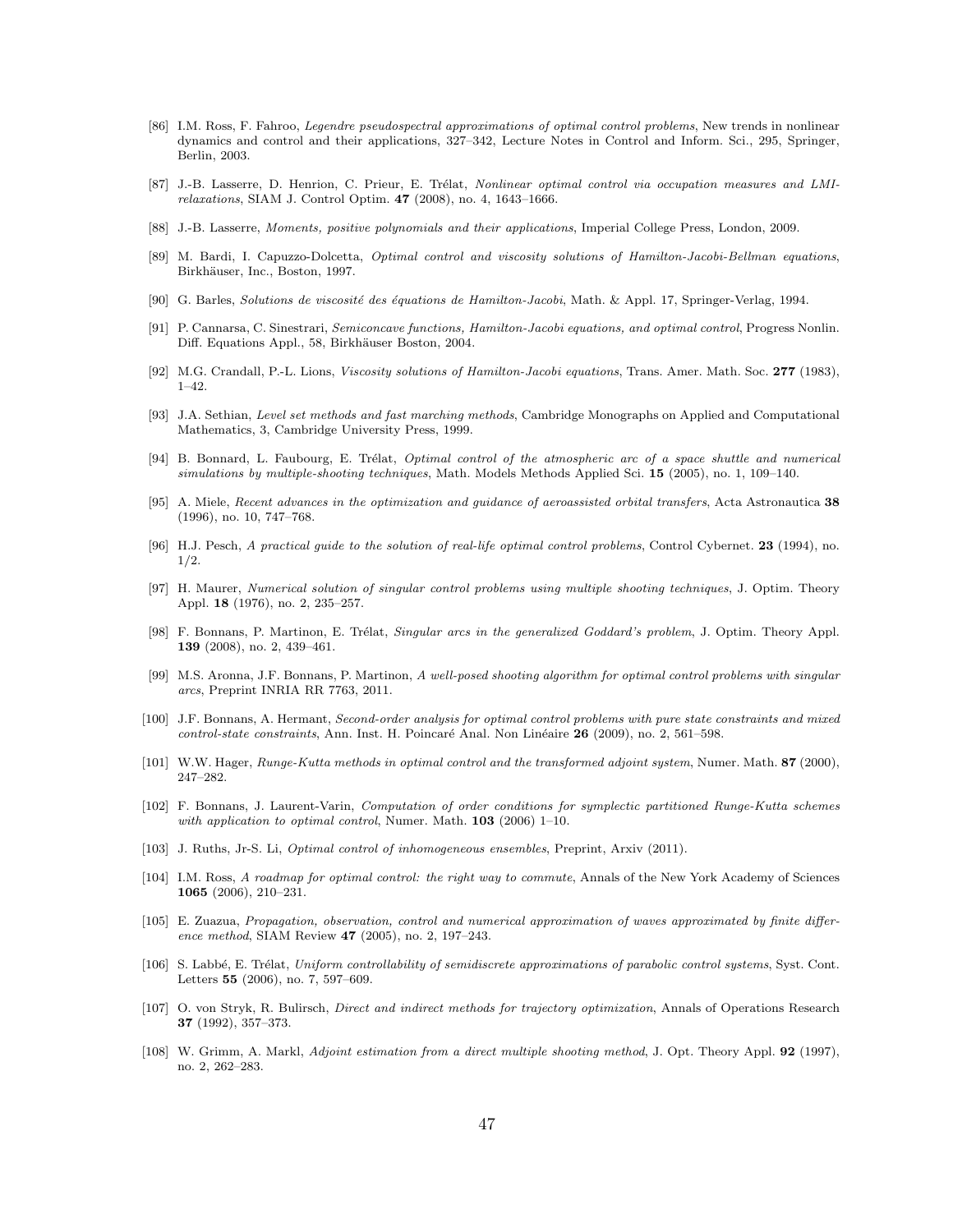[86] I.M. Ross, F. Fahroo, *Legendre pseudospectral approximations of optimal control problems*, New trends in nonlinear dynamics and control and their applications, 327–342, Lecture Notes in Control and Inform. Sci., 295, Springer, Berlin, 2003.

[87] J.-B. Lasserre, D. Henrion, C. Prieur, E. Trélat, *Nonlinear optimal control via occupation measures and LMI-relaxations*, SIAM J. Control Optim. **47** (2008), no. 4, 1643–1666.

[88] J.-B. Lasserre, *Moments, positive polynomials and their applications*, Imperial College Press, London, 2009.

[89] M. Bardi, I. Capuzzo-Dolcetta, *Optimal control and viscosity solutions of Hamilton-Jacobi-Bellman equations*, Birkhäuser, Inc., Boston, 1997.

[90] G. Barles, *Solutions de viscosité des équations de Hamilton-Jacobi*, Math. & Appl. 17, Springer-Verlag, 1994.

[91] P. Cannarsa, C. Sinestrari, *Semiconcave functions, Hamilton-Jacobi equations, and optimal control*, Progress Nonlin. Diff. Equations Appl., 58, Birkhäuser Boston, 2004.

[92] M.G. Crandall, P.-L. Lions, *Viscosity solutions of Hamilton-Jacobi equations*, Trans. Amer. Math. Soc. **277** (1983), 1–42.

[93] J.A. Sethian, *Level set methods and fast marching methods*, Cambridge Monographs on Applied and Computational Mathematics, 3, Cambridge University Press, 1999.

[94] B. Bonnard, L. Faubourg, E. Trélat, *Optimal control of the atmospheric arc of a space shuttle and numerical simulations by multiple-shooting techniques*, Math. Models Methods Applied Sci. **15** (2005), no. 1, 109–140.

[95] A. Miele, *Recent advances in the optimization and guidance of aeroassisted orbital transfers*, Acta Astronautica **38** (1996), no. 10, 747–768.

[96] H.J. Pesch, *A practical guide to the solution of real-life optimal control problems*, Control Cybernet. **23** (1994), no. 1/2.

[97] H. Maurer, *Numerical solution of singular control problems using multiple shooting techniques*, J. Optim. Theory Appl. **18** (1976), no. 2, 235–257.

[98] F. Bonnans, P. Martinon, E. Trélat, *Singular arcs in the generalized Goddard's problem*, J. Optim. Theory Appl. **139** (2008), no. 2, 439–461.

[99] M.S. Aronna, J.F. Bonnans, P. Martinon, *A well-posed shooting algorithm for optimal control problems with singular arcs*, Preprint INRIA RR 7763, 2011.

[100] J.F. Bonnans, A. Hermant, *Second-order analysis for optimal control problems with pure state constraints and mixed control-state constraints*, Ann. Inst. H. Poincaré Anal. Non Linéaire **26** (2009), no. 2, 561–598.

[101] W.W. Hager, *Runge-Kutta methods in optimal control and the transformed adjoint system*, Numer. Math. **87** (2000), 247–282.

[102] F. Bonnans, J. Laurent-Varin, *Computation of order conditions for symplectic partitioned Runge-Kutta schemes with application to optimal control*, Numer. Math. **103** (2006) 1–10.

[103] J. Ruths, Jr-S. Li, *Optimal control of inhomogeneous ensembles*, Preprint, Arxiv (2011).

[104] I.M. Ross, *A roadmap for optimal control: the right way to commute*, Annals of the New York Academy of Sciences **1065** (2006), 210–231.

[105] E. Zuazua, *Propagation, observation, control and numerical approximation of waves approximated by finite difference method*, SIAM Review **47** (2005), no. 2, 197–243.

[106] S. Labbé, E. Trélat, *Uniform controllability of semidiscrete approximations of parabolic control systems*, Syst. Cont. Letters **55** (2006), no. 7, 597–609.

[107] O. von Stryk, R. Bulirsch, *Direct and indirect methods for trajectory optimization*, Annals of Operations Research **37** (1992), 357–373.

[108] W. Grimm, A. Markl, *Adjoint estimation from a direct multiple shooting method*, J. Opt. Theory Appl. **92** (1997), no. 2, 262–283.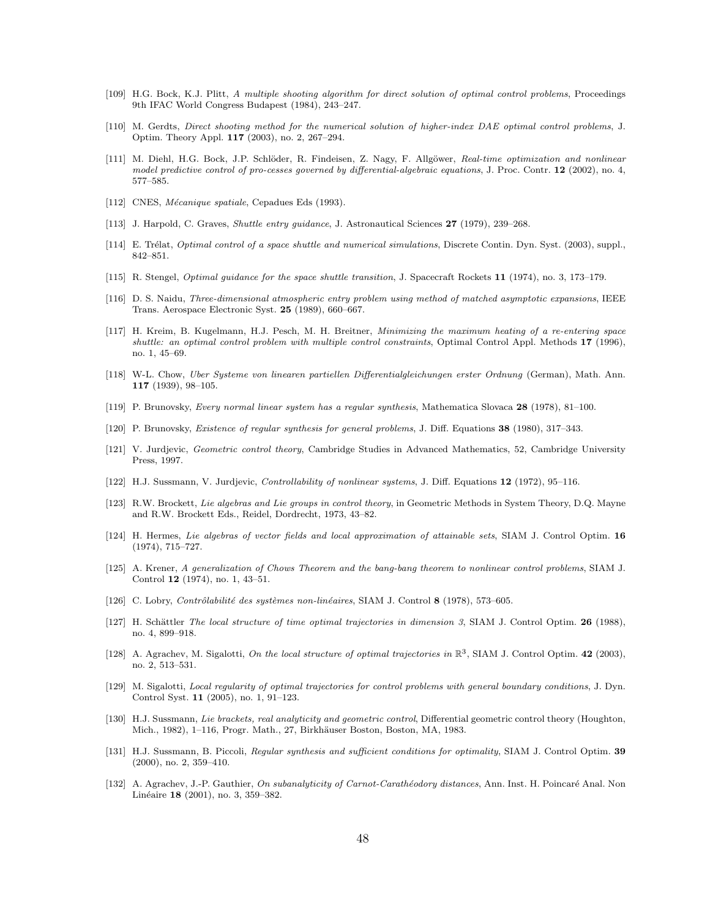[109] H.G. Bock, K.J. Plitt, *A multiple shooting algorithm for direct solution of optimal control problems*, Proceedings 9th IFAC World Congress Budapest (1984), 243–247.

[110] M. Gerdts, *Direct shooting method for the numerical solution of higher-index DAE optimal control problems*, J. Optim. Theory Appl. **117** (2003), no. 2, 267–294.

[111] M. Diehl, H.G. Bock, J.P. Schlöder, R. Findeisen, Z. Nagy, F. Allgöwer, *Real-time optimization and nonlinear model predictive control of pro-cesses governed by differential-algebraic equations*, J. Proc. Contr. **12** (2002), no. 4, 577–585.

[112] CNES, *Mécanique spatiale*, Cepadues Eds (1993).

[113] J. Harpold, C. Graves, *Shuttle entry guidance*, J. Astronautical Sciences **27** (1979), 239–268.

[114] E. Trélat, *Optimal control of a space shuttle and numerical simulations*, Discrete Contin. Dyn. Syst. (2003), suppl., 842–851.

[115] R. Stengel, *Optimal guidance for the space shuttle transition*, J. Spacecraft Rockets **11** (1974), no. 3, 173–179.

[116] D. S. Naidu, *Three-dimensional atmospheric entry problem using method of matched asymptotic expansions*, IEEE Trans. Aerospace Electronic Syst. **25** (1989), 660–667.

[117] H. Kreim, B. Kugelmann, H.J. Pesch, M. H. Breitner, *Minimizing the maximum heating of a re-entering space shuttle: an optimal control problem with multiple control constraints*, Optimal Control Appl. Methods **17** (1996), no. 1, 45–69.

[118] W-L. Chow, *Uber Systeme von linearen partiellen Differentialgleichungen erster Ordnung* (German), Math. Ann. **117** (1939), 98–105.

[119] P. Brunovsky, *Every normal linear system has a regular synthesis*, Mathematica Slovaca **28** (1978), 81–100.

[120] P. Brunovsky, *Existence of regular synthesis for general problems*, J. Diff. Equations **38** (1980), 317–343.

[121] V. Jurdjevic, *Geometric control theory*, Cambridge Studies in Advanced Mathematics, 52, Cambridge University Press, 1997.

[122] H.J. Sussmann, V. Jurdjevic, *Controllability of nonlinear systems*, J. Diff. Equations **12** (1972), 95–116.

[123] R.W. Brockett, *Lie algebras and Lie groups in control theory*, in Geometric Methods in System Theory, D.Q. Mayne and R.W. Brockett Eds., Reidel, Dordrecht, 1973, 43–82.

[124] H. Hermes, *Lie algebras of vector fields and local approximation of attainable sets*, SIAM J. Control Optim. **16** (1974), 715–727.

[125] A. Krener, *A generalization of Chows Theorem and the bang-bang theorem to nonlinear control problems*, SIAM J. Control **12** (1974), no. 1, 43–51.

[126] C. Lobry, *Contrôlabilité des systèmes non-linéaires*, SIAM J. Control **8** (1978), 573–605.

[127] H. Schättler *The local structure of time optimal trajectories in dimension 3*, SIAM J. Control Optim. **26** (1988), no. 4, 899–918.

[128] A. Agrachev, M. Sigalotti, *On the local structure of optimal trajectories in* $\mathbb{R}^3$, SIAM J. Control Optim. **42** (2003), no. 2, 513–531.

[129] M. Sigalotti, *Local regularity of optimal trajectories for control problems with general boundary conditions*, J. Dyn. Control Syst. **11** (2005), no. 1, 91–123.

[130] H.J. Sussmann, *Lie brackets, real analyticity and geometric control*, Differential geometric control theory (Houghton, Mich., 1982), 1–116, Progr. Math., 27, Birkhäuser Boston, Boston, MA, 1983.

[131] H.J. Sussmann, B. Piccoli, *Regular synthesis and sufficient conditions for optimality*, SIAM J. Control Optim. **39** (2000), no. 2, 359–410.

[132] A. Agrachev, J.-P. Gauthier, *On subanalyticity of Carnot-Carathéodory distances*, Ann. Inst. H. Poincaré Anal. Non Linéaire **18** (2001), no. 3, 359–382.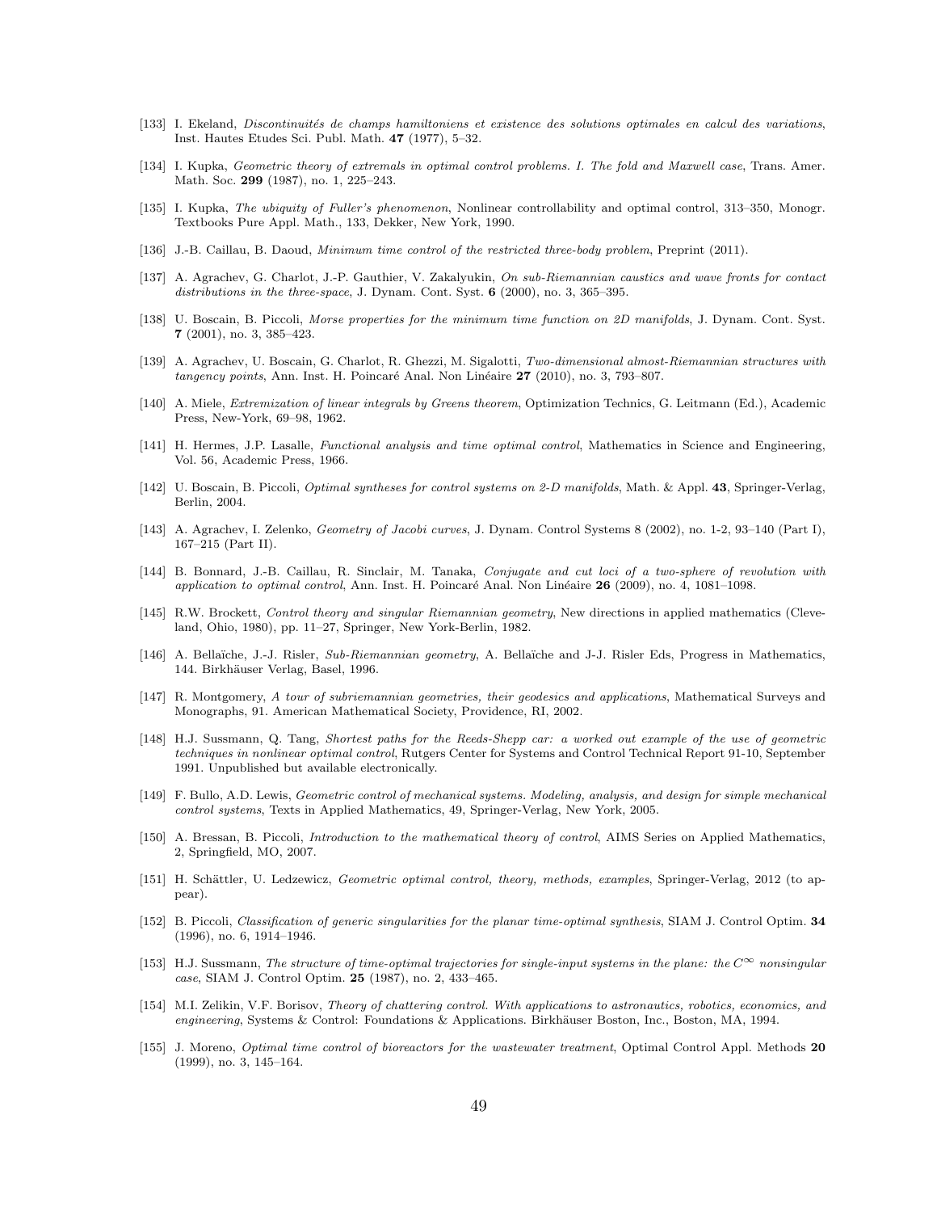[133] I. Ekeland, *Discontinuités de champs hamiltoniens et existence des solutions optimales en calcul des variations*, Inst. Hautes Etudes Sci. Publ. Math. **47** (1977), 5–32.

[134] I. Kupka, *Geometric theory of extremals in optimal control problems. I. The fold and Maxwell case*, Trans. Amer. Math. Soc. **299** (1987), no. 1, 225–243.

[135] I. Kupka, *The ubiquity of Fuller's phenomenon*, Nonlinear controllability and optimal control, 313–350, Monogr. Textbooks Pure Appl. Math., 133, Dekker, New York, 1990.

[136] J.-B. Caillau, B. Daoud, *Minimum time control of the restricted three-body problem*, Preprint (2011).

[137] A. Agrachev, G. Charlot, J.-P. Gauthier, V. Zakalyukin, *On sub-Riemannian caustics and wave fronts for contact distributions in the three-space*, J. Dynam. Cont. Syst. **6** (2000), no. 3, 365–395.

[138] U. Boscain, B. Piccoli, *Morse properties for the minimum time function on 2D manifolds*, J. Dynam. Cont. Syst. **7** (2001), no. 3, 385–423.

[139] A. Agrachev, U. Boscain, G. Charlot, R. Ghezzi, M. Sigalotti, *Two-dimensional almost-Riemannian structures with tangency points*, Ann. Inst. H. Poincaré Anal. Non Linéaire **27** (2010), no. 3, 793–807.

[140] A. Miele, *Extremization of linear integrals by Greens theorem*, Optimization Technics, G. Leitmann (Ed.), Academic Press, New-York, 69–98, 1962.

[141] H. Hermes, J.P. Lasalle, *Functional analysis and time optimal control*, Mathematics in Science and Engineering, Vol. 56, Academic Press, 1966.

[142] U. Boscain, B. Piccoli, *Optimal syntheses for control systems on 2-D manifolds*, Math. & Appl. **43**, Springer-Verlag, Berlin, 2004.

[143] A. Agrachev, I. Zelenko, *Geometry of Jacobi curves*, J. Dynam. Control Systems 8 (2002), no. 1-2, 93–140 (Part I), 167–215 (Part II).

[144] B. Bonnard, J.-B. Caillau, R. Sinclair, M. Tanaka, *Conjugate and cut loci of a two-sphere of revolution with application to optimal control*, Ann. Inst. H. Poincaré Anal. Non Linéaire **26** (2009), no. 4, 1081–1098.

[145] R.W. Brockett, *Control theory and singular Riemannian geometry*, New directions in applied mathematics (Cleveland, Ohio, 1980), pp. 11–27, Springer, New York-Berlin, 1982.

[146] A. Bellaïche, J.-J. Risler, *Sub-Riemannian geometry*, A. Bellaïche and J-J. Risler Eds, Progress in Mathematics, 144. Birkhäuser Verlag, Basel, 1996.

[147] R. Montgomery, *A tour of subriemannian geometries, their geodesics and applications*, Mathematical Surveys and Monographs, 91. American Mathematical Society, Providence, RI, 2002.

[148] H.J. Sussmann, Q. Tang, *Shortest paths for the Reeds-Shepp car: a worked out example of the use of geometric techniques in nonlinear optimal control*, Rutgers Center for Systems and Control Technical Report 91-10, September 1991. Unpublished but available electronically.

[149] F. Bullo, A.D. Lewis, *Geometric control of mechanical systems. Modeling, analysis, and design for simple mechanical control systems*, Texts in Applied Mathematics, 49, Springer-Verlag, New York, 2005.

[150] A. Bressan, B. Piccoli, *Introduction to the mathematical theory of control*, AIMS Series on Applied Mathematics, 2, Springfield, MO, 2007.

[151] H. Schättler, U. Ledzewicz, *Geometric optimal control, theory, methods, examples*, Springer-Verlag, 2012 (to appear).

[152] B. Piccoli, *Classification of generic singularities for the planar time-optimal synthesis*, SIAM J. Control Optim. **34** (1996), no. 6, 1914–1946.

[153] H.J. Sussmann, *The structure of time-optimal trajectories for single-input systems in the plane: the $C^\infty$ nonsingular case*, SIAM J. Control Optim. **25** (1987), no. 2, 433–465.

[154] M.I. Zelikin, V.F. Borisov, *Theory of chattering control. With applications to astronautics, robotics, economics, and engineering*, Systems & Control: Foundations & Applications. Birkhäuser Boston, Inc., Boston, MA, 1994.

[155] J. Moreno, *Optimal time control of bioreactors for the wastewater treatment*, Optimal Control Appl. Methods **20** (1999), no. 3, 145–164.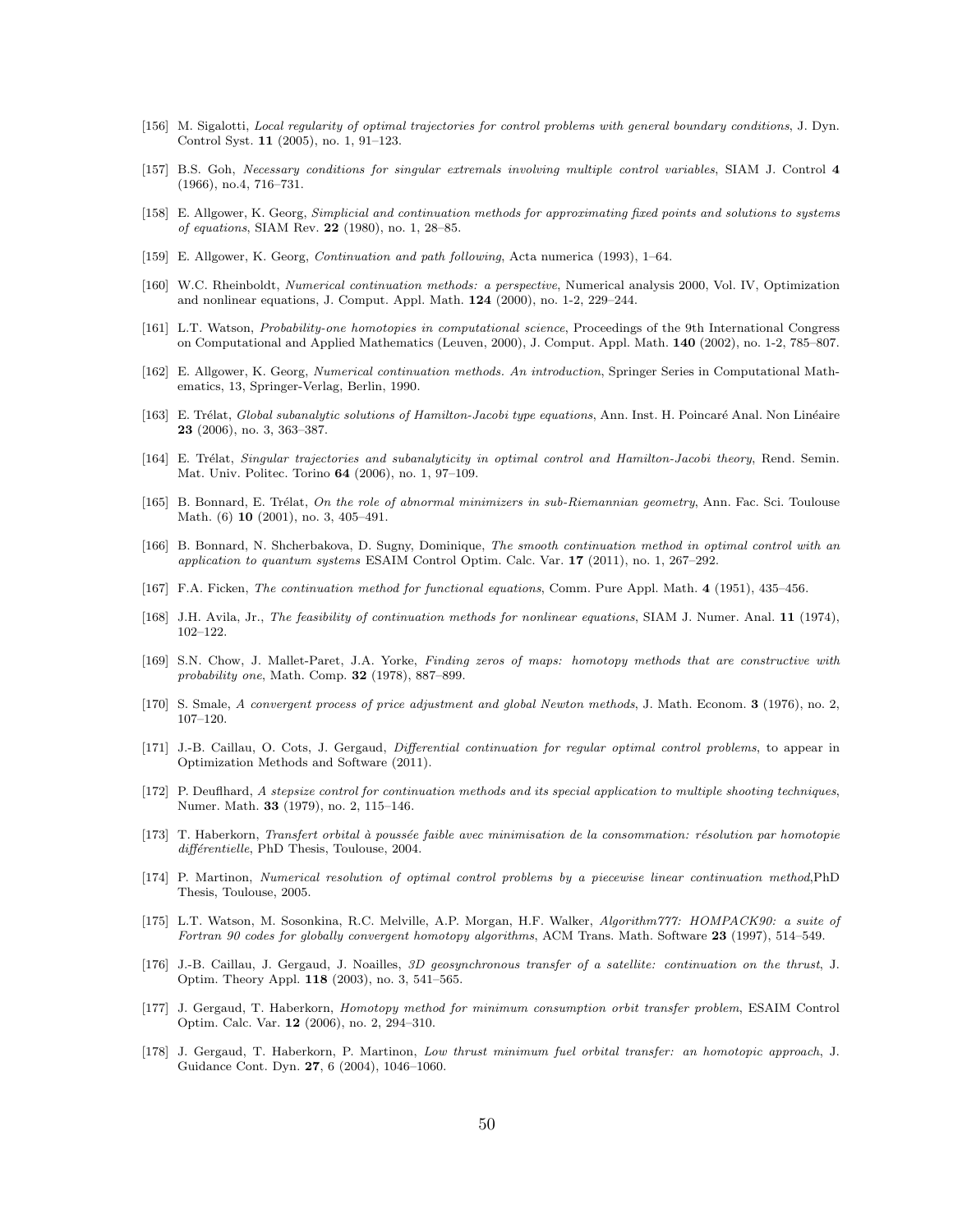[156] M. Sigalotti, *Local regularity of optimal trajectories for control problems with general boundary conditions*, J. Dyn. Control Syst. **11** (2005), no. 1, 91–123.

[157] B.S. Goh, *Necessary conditions for singular extremals involving multiple control variables*, SIAM J. Control **4** (1966), no.4, 716–731.

[158] E. Allgower, K. Georg, *Simplicial and continuation methods for approximating fixed points and solutions to systems of equations*, SIAM Rev. **22** (1980), no. 1, 28–85.

[159] E. Allgower, K. Georg, *Continuation and path following*, Acta numerica (1993), 1–64.

[160] W.C. Rheinboldt, *Numerical continuation methods: a perspective*, Numerical analysis 2000, Vol. IV, Optimization and nonlinear equations, J. Comput. Appl. Math. **124** (2000), no. 1-2, 229–244.

[161] L.T. Watson, *Probability-one homotopies in computational science*, Proceedings of the 9th International Congress on Computational and Applied Mathematics (Leuven, 2000), J. Comput. Appl. Math. **140** (2002), no. 1-2, 785–807.

[162] E. Allgower, K. Georg, *Numerical continuation methods. An introduction*, Springer Series in Computational Mathematics, 13, Springer-Verlag, Berlin, 1990.

[163] E. Trélat, *Global subanalytic solutions of Hamilton-Jacobi type equations*, Ann. Inst. H. Poincaré Anal. Non Linéaire **23** (2006), no. 3, 363–387.

[164] E. Trélat, *Singular trajectories and subanalyticity in optimal control and Hamilton-Jacobi theory*, Rend. Semin. Mat. Univ. Politec. Torino **64** (2006), no. 1, 97–109.

[165] B. Bonnard, E. Trélat, *On the role of abnormal minimizers in sub-Riemannian geometry*, Ann. Fac. Sci. Toulouse Math. (6) **10** (2001), no. 3, 405–491.

[166] B. Bonnard, N. Shcherbakova, D. Sugny, Dominique, *The smooth continuation method in optimal control with an application to quantum systems* ESAIM Control Optim. Calc. Var. **17** (2011), no. 1, 267–292.

[167] F.A. Ficken, *The continuation method for functional equations*, Comm. Pure Appl. Math. **4** (1951), 435–456.

[168] J.H. Avila, Jr., *The feasibility of continuation methods for nonlinear equations*, SIAM J. Numer. Anal. **11** (1974), 102–122.

[169] S.N. Chow, J. Mallet-Paret, J.A. Yorke, *Finding zeros of maps: homotopy methods that are constructive with probability one*, Math. Comp. **32** (1978), 887–899.

[170] S. Smale, *A convergent process of price adjustment and global Newton methods*, J. Math. Econom. **3** (1976), no. 2, 107–120.

[171] J.-B. Caillau, O. Cots, J. Gergaud, *Differential continuation for regular optimal control problems*, to appear in Optimization Methods and Software (2011).

[172] P. Deuflhard, *A stepsize control for continuation methods and its special application to multiple shooting techniques*, Numer. Math. **33** (1979), no. 2, 115–146.

[173] T. Haberkorn, *Transfert orbital à poussée faible avec minimisation de la consommation: résolution par homotopie différentielle*, PhD Thesis, Toulouse, 2004.

[174] P. Martinon, *Numerical resolution of optimal control problems by a piecewise linear continuation method*,PhD Thesis, Toulouse, 2005.

[175] L.T. Watson, M. Sosonkina, R.C. Melville, A.P. Morgan, H.F. Walker, *Algorithm777: HOMPACK90: a suite of Fortran 90 codes for globally convergent homotopy algorithms*, ACM Trans. Math. Software **23** (1997), 514–549.

[176] J.-B. Caillau, J. Gergaud, J. Noailles, *3D geosynchronous transfer of a satellite: continuation on the thrust*, J. Optim. Theory Appl. **118** (2003), no. 3, 541–565.

[177] J. Gergaud, T. Haberkorn, *Homotopy method for minimum consumption orbit transfer problem*, ESAIM Control Optim. Calc. Var. **12** (2006), no. 2, 294–310.

[178] J. Gergaud, T. Haberkorn, P. Martinon, *Low thrust minimum fuel orbital transfer: an homotopic approach*, J. Guidance Cont. Dyn. **27**, 6 (2004), 1046–1060.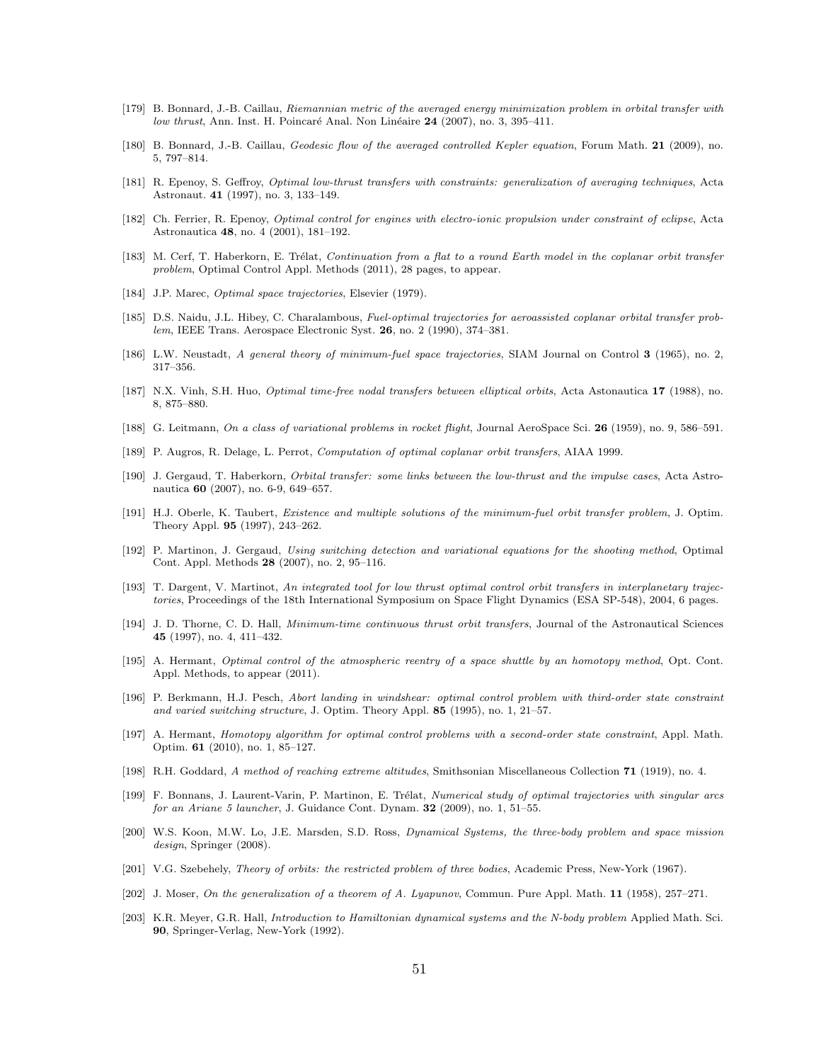[179] B. Bonnard, J.-B. Caillau, *Riemannian metric of the averaged energy minimization problem in orbital transfer with low thrust*, Ann. Inst. H. Poincaré Anal. Non Linéaire **24** (2007), no. 3, 395–411.

[180] B. Bonnard, J.-B. Caillau, *Geodesic flow of the averaged controlled Kepler equation*, Forum Math. **21** (2009), no. 5, 797–814.

[181] R. Epenoy, S. Geffroy, *Optimal low-thrust transfers with constraints: generalization of averaging techniques*, Acta Astronaut. **41** (1997), no. 3, 133–149.

[182] Ch. Ferrier, R. Epenoy, *Optimal control for engines with electro-ionic propulsion under constraint of eclipse*, Acta Astronautica **48**, no. 4 (2001), 181–192.

[183] M. Cerf, T. Haberkorn, E. Trélat, *Continuation from a flat to a round Earth model in the coplanar orbit transfer problem*, Optimal Control Appl. Methods (2011), 28 pages, to appear.

[184] J.P. Marec, *Optimal space trajectories*, Elsevier (1979).

[185] D.S. Naidu, J.L. Hibey, C. Charalambous, *Fuel-optimal trajectories for aeroassisted coplanar orbital transfer problem*, IEEE Trans. Aerospace Electronic Syst. **26**, no. 2 (1990), 374–381.

[186] L.W. Neustadt, *A general theory of minimum-fuel space trajectories*, SIAM Journal on Control **3** (1965), no. 2, 317–356.

[187] N.X. Vinh, S.H. Huo, *Optimal time-free nodal transfers between elliptical orbits*, Acta Astonautica **17** (1988), no. 8, 875–880.

[188] G. Leitmann, *On a class of variational problems in rocket flight*, Journal AeroSpace Sci. **26** (1959), no. 9, 586–591.

[189] P. Augros, R. Delage, L. Perrot, *Computation of optimal coplanar orbit transfers*, AIAA 1999.

[190] J. Gergaud, T. Haberkorn, *Orbital transfer: some links between the low-thrust and the impulse cases*, Acta Astronautica **60** (2007), no. 6-9, 649–657.

[191] H.J. Oberle, K. Taubert, *Existence and multiple solutions of the minimum-fuel orbit transfer problem*, J. Optim. Theory Appl. **95** (1997), 243–262.

[192] P. Martinon, J. Gergaud, *Using switching detection and variational equations for the shooting method*, Optimal Cont. Appl. Methods **28** (2007), no. 2, 95–116.

[193] T. Dargent, V. Martinot, *An integrated tool for low thrust optimal control orbit transfers in interplanetary trajectories*, Proceedings of the 18th International Symposium on Space Flight Dynamics (ESA SP-548), 2004, 6 pages.

[194] J. D. Thorne, C. D. Hall, *Minimum-time continuous thrust orbit transfers*, Journal of the Astronautical Sciences **45** (1997), no. 4, 411–432.

[195] A. Hermant, *Optimal control of the atmospheric reentry of a space shuttle by an homotopy method*, Opt. Cont. Appl. Methods, to appear (2011).

[196] P. Berkmann, H.J. Pesch, *Abort landing in windshear: optimal control problem with third-order state constraint and varied switching structure*, J. Optim. Theory Appl. **85** (1995), no. 1, 21–57.

[197] A. Hermant, *Homotopy algorithm for optimal control problems with a second-order state constraint*, Appl. Math. Optim. **61** (2010), no. 1, 85–127.

[198] R.H. Goddard, *A method of reaching extreme altitudes*, Smithsonian Miscellaneous Collection **71** (1919), no. 4.

[199] F. Bonnans, J. Laurent-Varin, P. Martinon, E. Trélat, *Numerical study of optimal trajectories with singular arcs for an Ariane 5 launcher*, J. Guidance Cont. Dynam. **32** (2009), no. 1, 51–55.

[200] W.S. Koon, M.W. Lo, J.E. Marsden, S.D. Ross, *Dynamical Systems, the three-body problem and space mission design*, Springer (2008).

[201] V.G. Szebehely, *Theory of orbits: the restricted problem of three bodies*, Academic Press, New-York (1967).

[202] J. Moser, *On the generalization of a theorem of A. Lyapunov*, Commun. Pure Appl. Math. **11** (1958), 257–271.

[203] K.R. Meyer, G.R. Hall, *Introduction to Hamiltonian dynamical systems and the N-body problem* Applied Math. Sci. **90**, Springer-Verlag, New-York (1992).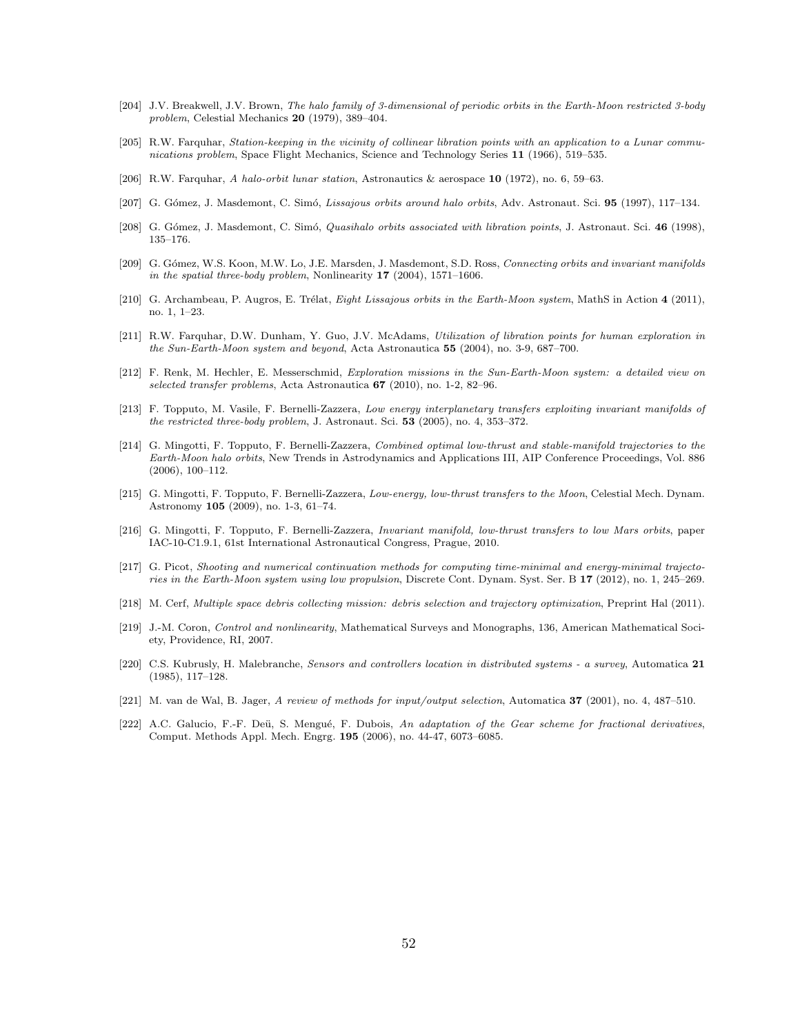[204] J.V. Breakwell, J.V. Brown, *The halo family of 3-dimensional of periodic orbits in the Earth-Moon restricted 3-body problem*, Celestial Mechanics **20** (1979), 389–404.

[205] R.W. Farquhar, *Station-keeping in the vicinity of collinear libration points with an application to a Lunar communications problem*, Space Flight Mechanics, Science and Technology Series **11** (1966), 519–535.

[206] R.W. Farquhar, *A halo-orbit lunar station*, Astronautics & aerospace **10** (1972), no. 6, 59–63.

[207] G. Gómez, J. Masdemont, C. Simó, *Lissajous orbits around halo orbits*, Adv. Astronaut. Sci. **95** (1997), 117–134.

[208] G. Gómez, J. Masdemont, C. Simó, *Quasihalo orbits associated with libration points*, J. Astronaut. Sci. **46** (1998), 135–176.

[209] G. Gómez, W.S. Koon, M.W. Lo, J.E. Marsden, J. Masdemont, S.D. Ross, *Connecting orbits and invariant manifolds in the spatial three-body problem*, Nonlinearity **17** (2004), 1571–1606.

[210] G. Archambeau, P. Augros, E. Trélat, *Eight Lissajous orbits in the Earth-Moon system*, MathS in Action **4** (2011), no. 1, 1–23.

[211] R.W. Farquhar, D.W. Dunham, Y. Guo, J.V. McAdams, *Utilization of libration points for human exploration in the Sun-Earth-Moon system and beyond*, Acta Astronautica **55** (2004), no. 3-9, 687–700.

[212] F. Renk, M. Hechler, E. Messerschmid, *Exploration missions in the Sun-Earth-Moon system: a detailed view on selected transfer problems*, Acta Astronautica **67** (2010), no. 1-2, 82–96.

[213] F. Topputo, M. Vasile, F. Bernelli-Zazzera, *Low energy interplanetary transfers exploiting invariant manifolds of the restricted three-body problem*, J. Astronaut. Sci. **53** (2005), no. 4, 353–372.

[214] G. Mingotti, F. Topputo, F. Bernelli-Zazzera, *Combined optimal low-thrust and stable-manifold trajectories to the Earth-Moon halo orbits*, New Trends in Astrodynamics and Applications III, AIP Conference Proceedings, Vol. 886 (2006), 100–112.

[215] G. Mingotti, F. Topputo, F. Bernelli-Zazzera, *Low-energy, low-thrust transfers to the Moon*, Celestial Mech. Dynam. Astronomy **105** (2009), no. 1-3, 61–74.

[216] G. Mingotti, F. Topputo, F. Bernelli-Zazzera, *Invariant manifold, low-thrust transfers to low Mars orbits*, paper IAC-10-C1.9.1, 61st International Astronautical Congress, Prague, 2010.

[217] G. Picot, *Shooting and numerical continuation methods for computing time-minimal and energy-minimal trajectories in the Earth-Moon system using low propulsion*, Discrete Cont. Dynam. Syst. Ser. B **17** (2012), no. 1, 245–269.

[218] M. Cerf, *Multiple space debris collecting mission: debris selection and trajectory optimization*, Preprint Hal (2011).

[219] J.-M. Coron, *Control and nonlinearity*, Mathematical Surveys and Monographs, 136, American Mathematical Society, Providence, RI, 2007.

[220] C.S. Kubrusly, H. Malebranche, *Sensors and controllers location in distributed systems - a survey*, Automatica **21** (1985), 117–128.

[221] M. van de Wal, B. Jager, *A review of methods for input/output selection*, Automatica **37** (2001), no. 4, 487–510.

[222] A.C. Galucio, F.-F. Deü, S. Mengué, F. Dubois, *An adaptation of the Gear scheme for fractional derivatives*, Comput. Methods Appl. Mech. Engrg. **195** (2006), no. 44-47, 6073–6085.